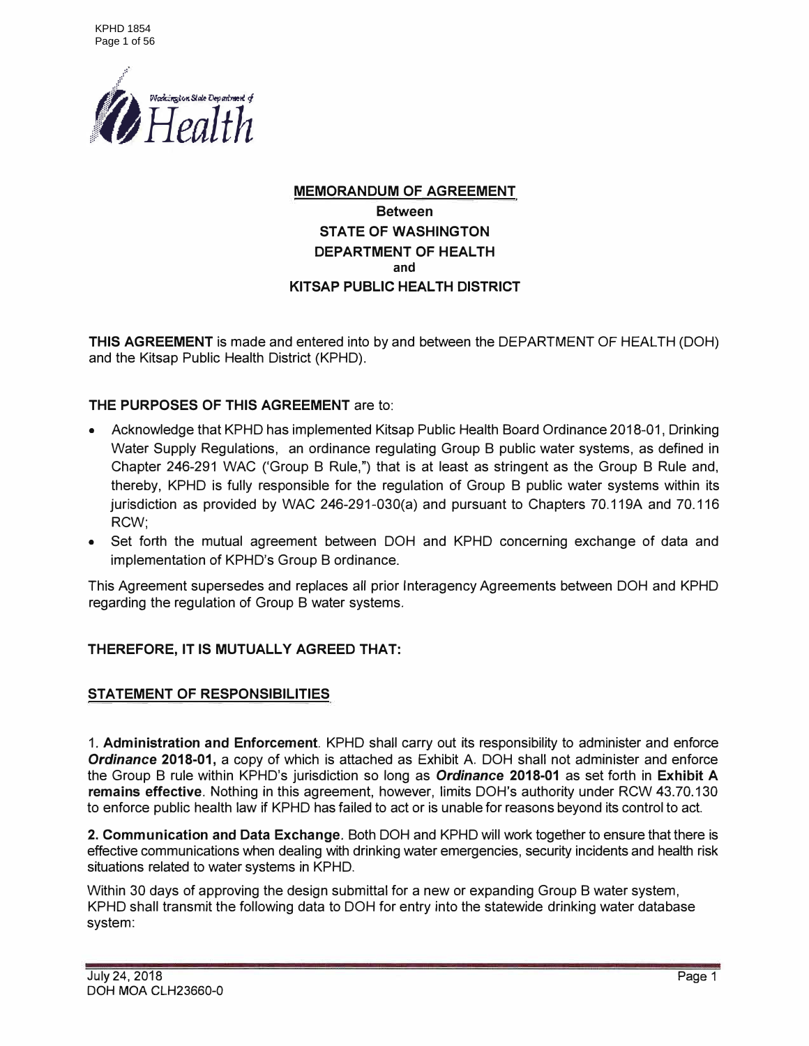# MEMORANDUM OF AGREEMENT

**Between**
**STATE OF WASHINGTON**
**DEPARTMENT OF HEALTH**
**and**
**KITSAP PUBLIC HEALTH DISTRICT**

**THIS AGREEMENT** is made and entered into by and between the DEPARTMENT OF HEALTH (DOH) and the Kitsap Public Health District (KPHD).

**THE PURPOSES OF THIS AGREEMENT** are to:

- Acknowledge that KPHD has implemented Kitsap Public Health Board Ordinance 2018-01, Drinking Water Supply Regulations, an ordinance regulating Group B public water systems, as defined in Chapter 246-291 WAC ('Group B Rule,") that is at least as stringent as the Group B Rule and, thereby, KPHD is fully responsible for the regulation of Group B public water systems within its jurisdiction as provided by WAC 246-291-030(a) and pursuant to Chapters 70.119A and 70.116 RCW;
- Set forth the mutual agreement between DOH and KPHD concerning exchange of data and implementation of KPHD's Group B ordinance.

This Agreement supersedes and replaces all prior Interagency Agreements between DOH and KPHD regarding the regulation of Group B water systems.

**THEREFORE, IT IS MUTUALLY AGREED THAT:**

## STATEMENT OF RESPONSIBILITIES

1. **Administration and Enforcement**. KPHD shall carry out its responsibility to administer and enforce ***Ordinance* 2018-01,** a copy of which is attached as Exhibit A. DOH shall not administer and enforce the Group B rule within KPHD's jurisdiction so long as ***Ordinance* 2018-01** as set forth in **Exhibit A remains effective**. Nothing in this agreement, however, limits DOH's authority under RCW 43.70.130 to enforce public health law if KPHD has failed to act or is unable for reasons beyond its control to act.

2. **Communication and Data Exchange**. Both DOH and KPHD will work together to ensure that there is effective communications when dealing with drinking water emergencies, security incidents and health risk situations related to water systems in KPHD.

Within 30 days of approving the design submittal for a new or expanding Group B water system, KPHD shall transmit the following data to DOH for entry into the statewide drinking water database system:

July 24, 2018
DOH MOA CLH23660-0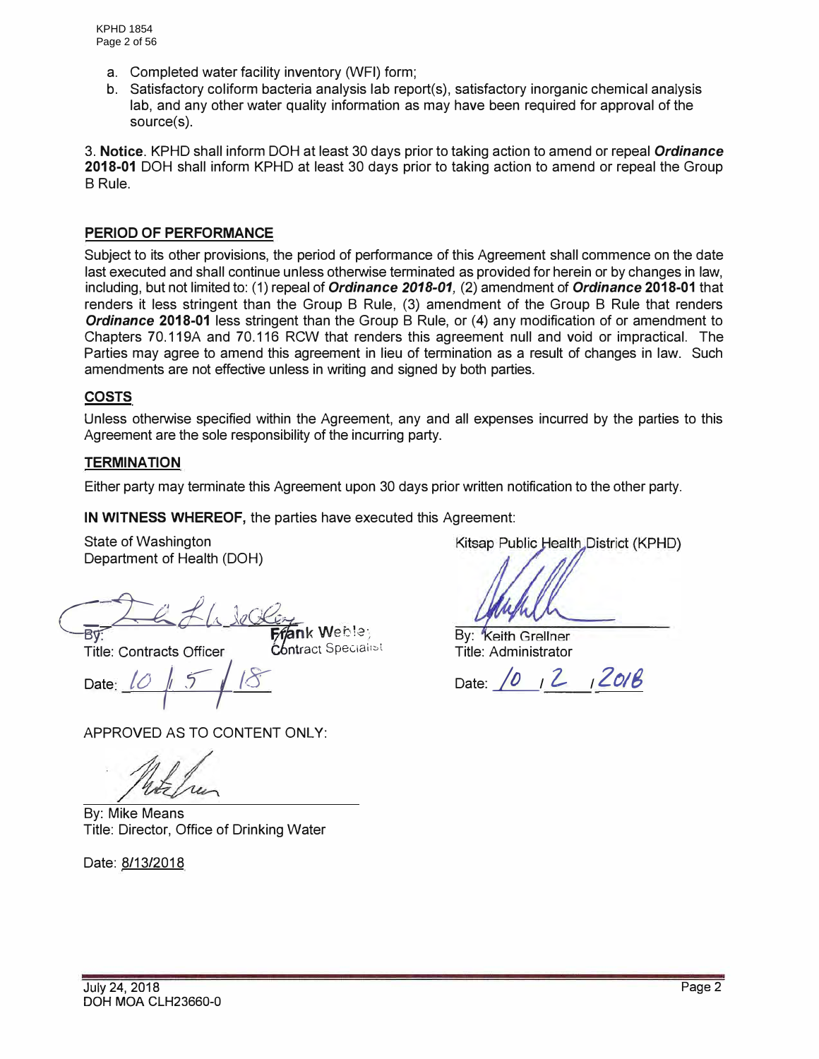a. Completed water facility inventory (WFI) form;
b. Satisfactory coliform bacteria analysis lab report(s), satisfactory inorganic chemical analysis lab, and any other water quality information as may have been required for approval of the source(s).

3. **Notice**. KPHD shall inform DOH at least 30 days prior to taking action to amend or repeal ***Ordinance*** **2018-01** DOH shall inform KPHD at least 30 days prior to taking action to amend or repeal the Group B Rule.

## PERIOD OF PERFORMANCE

Subject to its other provisions, the period of performance of this Agreement shall commence on the date last executed and shall continue unless otherwise terminated as provided for herein or by changes in law, including, but not limited to: (1) repeal of ***Ordinance 2018-01***, (2) amendment of ***Ordinance*** **2018-01** that renders it less stringent than the Group B Rule, (3) amendment of the Group B Rule that renders ***Ordinance*** **2018-01** less stringent than the Group B Rule, or (4) any modification of or amendment to Chapters 70.119A and 70.116 RCW that renders this agreement null and void or impractical. The Parties may agree to amend this agreement in lieu of termination as a result of changes in law. Such amendments are not effective unless in writing and signed by both parties.

## COSTS

Unless otherwise specified within the Agreement, any and all expenses incurred by the parties to this Agreement are the sole responsibility of the incurring party.

## TERMINATION

Either party may terminate this Agreement upon 30 days prior written notification to the other party.

**IN WITNESS WHEREOF,** the parties have executed this Agreement:

State of Washington
Department of Health (DOH)

By: Frank Webley
Contract Specialist
Title: Contracts Officer

Date: 10 / 5 / 18

Kitsap Public Health District (KPHD)

By: Keith Grellner
Title: Administrator

Date: 10 / 2 / 2018

APPROVED AS TO CONTENT ONLY:

By: Mike Means
Title: Director, Office of Drinking Water

Date: 8/13/2018

July 24, 2018
DOH MOA CLH23660-0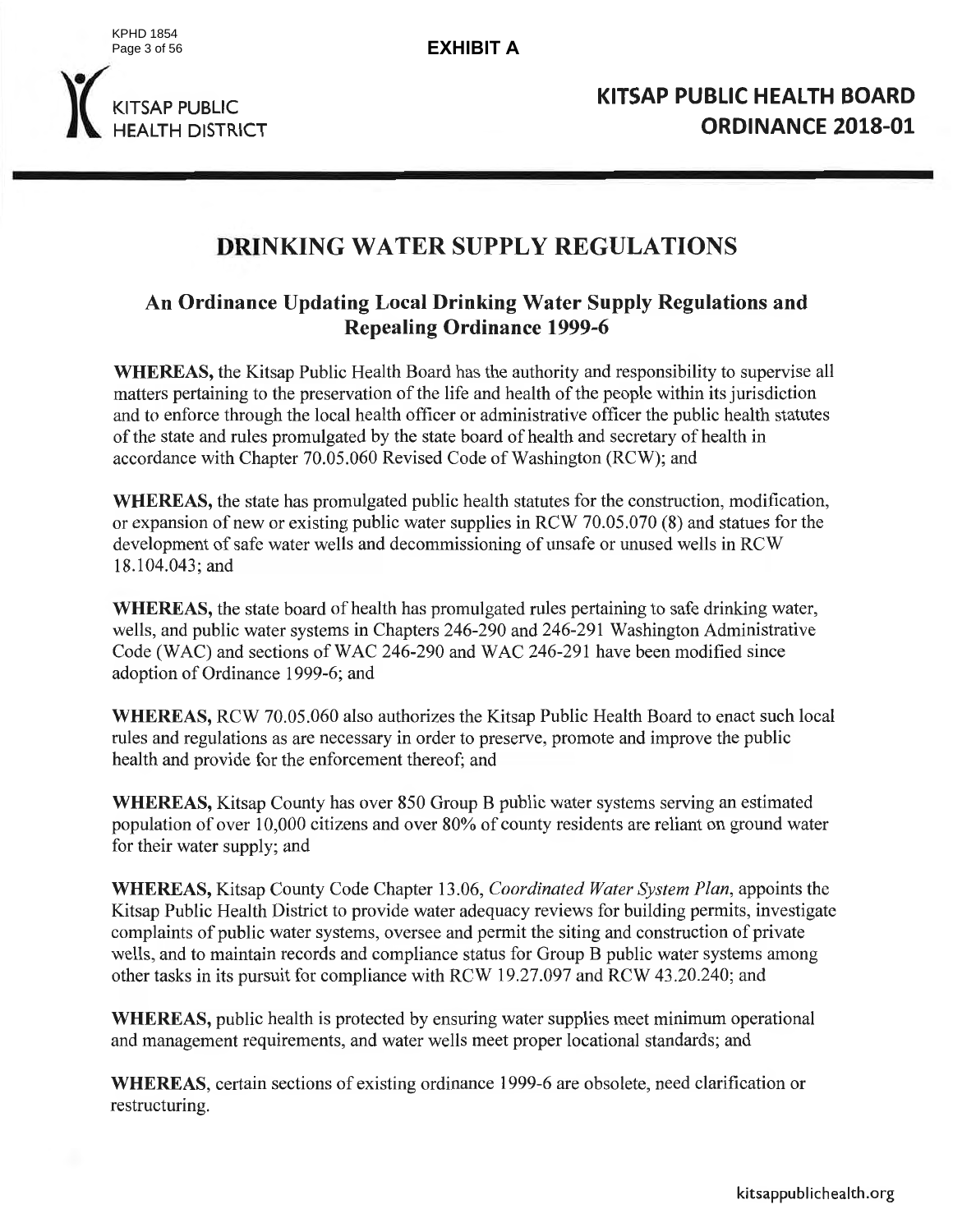**EXHIBIT A**

KITSAP PUBLIC HEALTH DISTRICT

**KITSAP PUBLIC HEALTH BOARD ORDINANCE 2018-01**

# DRINKING WATER SUPPLY REGULATIONS

## An Ordinance Updating Local Drinking Water Supply Regulations and Repealing Ordinance 1999-6

**WHEREAS,** the Kitsap Public Health Board has the authority and responsibility to supervise all matters pertaining to the preservation of the life and health of the people within its jurisdiction and to enforce through the local health officer or administrative officer the public health statutes of the state and rules promulgated by the state board of health and secretary of health in accordance with Chapter 70.05.060 Revised Code of Washington (RCW); and

**WHEREAS,** the state has promulgated public health statutes for the construction, modification, or expansion of new or existing public water supplies in RCW 70.05.070 (8) and statues for the development of safe water wells and decommissioning of unsafe or unused wells in RCW 18.104.043; and

**WHEREAS,** the state board of health has promulgated rules pertaining to safe drinking water, wells, and public water systems in Chapters 246-290 and 246-291 Washington Administrative Code (WAC) and sections of WAC 246-290 and WAC 246-291 have been modified since adoption of Ordinance 1999-6; and

**WHEREAS,** RCW 70.05.060 also authorizes the Kitsap Public Health Board to enact such local rules and regulations as are necessary in order to preserve, promote and improve the public health and provide for the enforcement thereof; and

**WHEREAS,** Kitsap County has over 850 Group B public water systems serving an estimated population of over 10,000 citizens and over 80% of county residents are reliant on ground water for their water supply; and

**WHEREAS,** Kitsap County Code Chapter 13.06, *Coordinated Water System Plan*, appoints the Kitsap Public Health District to provide water adequacy reviews for building permits, investigate complaints of public water systems, oversee and permit the siting and construction of private wells, and to maintain records and compliance status for Group B public water systems among other tasks in its pursuit for compliance with RCW 19.27.097 and RCW 43.20.240; and

**WHEREAS,** public health is protected by ensuring water supplies meet minimum operational and management requirements, and water wells meet proper locational standards; and

**WHEREAS**, certain sections of existing ordinance 1999-6 are obsolete, need clarification or restructuring.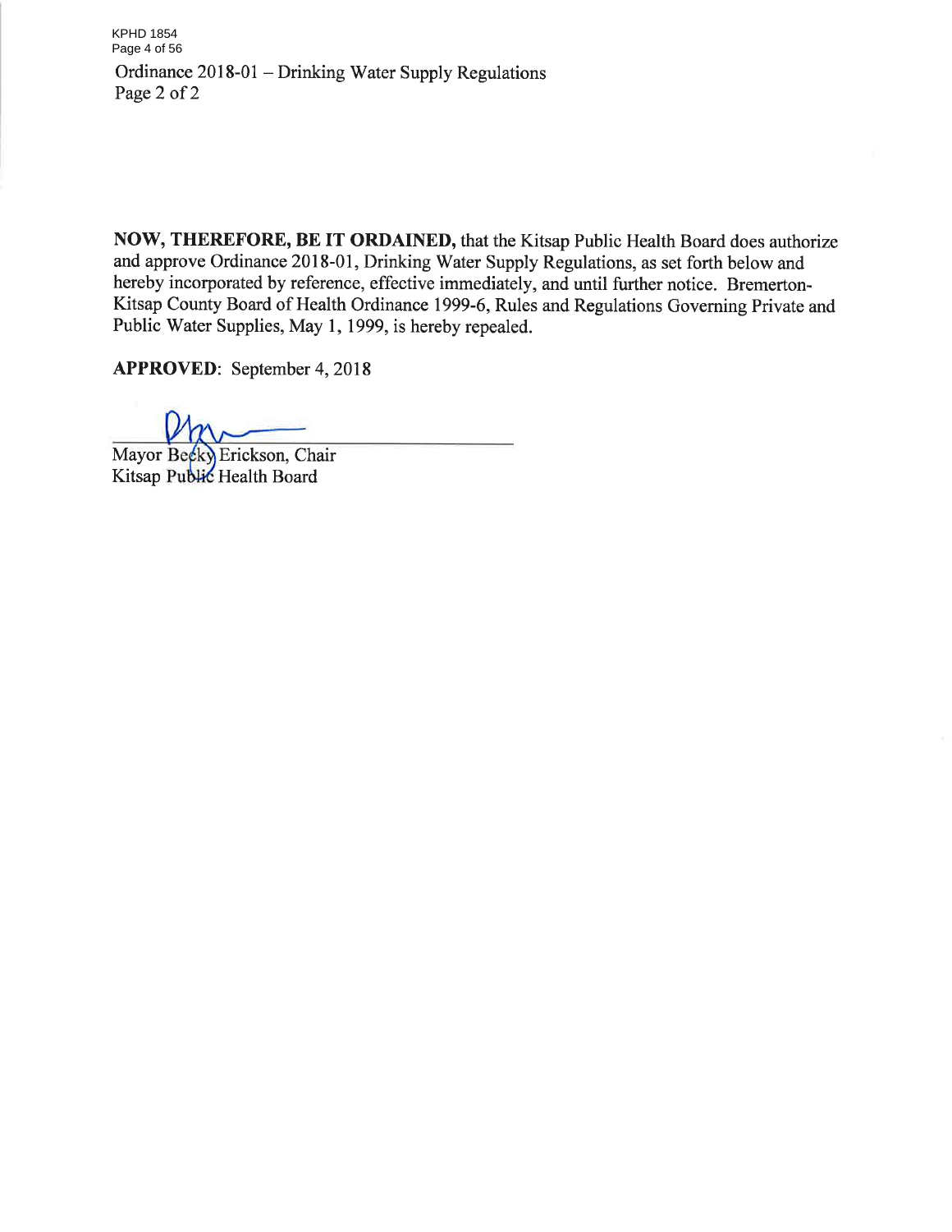**NOW, THEREFORE, BE IT ORDAINED,** that the Kitsap Public Health Board does authorize and approve Ordinance 2018-01, Drinking Water Supply Regulations, as set forth below and hereby incorporated by reference, effective immediately, and until further notice. Bremerton-Kitsap County Board of Health Ordinance 1999-6, Rules and Regulations Governing Private and Public Water Supplies, May 1, 1999, is hereby repealed.

**APPROVED**: September 4, 2018

Mayor Becky Erickson, Chair
Kitsap Public Health Board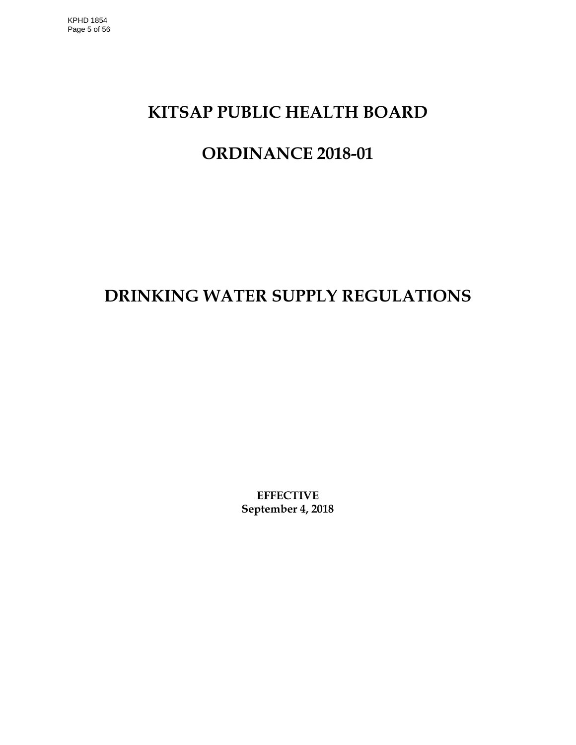# KITSAP PUBLIC HEALTH BOARD

# ORDINANCE 2018-01

# DRINKING WATER SUPPLY REGULATIONS

**EFFECTIVE**
**September 4, 2018**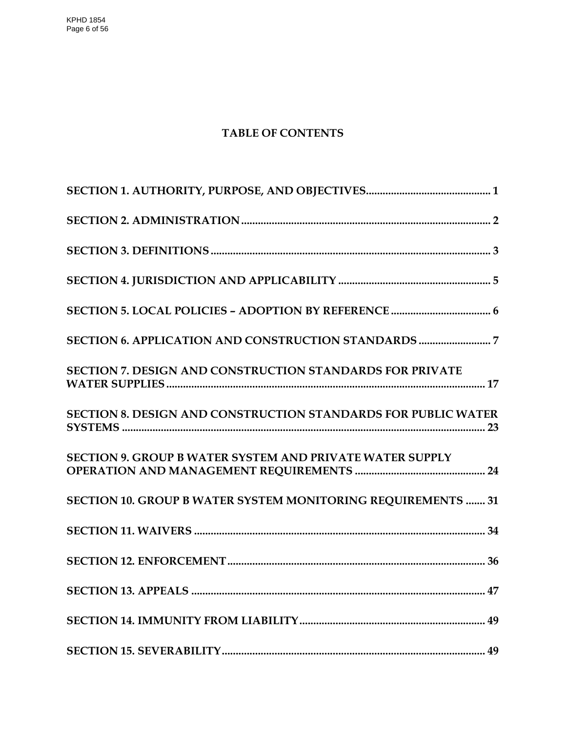# TABLE OF CONTENTS

SECTION 1. AUTHORITY, PURPOSE, AND OBJECTIVES............................................ 1

SECTION 2. ADMINISTRATION.......................................................................................... 2

SECTION 3. DEFINITIONS..................................................................................................... 3

SECTION 4. JURISDICTION AND APPLICABILITY ...................................................... 5

SECTION 5. LOCAL POLICIES – ADOPTION BY REFERENCE .................................... 6

SECTION 6. APPLICATION AND CONSTRUCTION STANDARDS .......................... 7

SECTION 7. DESIGN AND CONSTRUCTION STANDARDS FOR PRIVATE WATER SUPPLIES................................................................................................................... 17

SECTION 8. DESIGN AND CONSTRUCTION STANDARDS FOR PUBLIC WATER SYSTEMS ................................................................................................................................... 23

SECTION 9. GROUP B WATER SYSTEM AND PRIVATE WATER SUPPLY OPERATION AND MANAGEMENT REQUIREMENTS .............................................. 24

SECTION 10. GROUP B WATER SYSTEM MONITORING REQUIREMENTS ....... 31

SECTION 11. WAIVERS ......................................................................................................... 34

SECTION 12. ENFORCEMENT............................................................................................ 36

SECTION 13. APPEALS .......................................................................................................... 47

SECTION 14. IMMUNITY FROM LIABILITY.................................................................. 49

SECTION 15. SEVERABILITY............................................................................................... 49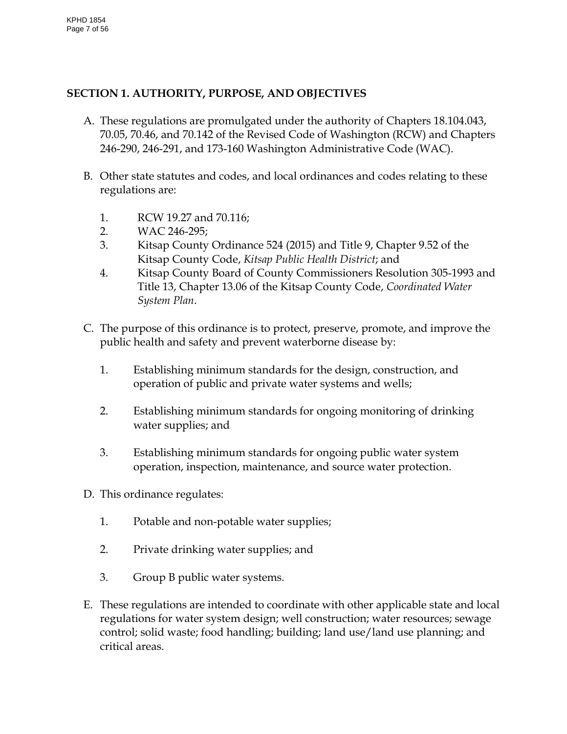## SECTION 1. AUTHORITY, PURPOSE, AND OBJECTIVES

A. These regulations are promulgated under the authority of Chapters 18.104.043, 70.05, 70.46, and 70.142 of the Revised Code of Washington (RCW) and Chapters 246-290, 246-291, and 173-160 Washington Administrative Code (WAC).

B. Other state statutes and codes, and local ordinances and codes relating to these regulations are:

   1. RCW 19.27 and 70.116;
   2. WAC 246-295;
   3. Kitsap County Ordinance 524 (2015) and Title 9, Chapter 9.52 of the Kitsap County Code, *Kitsap Public Health District*; and
   4. Kitsap County Board of County Commissioners Resolution 305-1993 and Title 13, Chapter 13.06 of the Kitsap County Code, *Coordinated Water System Plan*.

C. The purpose of this ordinance is to protect, preserve, promote, and improve the public health and safety and prevent waterborne disease by:

   1. Establishing minimum standards for the design, construction, and operation of public and private water systems and wells;

   2. Establishing minimum standards for ongoing monitoring of drinking water supplies; and

   3. Establishing minimum standards for ongoing public water system operation, inspection, maintenance, and source water protection.

D. This ordinance regulates:

   1. Potable and non-potable water supplies;

   2. Private drinking water supplies; and

   3. Group B public water systems.

E. These regulations are intended to coordinate with other applicable state and local regulations for water system design; well construction; water resources; sewage control; solid waste; food handling; building; land use/land use planning; and critical areas.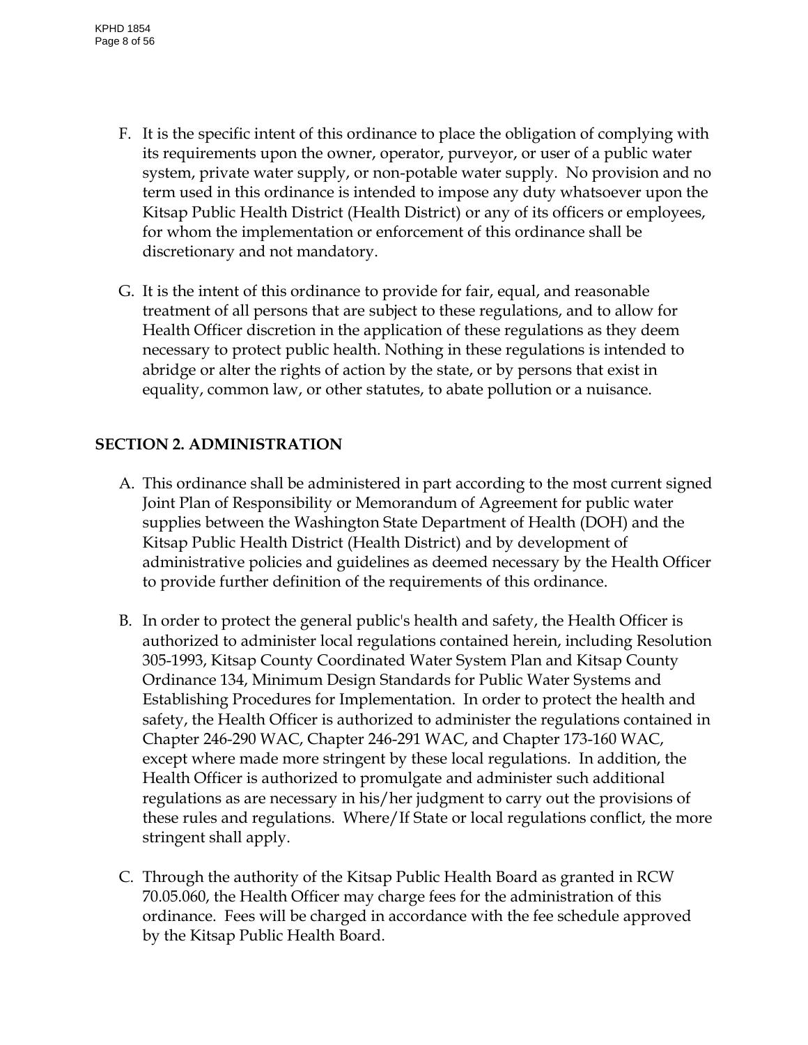F. It is the specific intent of this ordinance to place the obligation of complying with its requirements upon the owner, operator, purveyor, or user of a public water system, private water supply, or non-potable water supply. No provision and no term used in this ordinance is intended to impose any duty whatsoever upon the Kitsap Public Health District (Health District) or any of its officers or employees, for whom the implementation or enforcement of this ordinance shall be discretionary and not mandatory.

G. It is the intent of this ordinance to provide for fair, equal, and reasonable treatment of all persons that are subject to these regulations, and to allow for Health Officer discretion in the application of these regulations as they deem necessary to protect public health. Nothing in these regulations is intended to abridge or alter the rights of action by the state, or by persons that exist in equality, common law, or other statutes, to abate pollution or a nuisance.

## SECTION 2. ADMINISTRATION

A. This ordinance shall be administered in part according to the most current signed Joint Plan of Responsibility or Memorandum of Agreement for public water supplies between the Washington State Department of Health (DOH) and the Kitsap Public Health District (Health District) and by development of administrative policies and guidelines as deemed necessary by the Health Officer to provide further definition of the requirements of this ordinance.

B. In order to protect the general public's health and safety, the Health Officer is authorized to administer local regulations contained herein, including Resolution 305-1993, Kitsap County Coordinated Water System Plan and Kitsap County Ordinance 134, Minimum Design Standards for Public Water Systems and Establishing Procedures for Implementation. In order to protect the health and safety, the Health Officer is authorized to administer the regulations contained in Chapter 246-290 WAC, Chapter 246-291 WAC, and Chapter 173-160 WAC, except where made more stringent by these local regulations. In addition, the Health Officer is authorized to promulgate and administer such additional regulations as are necessary in his/her judgment to carry out the provisions of these rules and regulations. Where/If State or local regulations conflict, the more stringent shall apply.

C. Through the authority of the Kitsap Public Health Board as granted in RCW 70.05.060, the Health Officer may charge fees for the administration of this ordinance. Fees will be charged in accordance with the fee schedule approved by the Kitsap Public Health Board.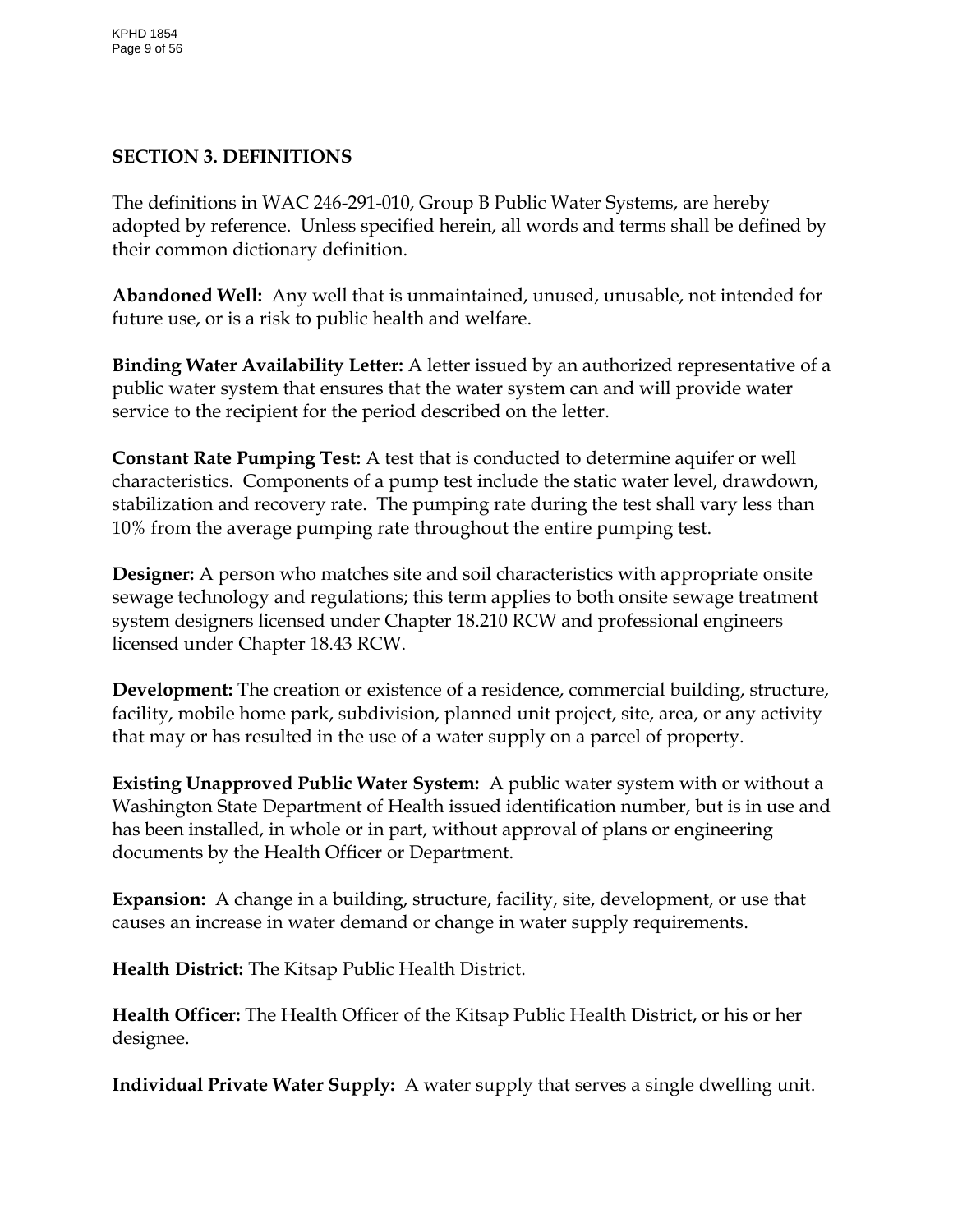## SECTION 3. DEFINITIONS

The definitions in WAC 246-291-010, Group B Public Water Systems, are hereby adopted by reference. Unless specified herein, all words and terms shall be defined by their common dictionary definition.

**Abandoned Well:** Any well that is unmaintained, unused, unusable, not intended for future use, or is a risk to public health and welfare.

**Binding Water Availability Letter:** A letter issued by an authorized representative of a public water system that ensures that the water system can and will provide water service to the recipient for the period described on the letter.

**Constant Rate Pumping Test:** A test that is conducted to determine aquifer or well characteristics. Components of a pump test include the static water level, drawdown, stabilization and recovery rate. The pumping rate during the test shall vary less than 10% from the average pumping rate throughout the entire pumping test.

**Designer:** A person who matches site and soil characteristics with appropriate onsite sewage technology and regulations; this term applies to both onsite sewage treatment system designers licensed under Chapter 18.210 RCW and professional engineers licensed under Chapter 18.43 RCW.

**Development:** The creation or existence of a residence, commercial building, structure, facility, mobile home park, subdivision, planned unit project, site, area, or any activity that may or has resulted in the use of a water supply on a parcel of property.

**Existing Unapproved Public Water System:** A public water system with or without a Washington State Department of Health issued identification number, but is in use and has been installed, in whole or in part, without approval of plans or engineering documents by the Health Officer or Department.

**Expansion:** A change in a building, structure, facility, site, development, or use that causes an increase in water demand or change in water supply requirements.

**Health District:** The Kitsap Public Health District.

**Health Officer:** The Health Officer of the Kitsap Public Health District, or his or her designee.

**Individual Private Water Supply:** A water supply that serves a single dwelling unit.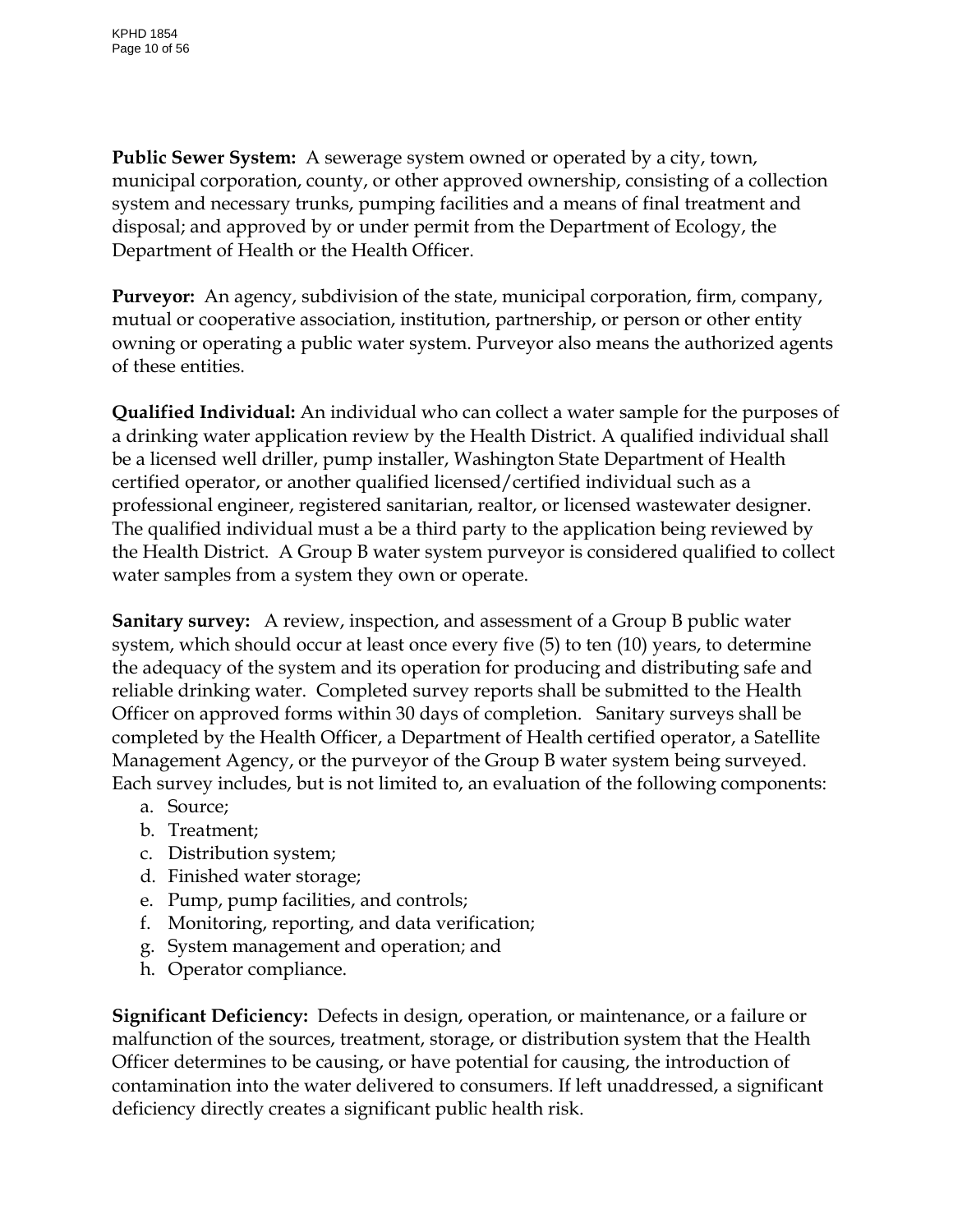**Public Sewer System:** A sewerage system owned or operated by a city, town, municipal corporation, county, or other approved ownership, consisting of a collection system and necessary trunks, pumping facilities and a means of final treatment and disposal; and approved by or under permit from the Department of Ecology, the Department of Health or the Health Officer.

**Purveyor:** An agency, subdivision of the state, municipal corporation, firm, company, mutual or cooperative association, institution, partnership, or person or other entity owning or operating a public water system. Purveyor also means the authorized agents of these entities.

**Qualified Individual:** An individual who can collect a water sample for the purposes of a drinking water application review by the Health District. A qualified individual shall be a licensed well driller, pump installer, Washington State Department of Health certified operator, or another qualified licensed/certified individual such as a professional engineer, registered sanitarian, realtor, or licensed wastewater designer. The qualified individual must a be a third party to the application being reviewed by the Health District. A Group B water system purveyor is considered qualified to collect water samples from a system they own or operate.

**Sanitary survey:** A review, inspection, and assessment of a Group B public water system, which should occur at least once every five (5) to ten (10) years, to determine the adequacy of the system and its operation for producing and distributing safe and reliable drinking water. Completed survey reports shall be submitted to the Health Officer on approved forms within 30 days of completion. Sanitary surveys shall be completed by the Health Officer, a Department of Health certified operator, a Satellite Management Agency, or the purveyor of the Group B water system being surveyed. Each survey includes, but is not limited to, an evaluation of the following components:

a. Source;
b. Treatment;
c. Distribution system;
d. Finished water storage;
e. Pump, pump facilities, and controls;
f. Monitoring, reporting, and data verification;
g. System management and operation; and
h. Operator compliance.

**Significant Deficiency:** Defects in design, operation, or maintenance, or a failure or malfunction of the sources, treatment, storage, or distribution system that the Health Officer determines to be causing, or have potential for causing, the introduction of contamination into the water delivered to consumers. If left unaddressed, a significant deficiency directly creates a significant public health risk.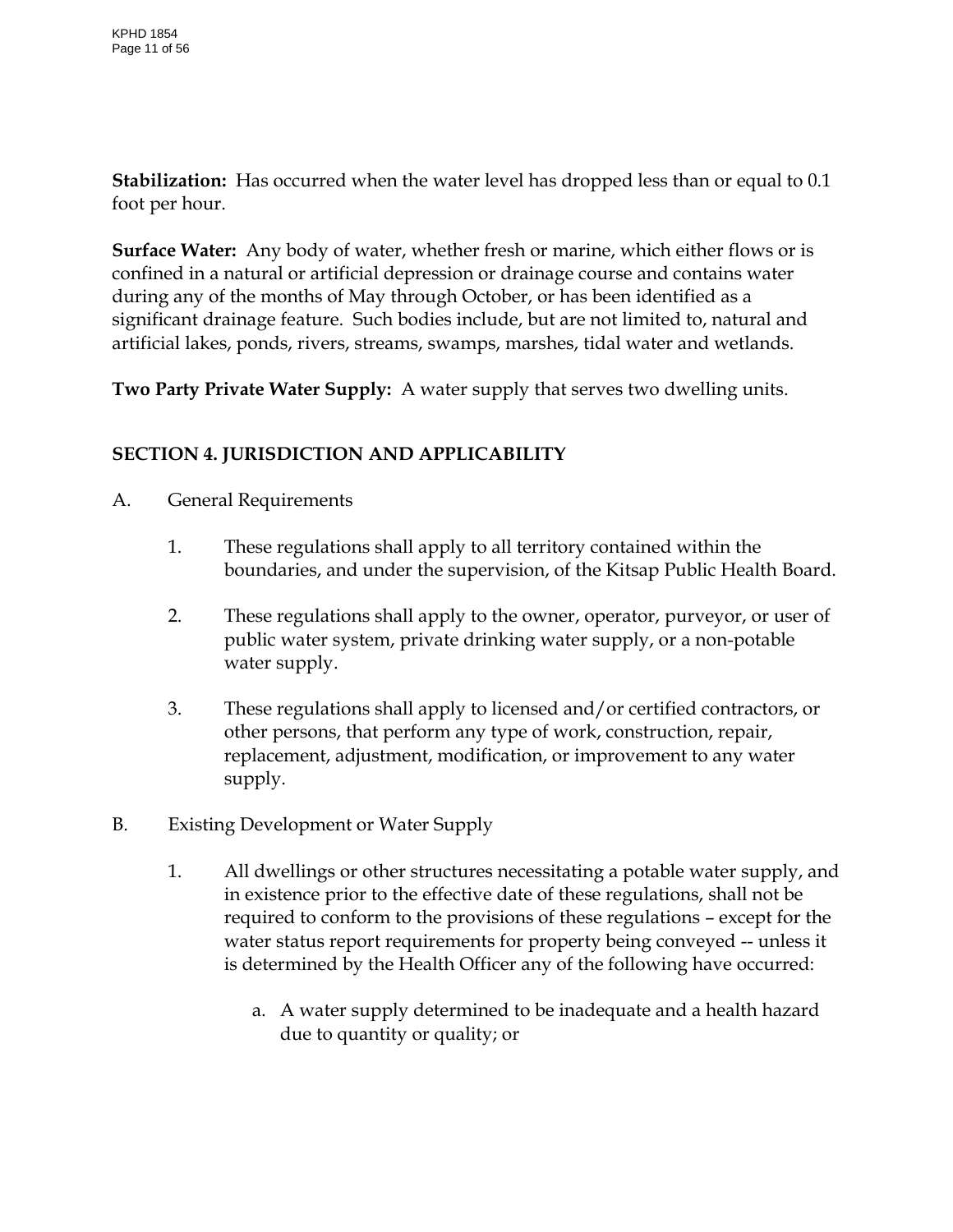**Stabilization:** Has occurred when the water level has dropped less than or equal to 0.1 foot per hour.

**Surface Water:** Any body of water, whether fresh or marine, which either flows or is confined in a natural or artificial depression or drainage course and contains water during any of the months of May through October, or has been identified as a significant drainage feature. Such bodies include, but are not limited to, natural and artificial lakes, ponds, rivers, streams, swamps, marshes, tidal water and wetlands.

**Two Party Private Water Supply:** A water supply that serves two dwelling units.

## SECTION 4. JURISDICTION AND APPLICABILITY

A. General Requirements

1. These regulations shall apply to all territory contained within the boundaries, and under the supervision, of the Kitsap Public Health Board.

2. These regulations shall apply to the owner, operator, purveyor, or user of public water system, private drinking water supply, or a non-potable water supply.

3. These regulations shall apply to licensed and/or certified contractors, or other persons, that perform any type of work, construction, repair, replacement, adjustment, modification, or improvement to any water supply.

B. Existing Development or Water Supply

1. All dwellings or other structures necessitating a potable water supply, and in existence prior to the effective date of these regulations, shall not be required to conform to the provisions of these regulations – except for the water status report requirements for property being conveyed -- unless it is determined by the Health Officer any of the following have occurred:

   a. A water supply determined to be inadequate and a health hazard due to quantity or quality; or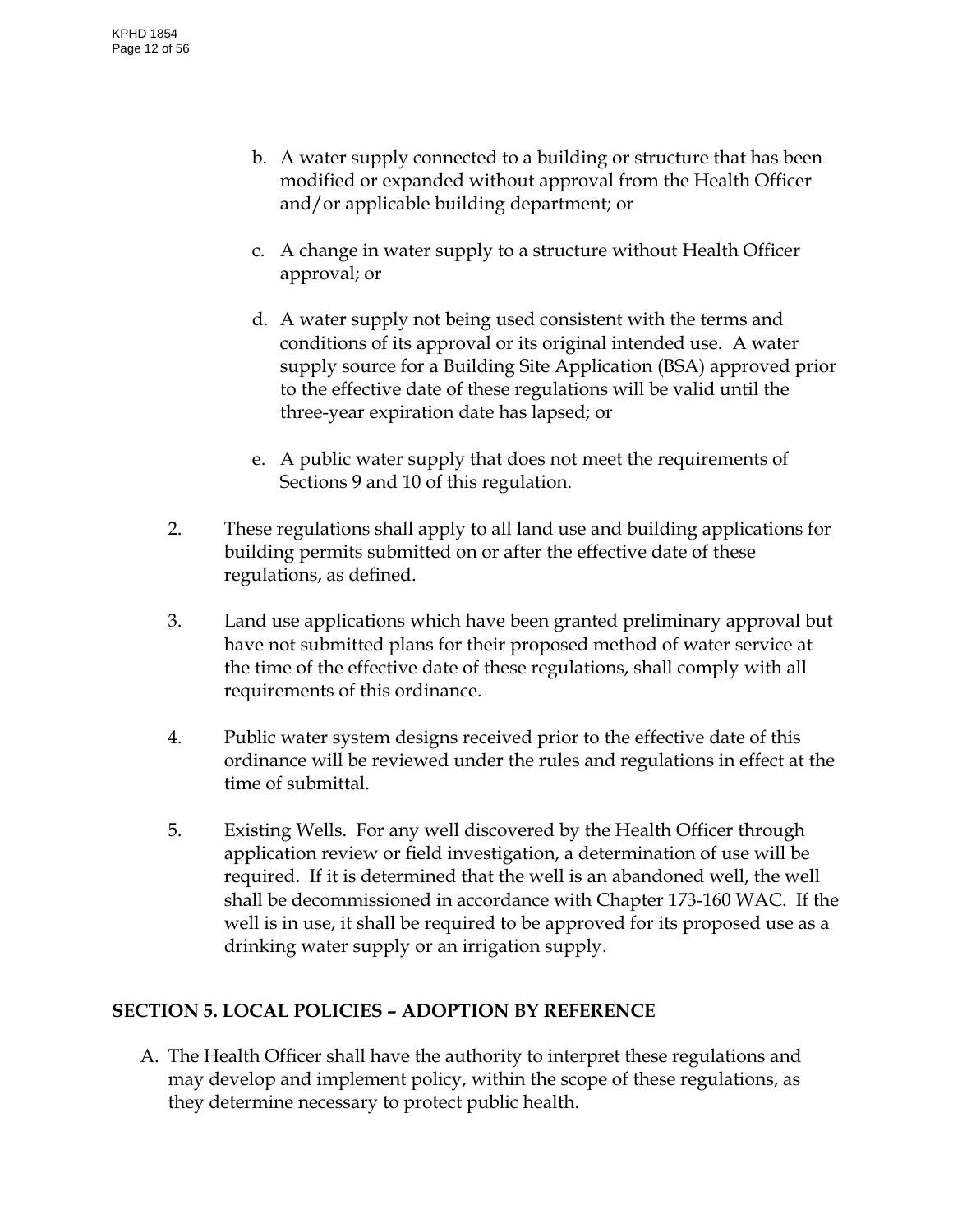b. A water supply connected to a building or structure that has been modified or expanded without approval from the Health Officer and/or applicable building department; or

c. A change in water supply to a structure without Health Officer approval; or

d. A water supply not being used consistent with the terms and conditions of its approval or its original intended use. A water supply source for a Building Site Application (BSA) approved prior to the effective date of these regulations will be valid until the three-year expiration date has lapsed; or

e. A public water supply that does not meet the requirements of Sections 9 and 10 of this regulation.

2. These regulations shall apply to all land use and building applications for building permits submitted on or after the effective date of these regulations, as defined.

3. Land use applications which have been granted preliminary approval but have not submitted plans for their proposed method of water service at the time of the effective date of these regulations, shall comply with all requirements of this ordinance.

4. Public water system designs received prior to the effective date of this ordinance will be reviewed under the rules and regulations in effect at the time of submittal.

5. Existing Wells. For any well discovered by the Health Officer through application review or field investigation, a determination of use will be required. If it is determined that the well is an abandoned well, the well shall be decommissioned in accordance with Chapter 173-160 WAC. If the well is in use, it shall be required to be approved for its proposed use as a drinking water supply or an irrigation supply.

## SECTION 5. LOCAL POLICIES – ADOPTION BY REFERENCE

A. The Health Officer shall have the authority to interpret these regulations and may develop and implement policy, within the scope of these regulations, as they determine necessary to protect public health.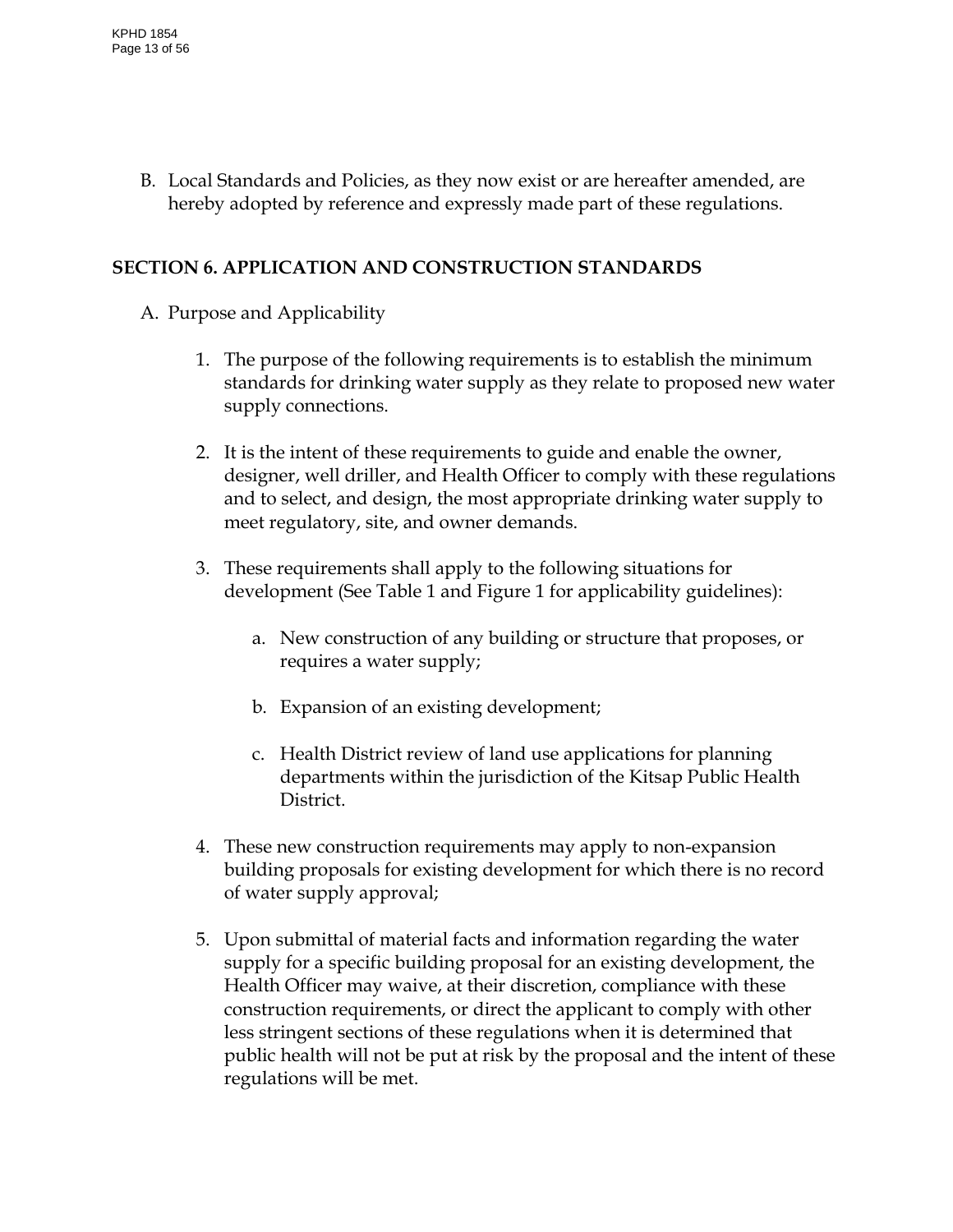B. Local Standards and Policies, as they now exist or are hereafter amended, are hereby adopted by reference and expressly made part of these regulations.

## SECTION 6. APPLICATION AND CONSTRUCTION STANDARDS

A. Purpose and Applicability

1. The purpose of the following requirements is to establish the minimum standards for drinking water supply as they relate to proposed new water supply connections.

2. It is the intent of these requirements to guide and enable the owner, designer, well driller, and Health Officer to comply with these regulations and to select, and design, the most appropriate drinking water supply to meet regulatory, site, and owner demands.

3. These requirements shall apply to the following situations for development (See Table 1 and Figure 1 for applicability guidelines):

    a. New construction of any building or structure that proposes, or requires a water supply;

    b. Expansion of an existing development;

    c. Health District review of land use applications for planning departments within the jurisdiction of the Kitsap Public Health District.

4. These new construction requirements may apply to non-expansion building proposals for existing development for which there is no record of water supply approval;

5. Upon submittal of material facts and information regarding the water supply for a specific building proposal for an existing development, the Health Officer may waive, at their discretion, compliance with these construction requirements, or direct the applicant to comply with other less stringent sections of these regulations when it is determined that public health will not be put at risk by the proposal and the intent of these regulations will be met.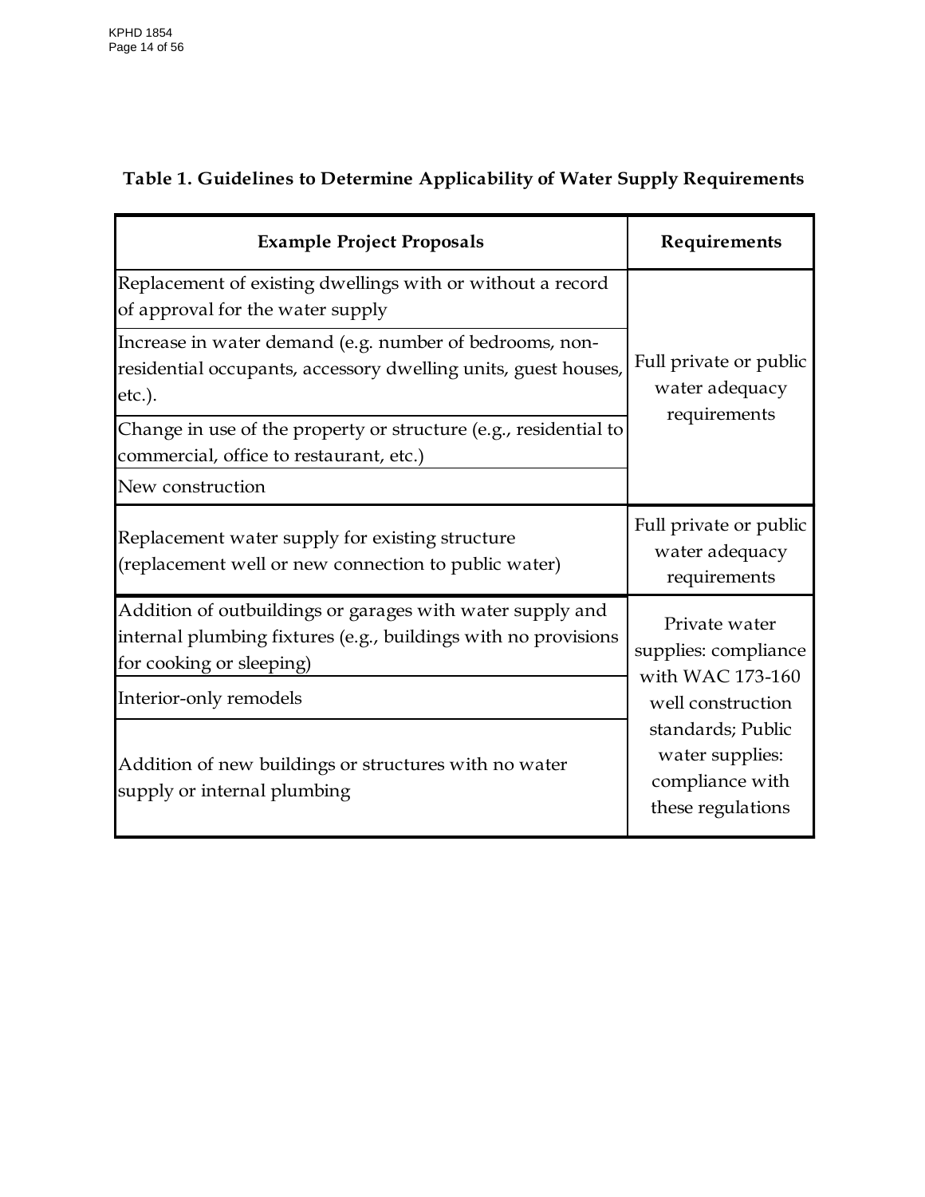**Table 1. Guidelines to Determine Applicability of Water Supply Requirements**

| Example Project Proposals | Requirements |
|---|---|
| Replacement of existing dwellings with or without a record of approval for the water supply | Full private or public water adequacy requirements |
| Increase in water demand (e.g. number of bedrooms, non-residential occupants, accessory dwelling units, guest houses, etc.). | |
| Change in use of the property or structure (e.g., residential to commercial, office to restaurant, etc.) | |
| New construction | |
| Replacement water supply for existing structure (replacement well or new connection to public water) | Full private or public water adequacy requirements |
| Addition of outbuildings or garages with water supply and internal plumbing fixtures (e.g., buildings with no provisions for cooking or sleeping) | Private water supplies: compliance with WAC 173-160 well construction standards; Public water supplies: compliance with these regulations |
| Interior-only remodels | |
| Addition of new buildings or structures with no water supply or internal plumbing | |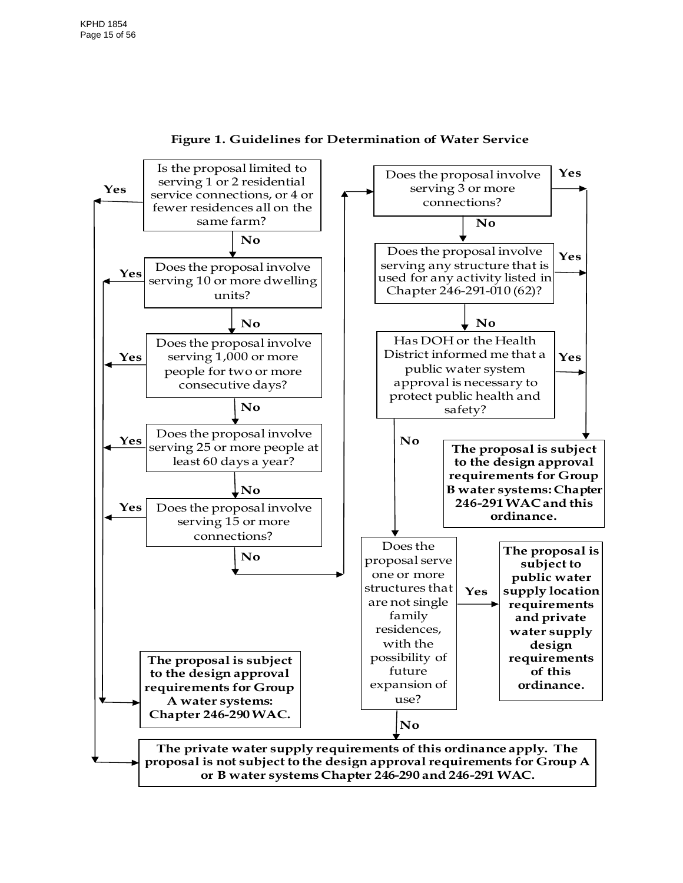**Figure 1. Guidelines for Determination of Water Service**

- Is the proposal limited to serving 1 or 2 residential service connections, or 4 or fewer residences all on the same farm?
  - **Yes** → The private water supply requirements of this ordinance apply. The proposal is not subject to the design approval requirements for Group A or B water systems Chapter 246-290 and 246-291 WAC.
  - **No** → Does the proposal involve serving 10 or more dwelling units?
    - **Yes** → The proposal is subject to the design approval requirements for Group A water systems: Chapter 246-290 WAC.
    - **No** → Does the proposal involve serving 1,000 or more people for two or more consecutive days?
      - **Yes** → The proposal is subject to the design approval requirements for Group A water systems: Chapter 246-290 WAC.
      - **No** → Does the proposal involve serving 25 or more people at least 60 days a year?
        - **Yes** → The proposal is subject to the design approval requirements for Group A water systems: Chapter 246-290 WAC.
        - **No** → Does the proposal involve serving 15 or more connections?
          - **Yes** → The proposal is subject to the design approval requirements for Group A water systems: Chapter 246-290 WAC.
          - **No** → Does the proposal involve serving 3 or more connections?
            - **Yes** → The proposal is subject to the design approval requirements for Group B water systems: Chapter 246-291 WAC and this ordinance.
            - **No** → Does the proposal involve serving any structure that is used for any activity listed in Chapter 246-291-010 (62)?
              - **Yes** → The proposal is subject to the design approval requirements for Group B water systems: Chapter 246-291 WAC and this ordinance.
              - **No** → Has DOH or the Health District informed me that a public water system approval is necessary to protect public health and safety?
                - **Yes** → The proposal is subject to the design approval requirements for Group B water systems: Chapter 246-291 WAC and this ordinance.
                - **No** → Does the proposal serve one or more structures that are not single family residences, with the possibility of future expansion of use?
                  - **Yes** → The proposal is subject to public water supply location requirements and private water supply design requirements of this ordinance.
                  - **No** → The private water supply requirements of this ordinance apply. The proposal is not subject to the design approval requirements for Group A or B water systems Chapter 246-290 and 246-291 WAC.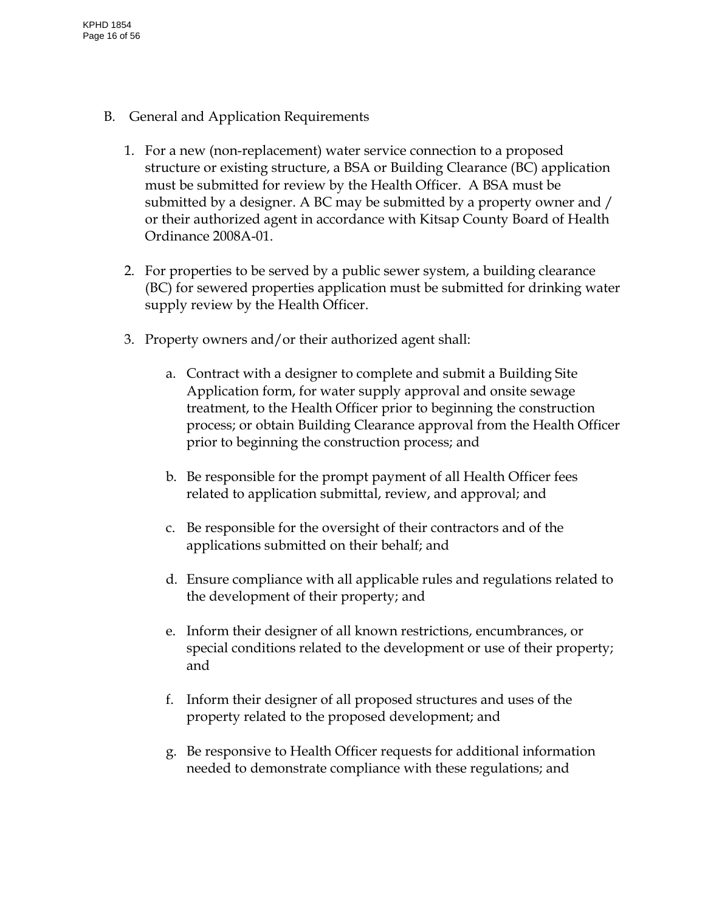B. General and Application Requirements

1. For a new (non-replacement) water service connection to a proposed structure or existing structure, a BSA or Building Clearance (BC) application must be submitted for review by the Health Officer. A BSA must be submitted by a designer. A BC may be submitted by a property owner and / or their authorized agent in accordance with Kitsap County Board of Health Ordinance 2008A-01.

2. For properties to be served by a public sewer system, a building clearance (BC) for sewered properties application must be submitted for drinking water supply review by the Health Officer.

3. Property owners and/or their authorized agent shall:

   a. Contract with a designer to complete and submit a Building Site Application form, for water supply approval and onsite sewage treatment, to the Health Officer prior to beginning the construction process; or obtain Building Clearance approval from the Health Officer prior to beginning the construction process; and

   b. Be responsible for the prompt payment of all Health Officer fees related to application submittal, review, and approval; and

   c. Be responsible for the oversight of their contractors and of the applications submitted on their behalf; and

   d. Ensure compliance with all applicable rules and regulations related to the development of their property; and

   e. Inform their designer of all known restrictions, encumbrances, or special conditions related to the development or use of their property; and

   f. Inform their designer of all proposed structures and uses of the property related to the proposed development; and

   g. Be responsive to Health Officer requests for additional information needed to demonstrate compliance with these regulations; and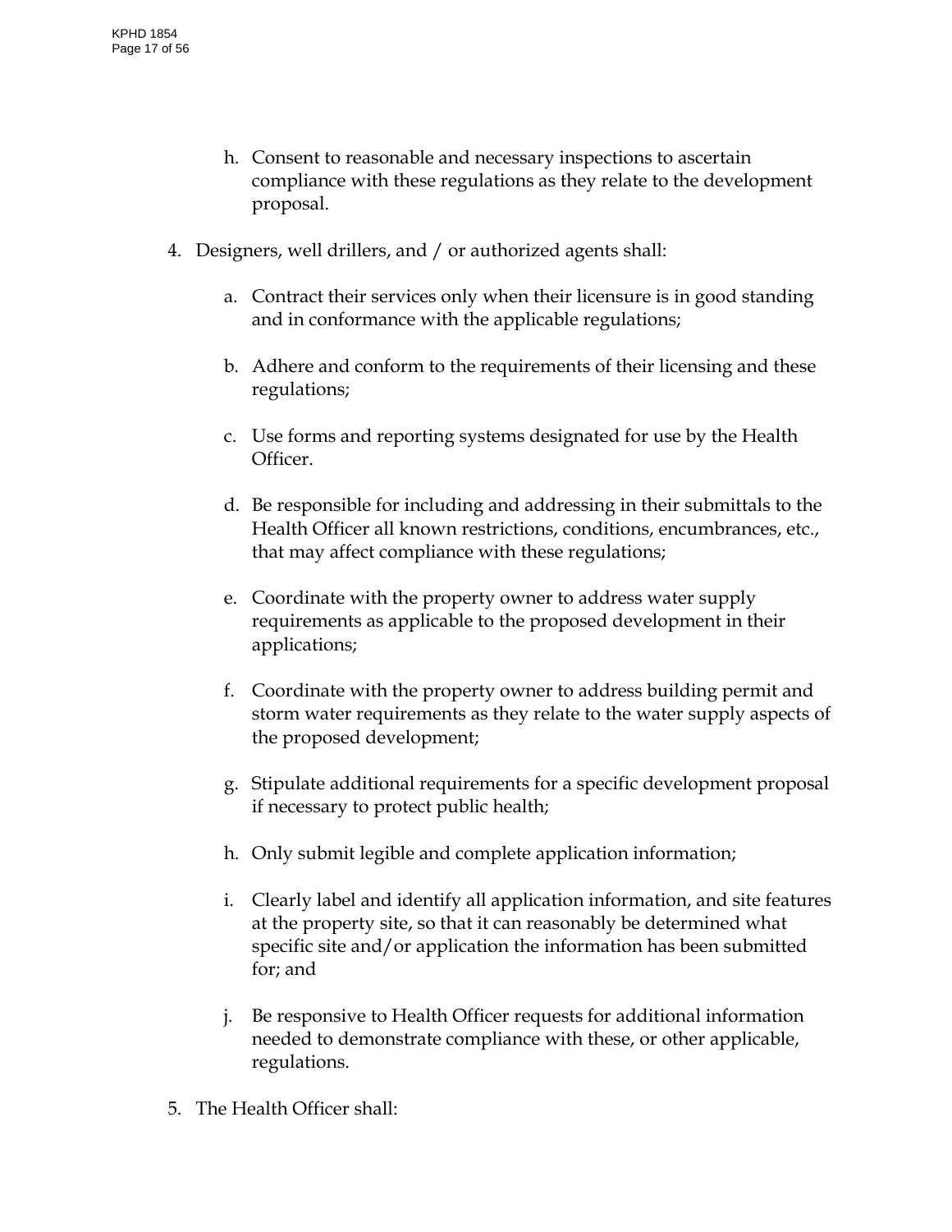h. Consent to reasonable and necessary inspections to ascertain compliance with these regulations as they relate to the development proposal.

4. Designers, well drillers, and / or authorized agents shall:

    a. Contract their services only when their licensure is in good standing and in conformance with the applicable regulations;

    b. Adhere and conform to the requirements of their licensing and these regulations;

    c. Use forms and reporting systems designated for use by the Health Officer.

    d. Be responsible for including and addressing in their submittals to the Health Officer all known restrictions, conditions, encumbrances, etc., that may affect compliance with these regulations;

    e. Coordinate with the property owner to address water supply requirements as applicable to the proposed development in their applications;

    f. Coordinate with the property owner to address building permit and storm water requirements as they relate to the water supply aspects of the proposed development;

    g. Stipulate additional requirements for a specific development proposal if necessary to protect public health;

    h. Only submit legible and complete application information;

    i. Clearly label and identify all application information, and site features at the property site, so that it can reasonably be determined what specific site and/or application the information has been submitted for; and

    j. Be responsive to Health Officer requests for additional information needed to demonstrate compliance with these, or other applicable, regulations.

5. The Health Officer shall: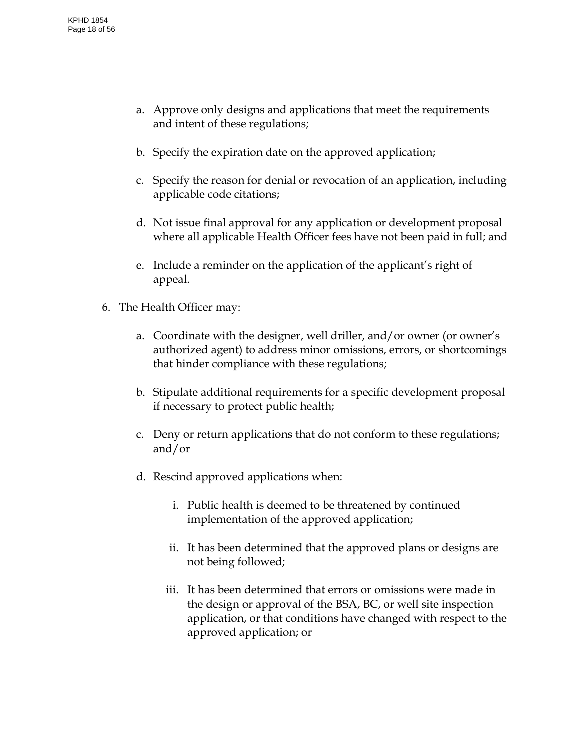a. Approve only designs and applications that meet the requirements and intent of these regulations;

b. Specify the expiration date on the approved application;

c. Specify the reason for denial or revocation of an application, including applicable code citations;

d. Not issue final approval for any application or development proposal where all applicable Health Officer fees have not been paid in full; and

e. Include a reminder on the application of the applicant's right of appeal.

6. The Health Officer may:

   a. Coordinate with the designer, well driller, and/or owner (or owner's authorized agent) to address minor omissions, errors, or shortcomings that hinder compliance with these regulations;

   b. Stipulate additional requirements for a specific development proposal if necessary to protect public health;

   c. Deny or return applications that do not conform to these regulations; and/or

   d. Rescind approved applications when:

      i. Public health is deemed to be threatened by continued implementation of the approved application;

      ii. It has been determined that the approved plans or designs are not being followed;

      iii. It has been determined that errors or omissions were made in the design or approval of the BSA, BC, or well site inspection application, or that conditions have changed with respect to the approved application; or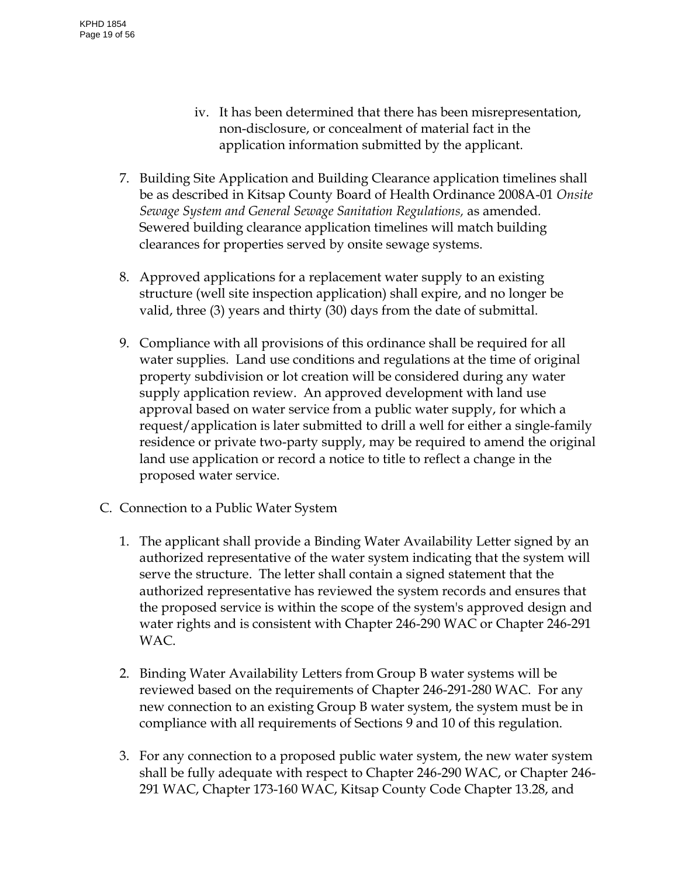iv. It has been determined that there has been misrepresentation, non-disclosure, or concealment of material fact in the application information submitted by the applicant.

7. Building Site Application and Building Clearance application timelines shall be as described in Kitsap County Board of Health Ordinance 2008A-01 *Onsite Sewage System and General Sewage Sanitation Regulations,* as amended. Sewered building clearance application timelines will match building clearances for properties served by onsite sewage systems.

8. Approved applications for a replacement water supply to an existing structure (well site inspection application) shall expire, and no longer be valid, three (3) years and thirty (30) days from the date of submittal.

9. Compliance with all provisions of this ordinance shall be required for all water supplies. Land use conditions and regulations at the time of original property subdivision or lot creation will be considered during any water supply application review. An approved development with land use approval based on water service from a public water supply, for which a request/application is later submitted to drill a well for either a single-family residence or private two-party supply, may be required to amend the original land use application or record a notice to title to reflect a change in the proposed water service.

C. Connection to a Public Water System

1. The applicant shall provide a Binding Water Availability Letter signed by an authorized representative of the water system indicating that the system will serve the structure. The letter shall contain a signed statement that the authorized representative has reviewed the system records and ensures that the proposed service is within the scope of the system's approved design and water rights and is consistent with Chapter 246-290 WAC or Chapter 246-291 WAC.

2. Binding Water Availability Letters from Group B water systems will be reviewed based on the requirements of Chapter 246-291-280 WAC. For any new connection to an existing Group B water system, the system must be in compliance with all requirements of Sections 9 and 10 of this regulation.

3. For any connection to a proposed public water system, the new water system shall be fully adequate with respect to Chapter 246-290 WAC, or Chapter 246-291 WAC, Chapter 173-160 WAC, Kitsap County Code Chapter 13.28, and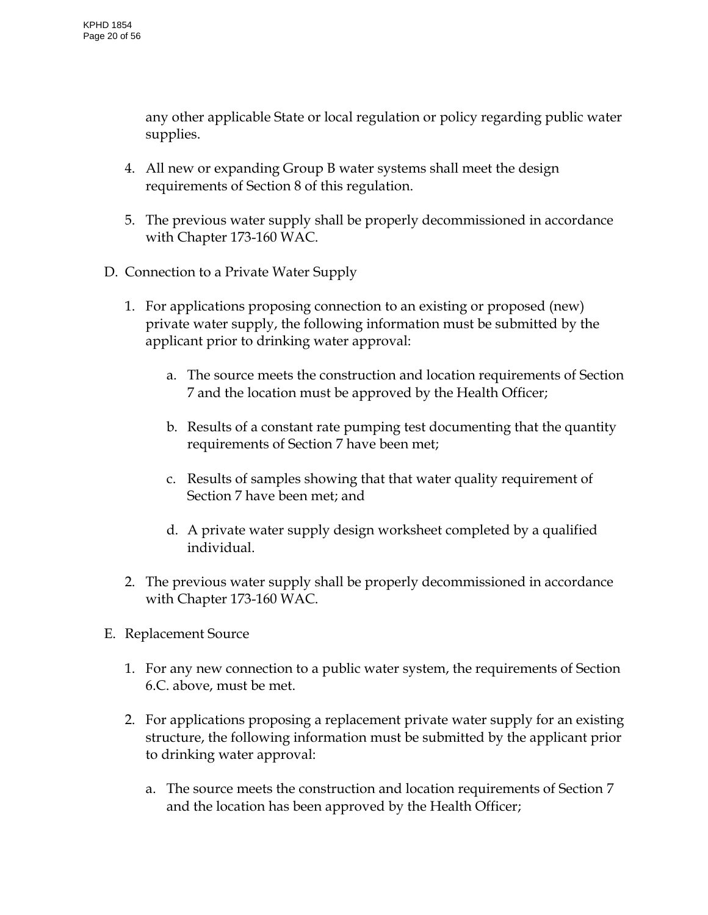any other applicable State or local regulation or policy regarding public water supplies.

4. All new or expanding Group B water systems shall meet the design requirements of Section 8 of this regulation.

5. The previous water supply shall be properly decommissioned in accordance with Chapter 173-160 WAC.

D. Connection to a Private Water Supply

1. For applications proposing connection to an existing or proposed (new) private water supply, the following information must be submitted by the applicant prior to drinking water approval:

   a. The source meets the construction and location requirements of Section 7 and the location must be approved by the Health Officer;

   b. Results of a constant rate pumping test documenting that the quantity requirements of Section 7 have been met;

   c. Results of samples showing that that water quality requirement of Section 7 have been met; and

   d. A private water supply design worksheet completed by a qualified individual.

2. The previous water supply shall be properly decommissioned in accordance with Chapter 173-160 WAC.

E. Replacement Source

1. For any new connection to a public water system, the requirements of Section 6.C. above, must be met.

2. For applications proposing a replacement private water supply for an existing structure, the following information must be submitted by the applicant prior to drinking water approval:

   a. The source meets the construction and location requirements of Section 7 and the location has been approved by the Health Officer;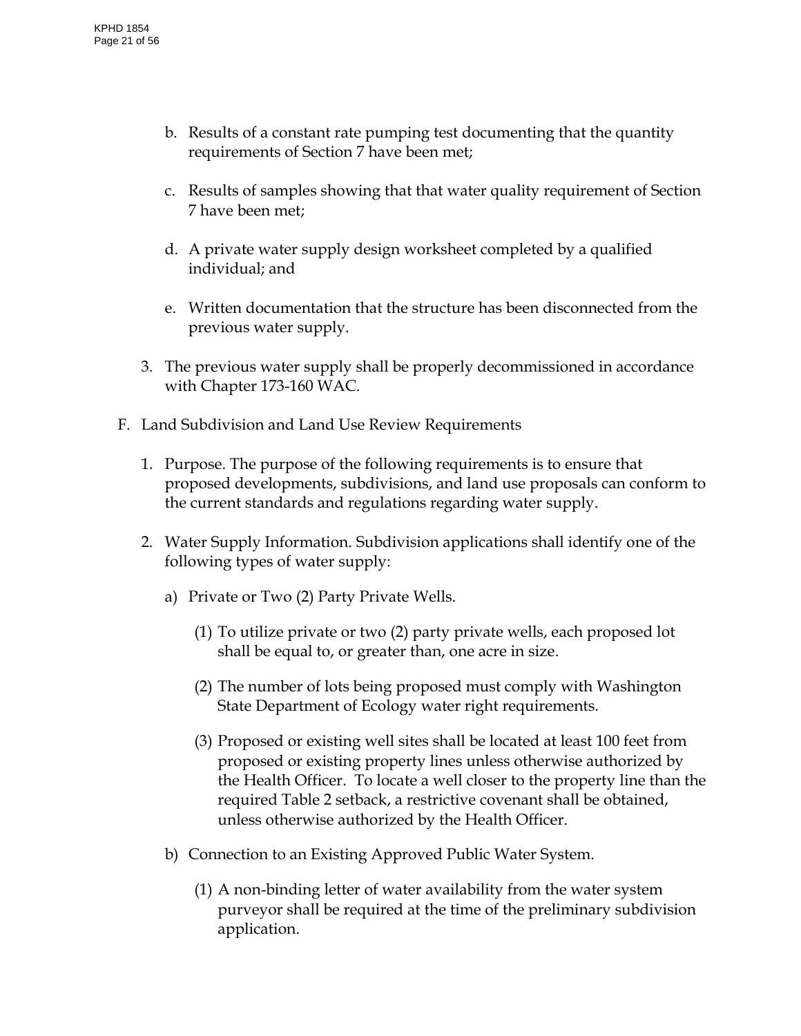b. Results of a constant rate pumping test documenting that the quantity requirements of Section 7 have been met;

c. Results of samples showing that that water quality requirement of Section 7 have been met;

d. A private water supply design worksheet completed by a qualified individual; and

e. Written documentation that the structure has been disconnected from the previous water supply.

3. The previous water supply shall be properly decommissioned in accordance with Chapter 173-160 WAC.

F. Land Subdivision and Land Use Review Requirements

1. Purpose. The purpose of the following requirements is to ensure that proposed developments, subdivisions, and land use proposals can conform to the current standards and regulations regarding water supply.

2. Water Supply Information. Subdivision applications shall identify one of the following types of water supply:

a) Private or Two (2) Party Private Wells.

(1) To utilize private or two (2) party private wells, each proposed lot shall be equal to, or greater than, one acre in size.

(2) The number of lots being proposed must comply with Washington State Department of Ecology water right requirements.

(3) Proposed or existing well sites shall be located at least 100 feet from proposed or existing property lines unless otherwise authorized by the Health Officer. To locate a well closer to the property line than the required Table 2 setback, a restrictive covenant shall be obtained, unless otherwise authorized by the Health Officer.

b) Connection to an Existing Approved Public Water System.

(1) A non-binding letter of water availability from the water system purveyor shall be required at the time of the preliminary subdivision application.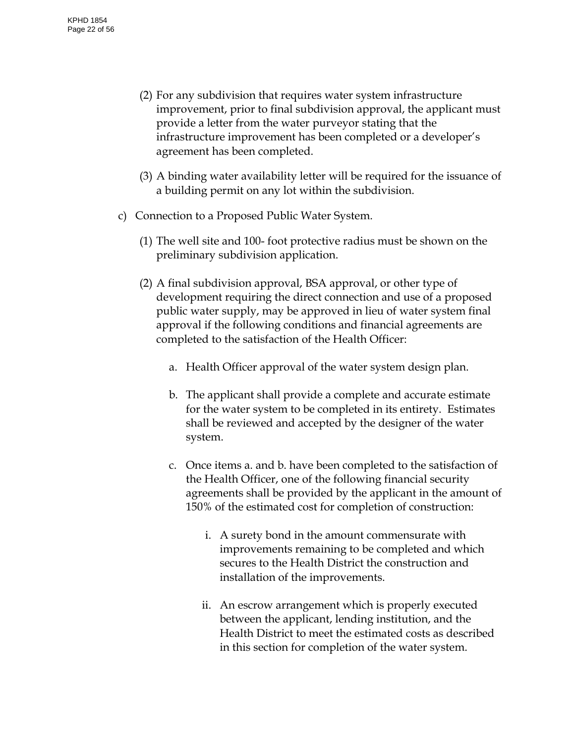(2) For any subdivision that requires water system infrastructure improvement, prior to final subdivision approval, the applicant must provide a letter from the water purveyor stating that the infrastructure improvement has been completed or a developer's agreement has been completed.

(3) A binding water availability letter will be required for the issuance of a building permit on any lot within the subdivision.

c) Connection to a Proposed Public Water System.

(1) The well site and 100- foot protective radius must be shown on the preliminary subdivision application.

(2) A final subdivision approval, BSA approval, or other type of development requiring the direct connection and use of a proposed public water supply, may be approved in lieu of water system final approval if the following conditions and financial agreements are completed to the satisfaction of the Health Officer:

a. Health Officer approval of the water system design plan.

b. The applicant shall provide a complete and accurate estimate for the water system to be completed in its entirety. Estimates shall be reviewed and accepted by the designer of the water system.

c. Once items a. and b. have been completed to the satisfaction of the Health Officer, one of the following financial security agreements shall be provided by the applicant in the amount of 150% of the estimated cost for completion of construction:

i. A surety bond in the amount commensurate with improvements remaining to be completed and which secures to the Health District the construction and installation of the improvements.

ii. An escrow arrangement which is properly executed between the applicant, lending institution, and the Health District to meet the estimated costs as described in this section for completion of the water system.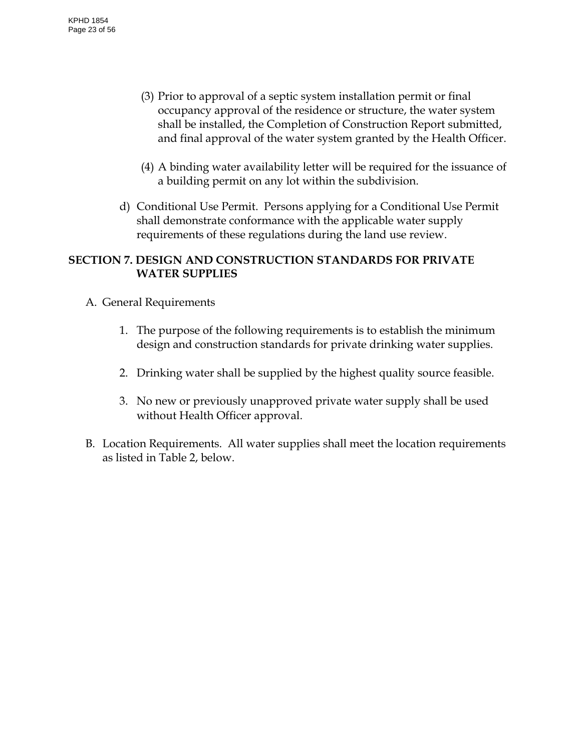(3) Prior to approval of a septic system installation permit or final occupancy approval of the residence or structure, the water system shall be installed, the Completion of Construction Report submitted, and final approval of the water system granted by the Health Officer.

(4) A binding water availability letter will be required for the issuance of a building permit on any lot within the subdivision.

d) Conditional Use Permit. Persons applying for a Conditional Use Permit shall demonstrate conformance with the applicable water supply requirements of these regulations during the land use review.

## SECTION 7. DESIGN AND CONSTRUCTION STANDARDS FOR PRIVATE WATER SUPPLIES

A. General Requirements

1. The purpose of the following requirements is to establish the minimum design and construction standards for private drinking water supplies.

2. Drinking water shall be supplied by the highest quality source feasible.

3. No new or previously unapproved private water supply shall be used without Health Officer approval.

B. Location Requirements. All water supplies shall meet the location requirements as listed in Table 2, below.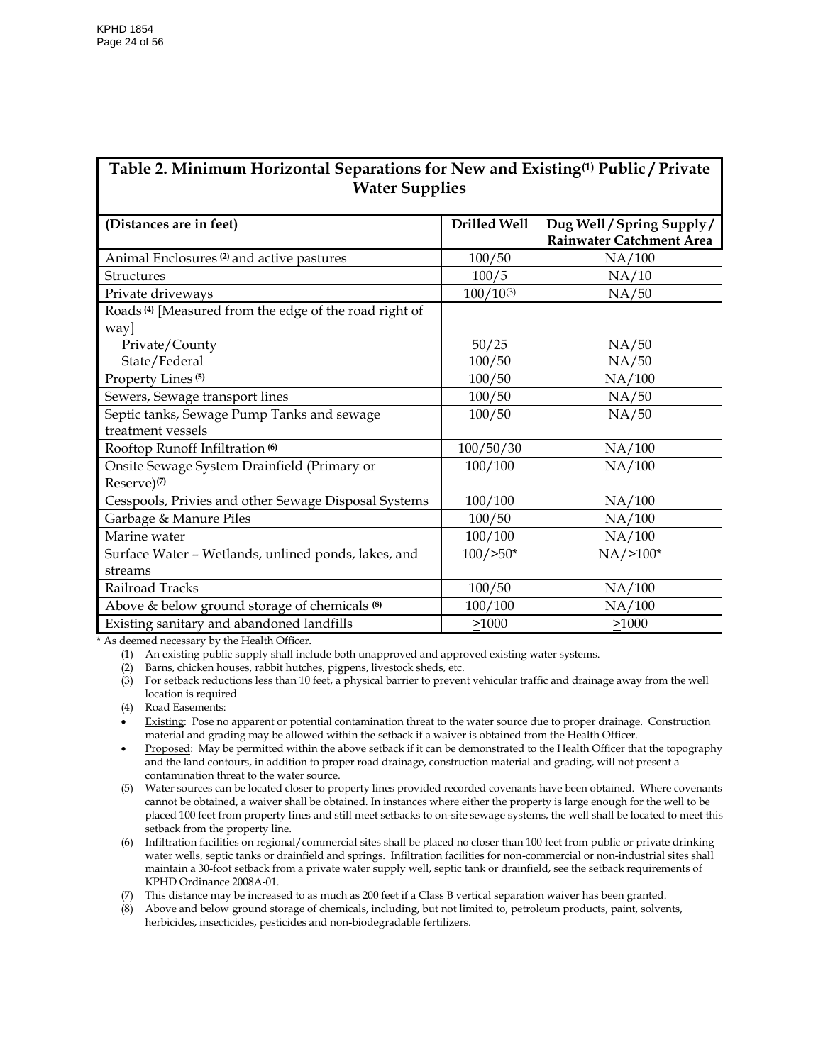## Table 2. Minimum Horizontal Separations for New and Existing[1] Public / Private Water Supplies

| (Distances are in feet) | Drilled Well | Dug Well / Spring Supply / Rainwater Catchment Area |
|---|---|---|
| Animal Enclosures [2] and active pastures | 100/50 | NA/100 |
| Structures | 100/5 | NA/10 |
| Private driveways | 100/10[3] | NA/50 |
| Roads [4] [Measured from the edge of the road right of way] | | |
| Private/County | 50/25 | NA/50 |
| State/Federal | 100/50 | NA/50 |
| Property Lines [5] | 100/50 | NA/100 |
| Sewers, Sewage transport lines | 100/50 | NA/50 |
| Septic tanks, Sewage Pump Tanks and sewage treatment vessels | 100/50 | NA/50 |
| Rooftop Runoff Infiltration [6] | 100/50/30 | NA/100 |
| Onsite Sewage System Drainfield (Primary or Reserve)[7] | 100/100 | NA/100 |
| Cesspools, Privies and other Sewage Disposal Systems | 100/100 | NA/100 |
| Garbage & Manure Piles | 100/50 | NA/100 |
| Marine water | 100/100 | NA/100 |
| Surface Water – Wetlands, unlined ponds, lakes, and streams | 100/>50* | NA/>100* |
| Railroad Tracks | 100/50 | NA/100 |
| Above & below ground storage of chemicals [8] | 100/100 | NA/100 |
| Existing sanitary and abandoned landfills | >1000 | >1000 |

\* As deemed necessary by the Health Officer.

(1) An existing public supply shall include both unapproved and approved existing water systems.
(2) Barns, chicken houses, rabbit hutches, pigpens, livestock sheds, etc.
(3) For setback reductions less than 10 feet, a physical barrier to prevent vehicular traffic and drainage away from the well location is required
(4) Road Easements:

- Existing: Pose no apparent or potential contamination threat to the water source due to proper drainage. Construction material and grading may be allowed within the setback if a waiver is obtained from the Health Officer.
- Proposed: May be permitted within the above setback if it can be demonstrated to the Health Officer that the topography and the land contours, in addition to proper road drainage, construction material and grading, will not present a contamination threat to the water source.

(5) Water sources can be located closer to property lines provided recorded covenants have been obtained. Where covenants cannot be obtained, a waiver shall be obtained. In instances where either the property is large enough for the well to be placed 100 feet from property lines and still meet setbacks to on-site sewage systems, the well shall be located to meet this setback from the property line.
(6) Infiltration facilities on regional/commercial sites shall be placed no closer than 100 feet from public or private drinking water wells, septic tanks or drainfield and springs. Infiltration facilities for non-commercial or non-industrial sites shall maintain a 30-foot setback from a private water supply well, septic tank or drainfield, see the setback requirements of KPHD Ordinance 2008A-01.
(7) This distance may be increased to as much as 200 feet if a Class B vertical separation waiver has been granted.
(8) Above and below ground storage of chemicals, including, but not limited to, petroleum products, paint, solvents, herbicides, insecticides, pesticides and non-biodegradable fertilizers.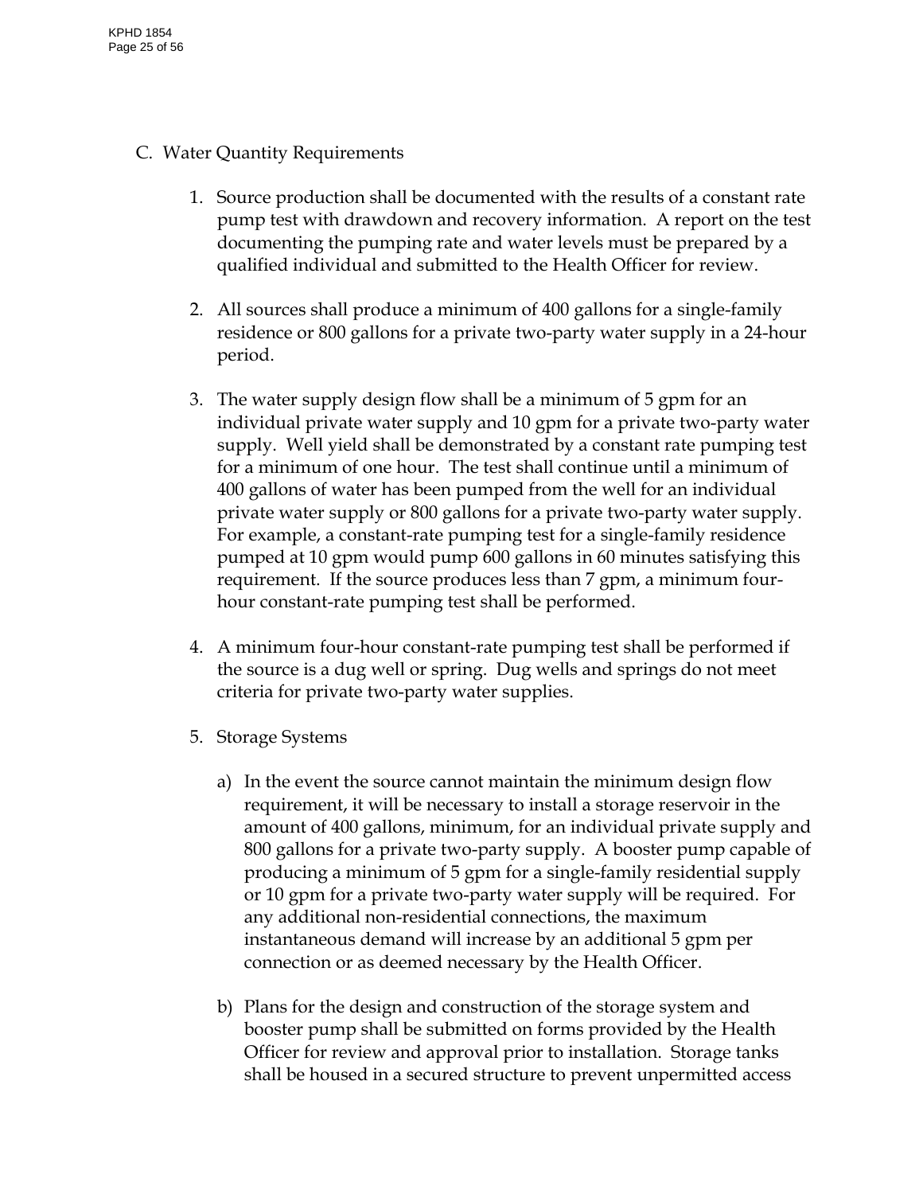C. Water Quantity Requirements

1. Source production shall be documented with the results of a constant rate pump test with drawdown and recovery information. A report on the test documenting the pumping rate and water levels must be prepared by a qualified individual and submitted to the Health Officer for review.

2. All sources shall produce a minimum of 400 gallons for a single-family residence or 800 gallons for a private two-party water supply in a 24-hour period.

3. The water supply design flow shall be a minimum of 5 gpm for an individual private water supply and 10 gpm for a private two-party water supply. Well yield shall be demonstrated by a constant rate pumping test for a minimum of one hour. The test shall continue until a minimum of 400 gallons of water has been pumped from the well for an individual private water supply or 800 gallons for a private two-party water supply. For example, a constant-rate pumping test for a single-family residence pumped at 10 gpm would pump 600 gallons in 60 minutes satisfying this requirement. If the source produces less than 7 gpm, a minimum four-hour constant-rate pumping test shall be performed.

4. A minimum four-hour constant-rate pumping test shall be performed if the source is a dug well or spring. Dug wells and springs do not meet criteria for private two-party water supplies.

5. Storage Systems

   a) In the event the source cannot maintain the minimum design flow requirement, it will be necessary to install a storage reservoir in the amount of 400 gallons, minimum, for an individual private supply and 800 gallons for a private two-party supply. A booster pump capable of producing a minimum of 5 gpm for a single-family residential supply or 10 gpm for a private two-party water supply will be required. For any additional non-residential connections, the maximum instantaneous demand will increase by an additional 5 gpm per connection or as deemed necessary by the Health Officer.

   b) Plans for the design and construction of the storage system and booster pump shall be submitted on forms provided by the Health Officer for review and approval prior to installation. Storage tanks shall be housed in a secured structure to prevent unpermitted access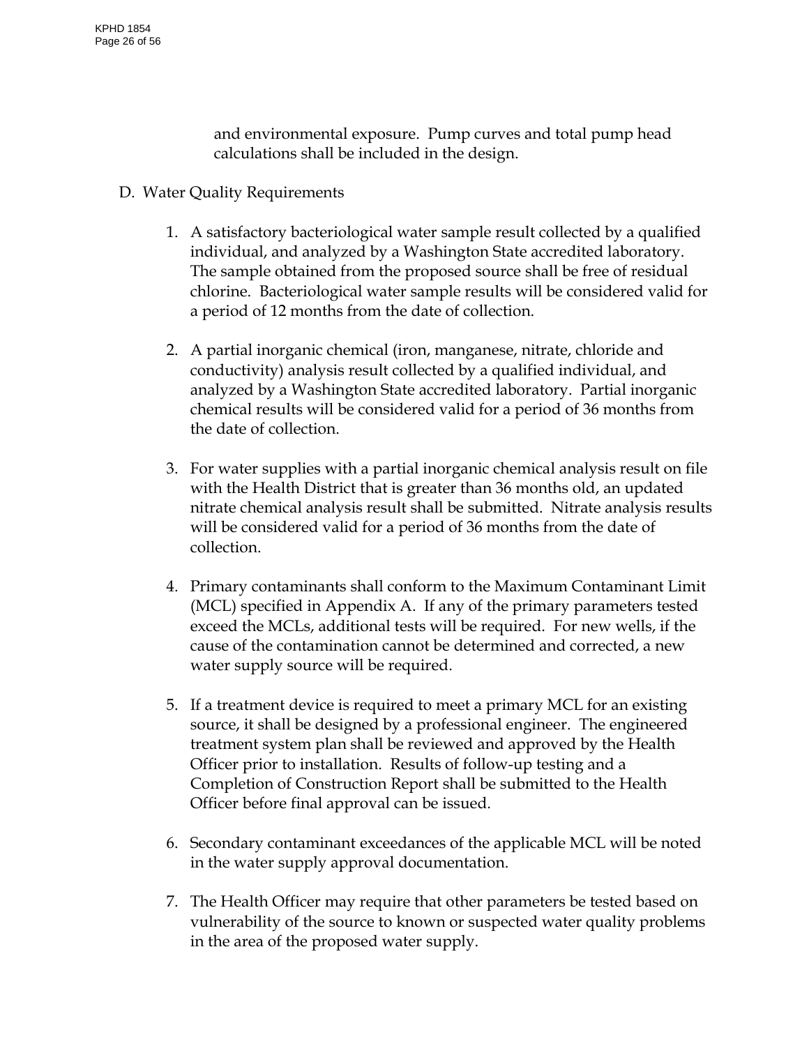and environmental exposure. Pump curves and total pump head calculations shall be included in the design.

D. Water Quality Requirements

1. A satisfactory bacteriological water sample result collected by a qualified individual, and analyzed by a Washington State accredited laboratory. The sample obtained from the proposed source shall be free of residual chlorine. Bacteriological water sample results will be considered valid for a period of 12 months from the date of collection.

2. A partial inorganic chemical (iron, manganese, nitrate, chloride and conductivity) analysis result collected by a qualified individual, and analyzed by a Washington State accredited laboratory. Partial inorganic chemical results will be considered valid for a period of 36 months from the date of collection.

3. For water supplies with a partial inorganic chemical analysis result on file with the Health District that is greater than 36 months old, an updated nitrate chemical analysis result shall be submitted. Nitrate analysis results will be considered valid for a period of 36 months from the date of collection.

4. Primary contaminants shall conform to the Maximum Contaminant Limit (MCL) specified in Appendix A. If any of the primary parameters tested exceed the MCLs, additional tests will be required. For new wells, if the cause of the contamination cannot be determined and corrected, a new water supply source will be required.

5. If a treatment device is required to meet a primary MCL for an existing source, it shall be designed by a professional engineer. The engineered treatment system plan shall be reviewed and approved by the Health Officer prior to installation. Results of follow-up testing and a Completion of Construction Report shall be submitted to the Health Officer before final approval can be issued.

6. Secondary contaminant exceedances of the applicable MCL will be noted in the water supply approval documentation.

7. The Health Officer may require that other parameters be tested based on vulnerability of the source to known or suspected water quality problems in the area of the proposed water supply.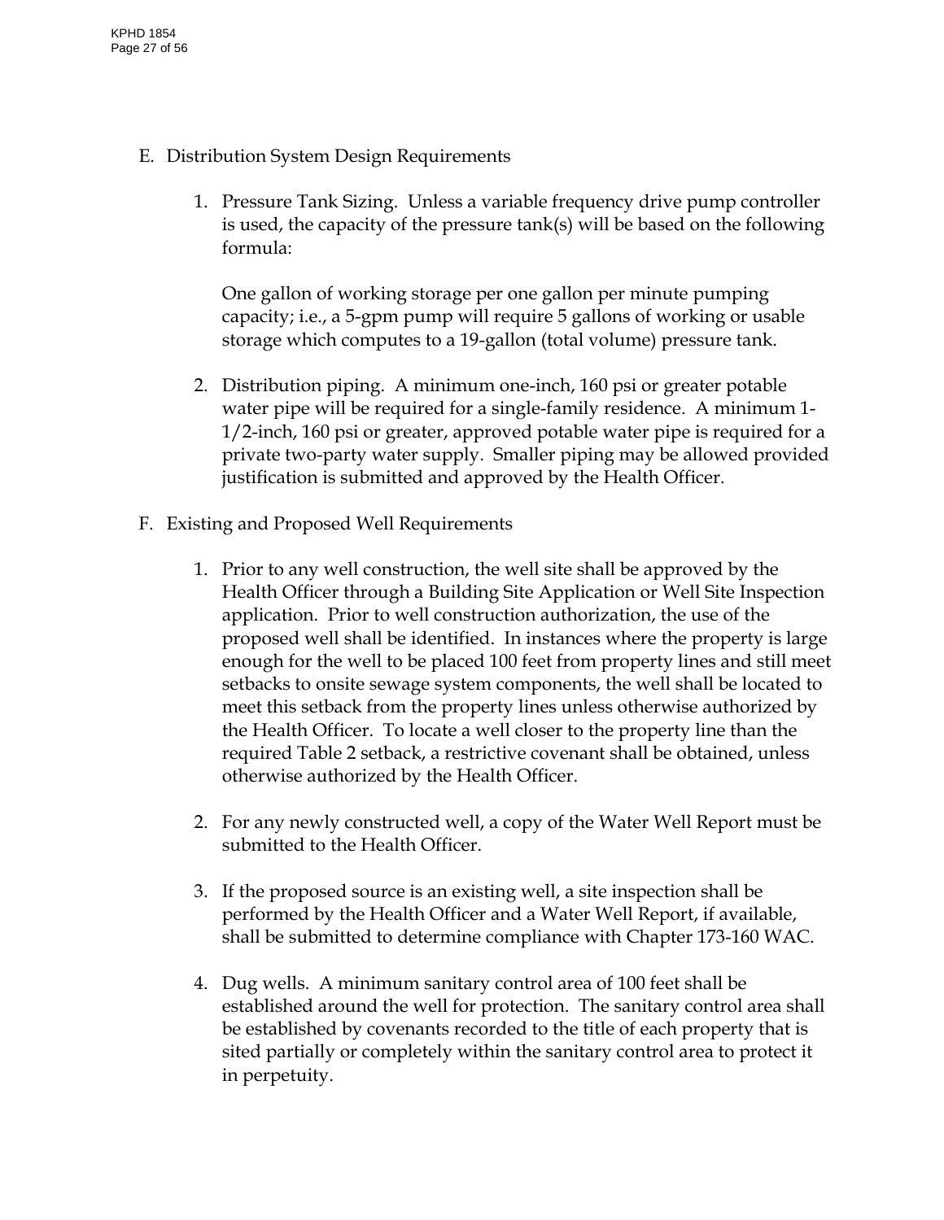E. Distribution System Design Requirements

1. Pressure Tank Sizing. Unless a variable frequency drive pump controller is used, the capacity of the pressure tank(s) will be based on the following formula:

   One gallon of working storage per one gallon per minute pumping capacity; i.e., a 5-gpm pump will require 5 gallons of working or usable storage which computes to a 19-gallon (total volume) pressure tank.

2. Distribution piping. A minimum one-inch, 160 psi or greater potable water pipe will be required for a single-family residence. A minimum 1-1/2-inch, 160 psi or greater, approved potable water pipe is required for a private two-party water supply. Smaller piping may be allowed provided justification is submitted and approved by the Health Officer.

F. Existing and Proposed Well Requirements

1. Prior to any well construction, the well site shall be approved by the Health Officer through a Building Site Application or Well Site Inspection application. Prior to well construction authorization, the use of the proposed well shall be identified. In instances where the property is large enough for the well to be placed 100 feet from property lines and still meet setbacks to onsite sewage system components, the well shall be located to meet this setback from the property lines unless otherwise authorized by the Health Officer. To locate a well closer to the property line than the required Table 2 setback, a restrictive covenant shall be obtained, unless otherwise authorized by the Health Officer.

2. For any newly constructed well, a copy of the Water Well Report must be submitted to the Health Officer.

3. If the proposed source is an existing well, a site inspection shall be performed by the Health Officer and a Water Well Report, if available, shall be submitted to determine compliance with Chapter 173-160 WAC.

4. Dug wells. A minimum sanitary control area of 100 feet shall be established around the well for protection. The sanitary control area shall be established by covenants recorded to the title of each property that is sited partially or completely within the sanitary control area to protect it in perpetuity.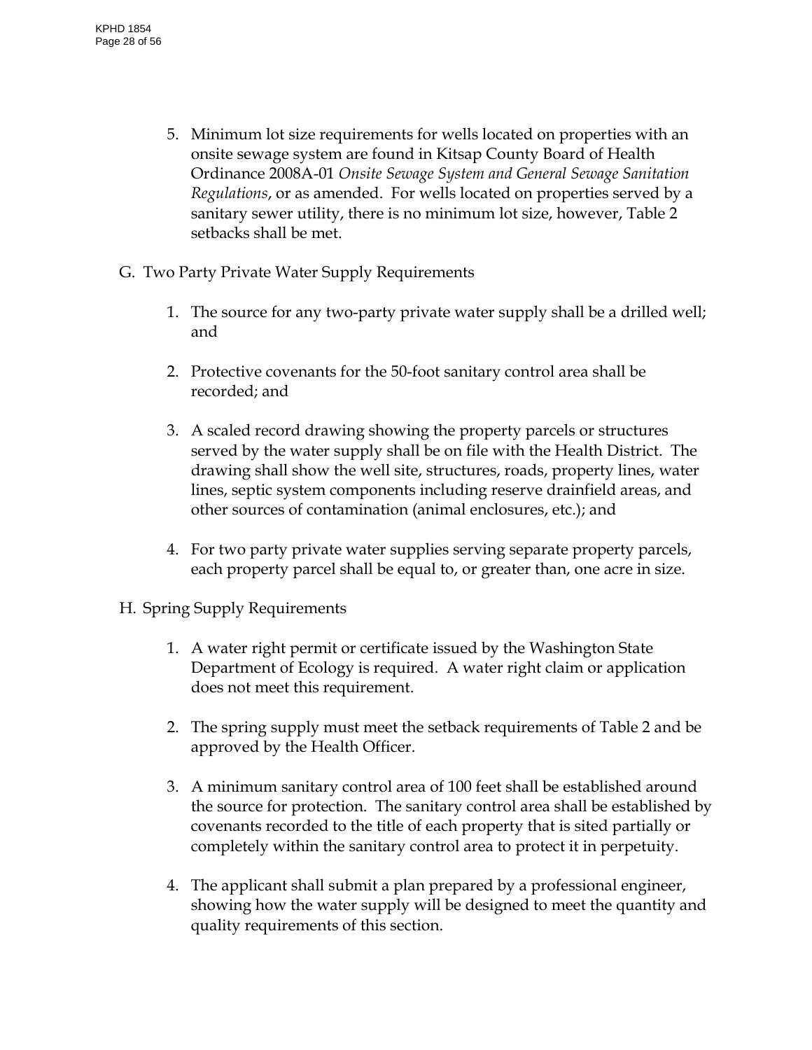5. Minimum lot size requirements for wells located on properties with an onsite sewage system are found in Kitsap County Board of Health Ordinance 2008A-01 *Onsite Sewage System and General Sewage Sanitation Regulations*, or as amended. For wells located on properties served by a sanitary sewer utility, there is no minimum lot size, however, Table 2 setbacks shall be met.

G. Two Party Private Water Supply Requirements

1. The source for any two-party private water supply shall be a drilled well; and

2. Protective covenants for the 50-foot sanitary control area shall be recorded; and

3. A scaled record drawing showing the property parcels or structures served by the water supply shall be on file with the Health District. The drawing shall show the well site, structures, roads, property lines, water lines, septic system components including reserve drainfield areas, and other sources of contamination (animal enclosures, etc.); and

4. For two party private water supplies serving separate property parcels, each property parcel shall be equal to, or greater than, one acre in size.

H. Spring Supply Requirements

1. A water right permit or certificate issued by the Washington State Department of Ecology is required. A water right claim or application does not meet this requirement.

2. The spring supply must meet the setback requirements of Table 2 and be approved by the Health Officer.

3. A minimum sanitary control area of 100 feet shall be established around the source for protection. The sanitary control area shall be established by covenants recorded to the title of each property that is sited partially or completely within the sanitary control area to protect it in perpetuity.

4. The applicant shall submit a plan prepared by a professional engineer, showing how the water supply will be designed to meet the quantity and quality requirements of this section.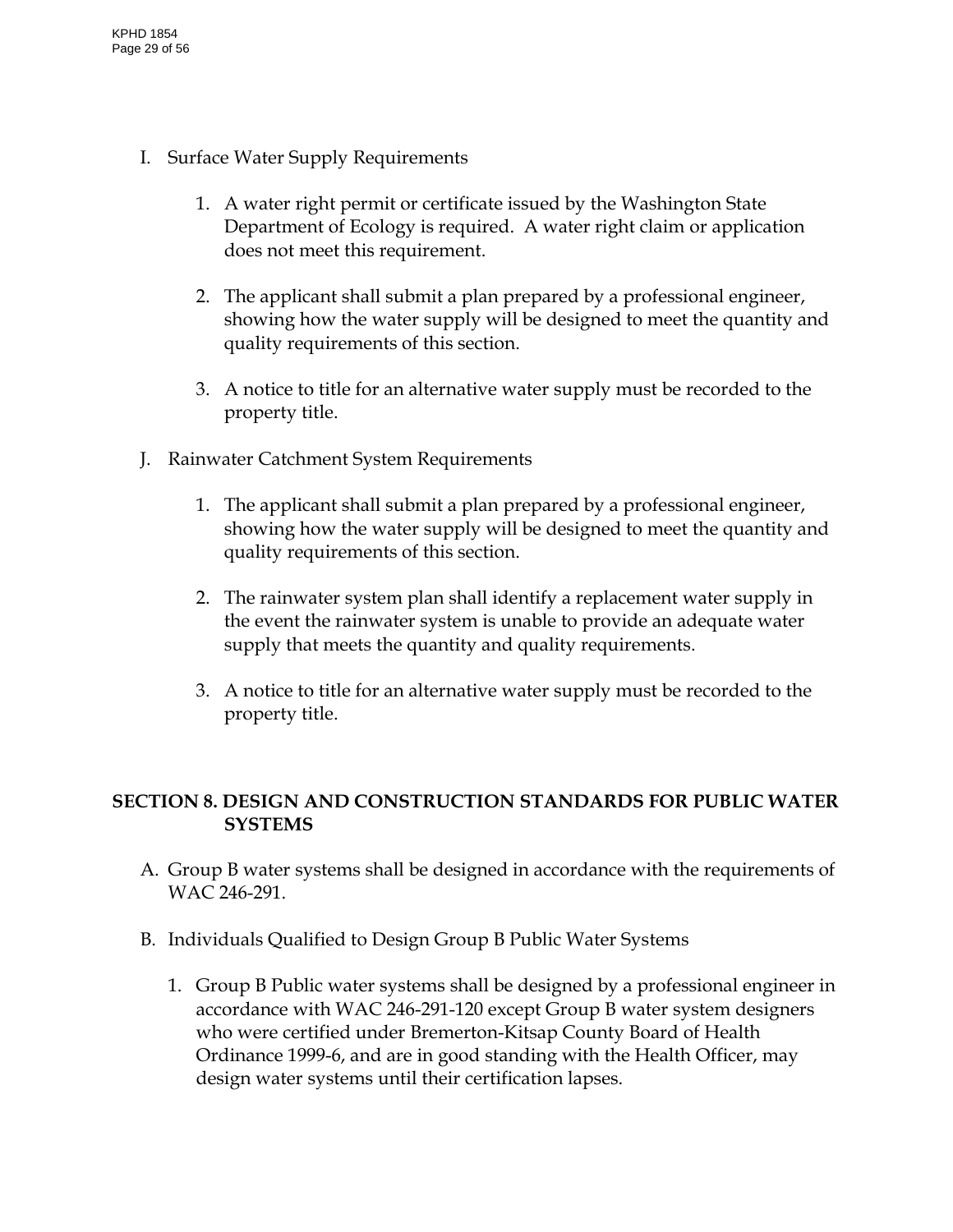I. Surface Water Supply Requirements

   1. A water right permit or certificate issued by the Washington State Department of Ecology is required. A water right claim or application does not meet this requirement.

   2. The applicant shall submit a plan prepared by a professional engineer, showing how the water supply will be designed to meet the quantity and quality requirements of this section.

   3. A notice to title for an alternative water supply must be recorded to the property title.

J. Rainwater Catchment System Requirements

   1. The applicant shall submit a plan prepared by a professional engineer, showing how the water supply will be designed to meet the quantity and quality requirements of this section.

   2. The rainwater system plan shall identify a replacement water supply in the event the rainwater system is unable to provide an adequate water supply that meets the quantity and quality requirements.

   3. A notice to title for an alternative water supply must be recorded to the property title.

## SECTION 8. DESIGN AND CONSTRUCTION STANDARDS FOR PUBLIC WATER SYSTEMS

A. Group B water systems shall be designed in accordance with the requirements of WAC 246-291.

B. Individuals Qualified to Design Group B Public Water Systems

   1. Group B Public water systems shall be designed by a professional engineer in accordance with WAC 246-291-120 except Group B water system designers who were certified under Bremerton-Kitsap County Board of Health Ordinance 1999-6, and are in good standing with the Health Officer, may design water systems until their certification lapses.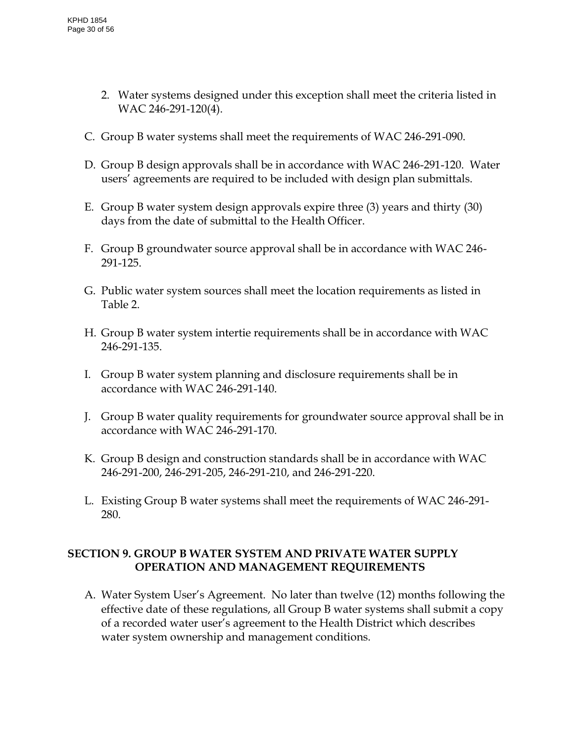2. Water systems designed under this exception shall meet the criteria listed in WAC 246-291-120(4).

C. Group B water systems shall meet the requirements of WAC 246-291-090.

D. Group B design approvals shall be in accordance with WAC 246-291-120. Water users' agreements are required to be included with design plan submittals.

E. Group B water system design approvals expire three (3) years and thirty (30) days from the date of submittal to the Health Officer.

F. Group B groundwater source approval shall be in accordance with WAC 246-291-125.

G. Public water system sources shall meet the location requirements as listed in Table 2.

H. Group B water system intertie requirements shall be in accordance with WAC 246-291-135.

I. Group B water system planning and disclosure requirements shall be in accordance with WAC 246-291-140.

J. Group B water quality requirements for groundwater source approval shall be in accordance with WAC 246-291-170.

K. Group B design and construction standards shall be in accordance with WAC 246-291-200, 246-291-205, 246-291-210, and 246-291-220.

L. Existing Group B water systems shall meet the requirements of WAC 246-291-280.

## SECTION 9. GROUP B WATER SYSTEM AND PRIVATE WATER SUPPLY OPERATION AND MANAGEMENT REQUIREMENTS

A. Water System User's Agreement. No later than twelve (12) months following the effective date of these regulations, all Group B water systems shall submit a copy of a recorded water user's agreement to the Health District which describes water system ownership and management conditions.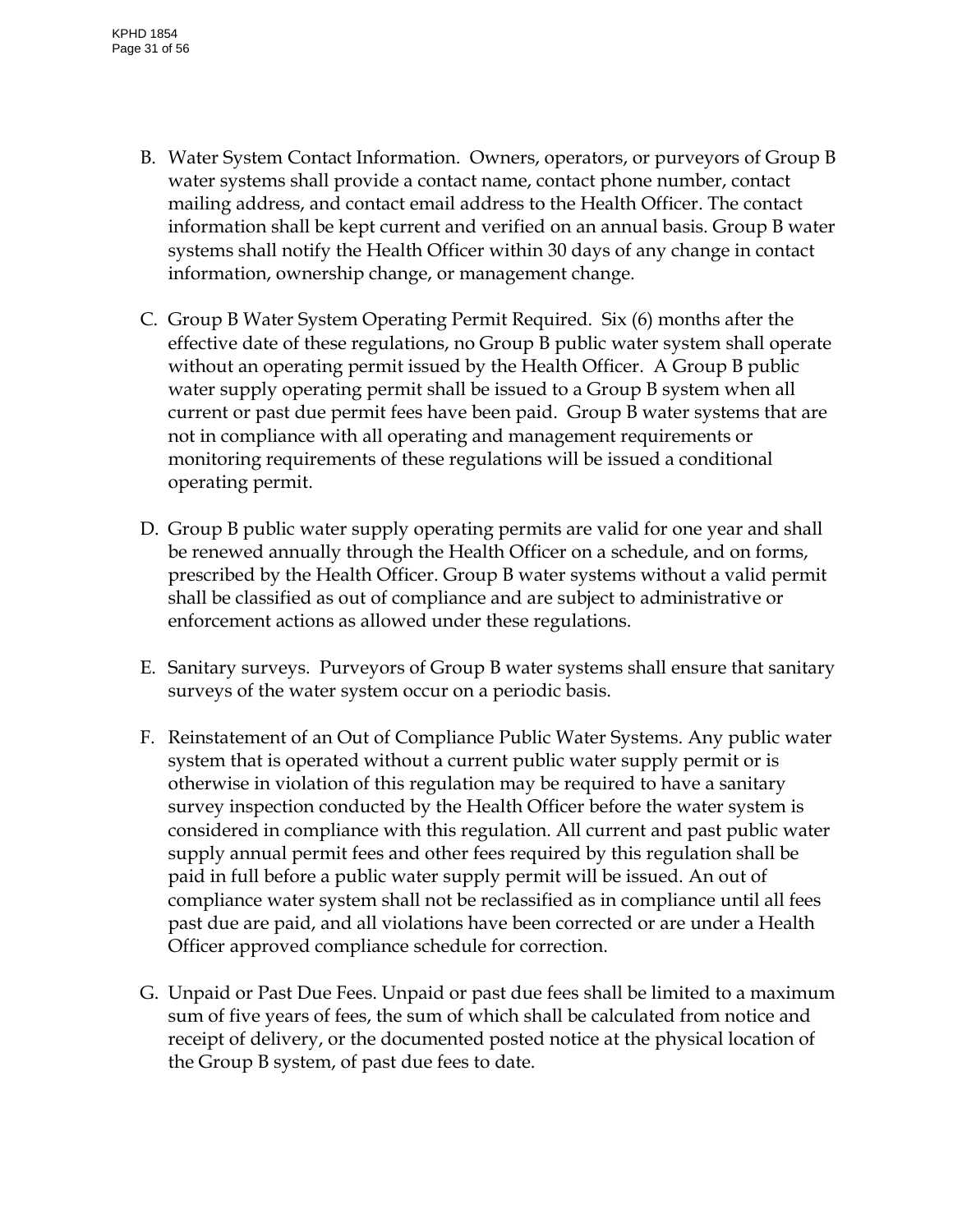B. Water System Contact Information. Owners, operators, or purveyors of Group B water systems shall provide a contact name, contact phone number, contact mailing address, and contact email address to the Health Officer. The contact information shall be kept current and verified on an annual basis. Group B water systems shall notify the Health Officer within 30 days of any change in contact information, ownership change, or management change.

C. Group B Water System Operating Permit Required. Six (6) months after the effective date of these regulations, no Group B public water system shall operate without an operating permit issued by the Health Officer. A Group B public water supply operating permit shall be issued to a Group B system when all current or past due permit fees have been paid. Group B water systems that are not in compliance with all operating and management requirements or monitoring requirements of these regulations will be issued a conditional operating permit.

D. Group B public water supply operating permits are valid for one year and shall be renewed annually through the Health Officer on a schedule, and on forms, prescribed by the Health Officer. Group B water systems without a valid permit shall be classified as out of compliance and are subject to administrative or enforcement actions as allowed under these regulations.

E. Sanitary surveys. Purveyors of Group B water systems shall ensure that sanitary surveys of the water system occur on a periodic basis.

F. Reinstatement of an Out of Compliance Public Water Systems. Any public water system that is operated without a current public water supply permit or is otherwise in violation of this regulation may be required to have a sanitary survey inspection conducted by the Health Officer before the water system is considered in compliance with this regulation. All current and past public water supply annual permit fees and other fees required by this regulation shall be paid in full before a public water supply permit will be issued. An out of compliance water system shall not be reclassified as in compliance until all fees past due are paid, and all violations have been corrected or are under a Health Officer approved compliance schedule for correction.

G. Unpaid or Past Due Fees. Unpaid or past due fees shall be limited to a maximum sum of five years of fees, the sum of which shall be calculated from notice and receipt of delivery, or the documented posted notice at the physical location of the Group B system, of past due fees to date.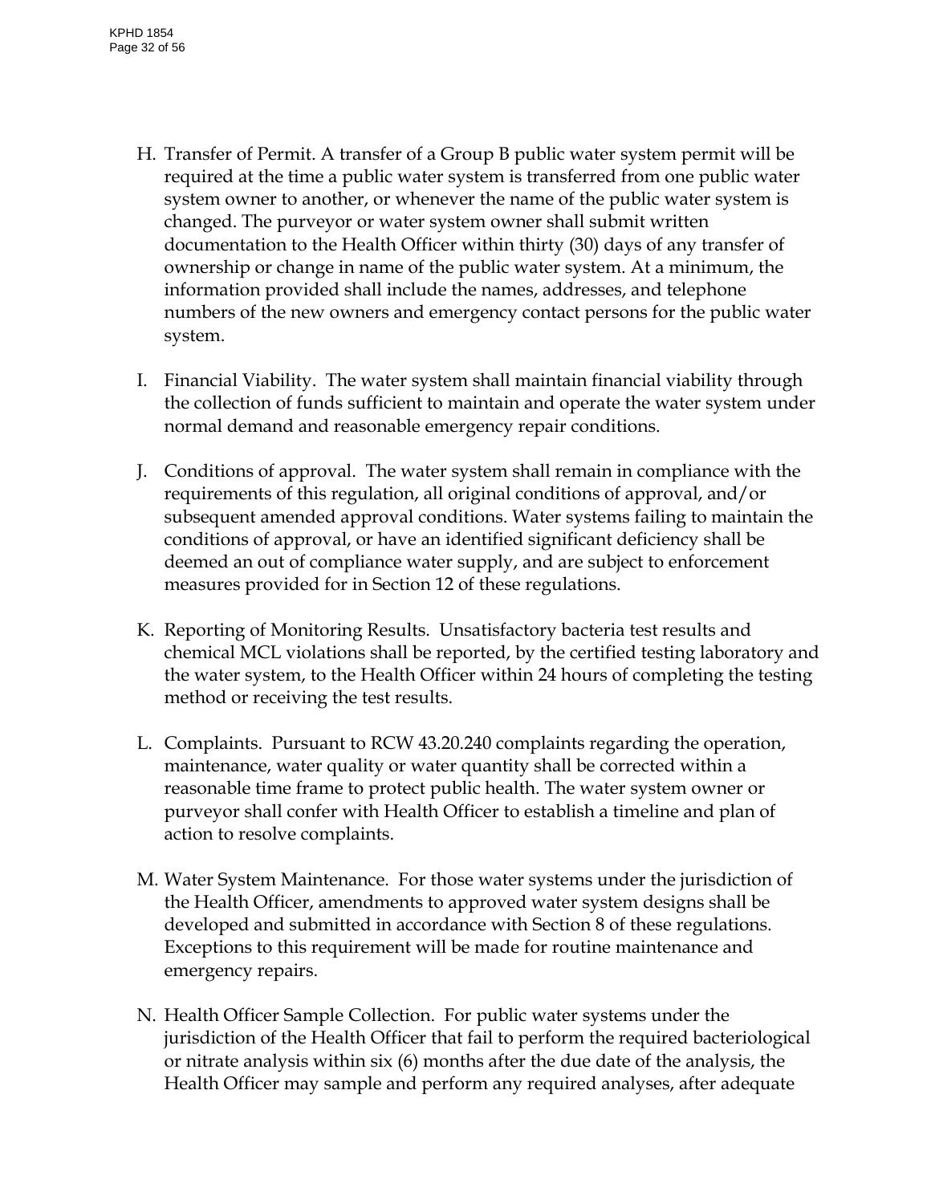H. Transfer of Permit. A transfer of a Group B public water system permit will be required at the time a public water system is transferred from one public water system owner to another, or whenever the name of the public water system is changed. The purveyor or water system owner shall submit written documentation to the Health Officer within thirty (30) days of any transfer of ownership or change in name of the public water system. At a minimum, the information provided shall include the names, addresses, and telephone numbers of the new owners and emergency contact persons for the public water system.

I. Financial Viability. The water system shall maintain financial viability through the collection of funds sufficient to maintain and operate the water system under normal demand and reasonable emergency repair conditions.

J. Conditions of approval. The water system shall remain in compliance with the requirements of this regulation, all original conditions of approval, and/or subsequent amended approval conditions. Water systems failing to maintain the conditions of approval, or have an identified significant deficiency shall be deemed an out of compliance water supply, and are subject to enforcement measures provided for in Section 12 of these regulations.

K. Reporting of Monitoring Results. Unsatisfactory bacteria test results and chemical MCL violations shall be reported, by the certified testing laboratory and the water system, to the Health Officer within 24 hours of completing the testing method or receiving the test results.

L. Complaints. Pursuant to RCW 43.20.240 complaints regarding the operation, maintenance, water quality or water quantity shall be corrected within a reasonable time frame to protect public health. The water system owner or purveyor shall confer with Health Officer to establish a timeline and plan of action to resolve complaints.

M. Water System Maintenance. For those water systems under the jurisdiction of the Health Officer, amendments to approved water system designs shall be developed and submitted in accordance with Section 8 of these regulations. Exceptions to this requirement will be made for routine maintenance and emergency repairs.

N. Health Officer Sample Collection. For public water systems under the jurisdiction of the Health Officer that fail to perform the required bacteriological or nitrate analysis within six (6) months after the due date of the analysis, the Health Officer may sample and perform any required analyses, after adequate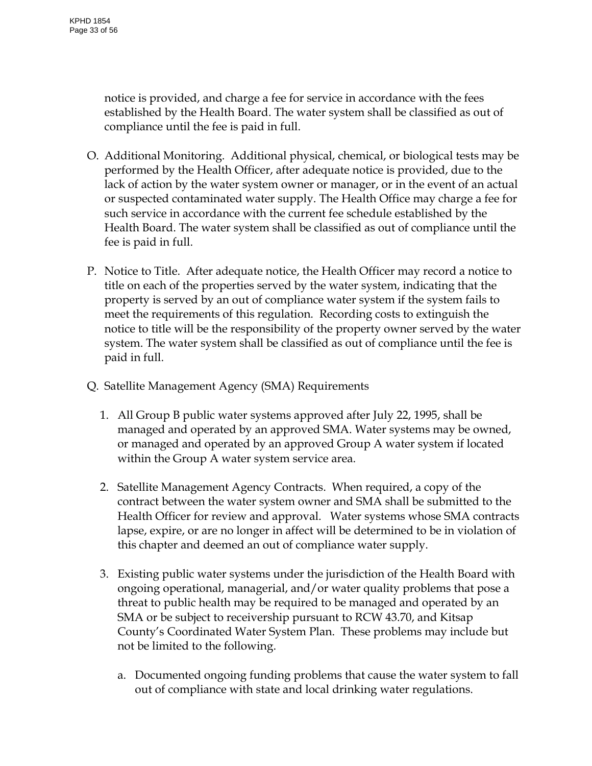notice is provided, and charge a fee for service in accordance with the fees established by the Health Board. The water system shall be classified as out of compliance until the fee is paid in full.

O. Additional Monitoring. Additional physical, chemical, or biological tests may be performed by the Health Officer, after adequate notice is provided, due to the lack of action by the water system owner or manager, or in the event of an actual or suspected contaminated water supply. The Health Office may charge a fee for such service in accordance with the current fee schedule established by the Health Board. The water system shall be classified as out of compliance until the fee is paid in full.

P. Notice to Title. After adequate notice, the Health Officer may record a notice to title on each of the properties served by the water system, indicating that the property is served by an out of compliance water system if the system fails to meet the requirements of this regulation. Recording costs to extinguish the notice to title will be the responsibility of the property owner served by the water system. The water system shall be classified as out of compliance until the fee is paid in full.

Q. Satellite Management Agency (SMA) Requirements

   1. All Group B public water systems approved after July 22, 1995, shall be managed and operated by an approved SMA. Water systems may be owned, or managed and operated by an approved Group A water system if located within the Group A water system service area.

   2. Satellite Management Agency Contracts. When required, a copy of the contract between the water system owner and SMA shall be submitted to the Health Officer for review and approval. Water systems whose SMA contracts lapse, expire, or are no longer in affect will be determined to be in violation of this chapter and deemed an out of compliance water supply.

   3. Existing public water systems under the jurisdiction of the Health Board with ongoing operational, managerial, and/or water quality problems that pose a threat to public health may be required to be managed and operated by an SMA or be subject to receivership pursuant to RCW 43.70, and Kitsap County's Coordinated Water System Plan. These problems may include but not be limited to the following.

      a. Documented ongoing funding problems that cause the water system to fall out of compliance with state and local drinking water regulations.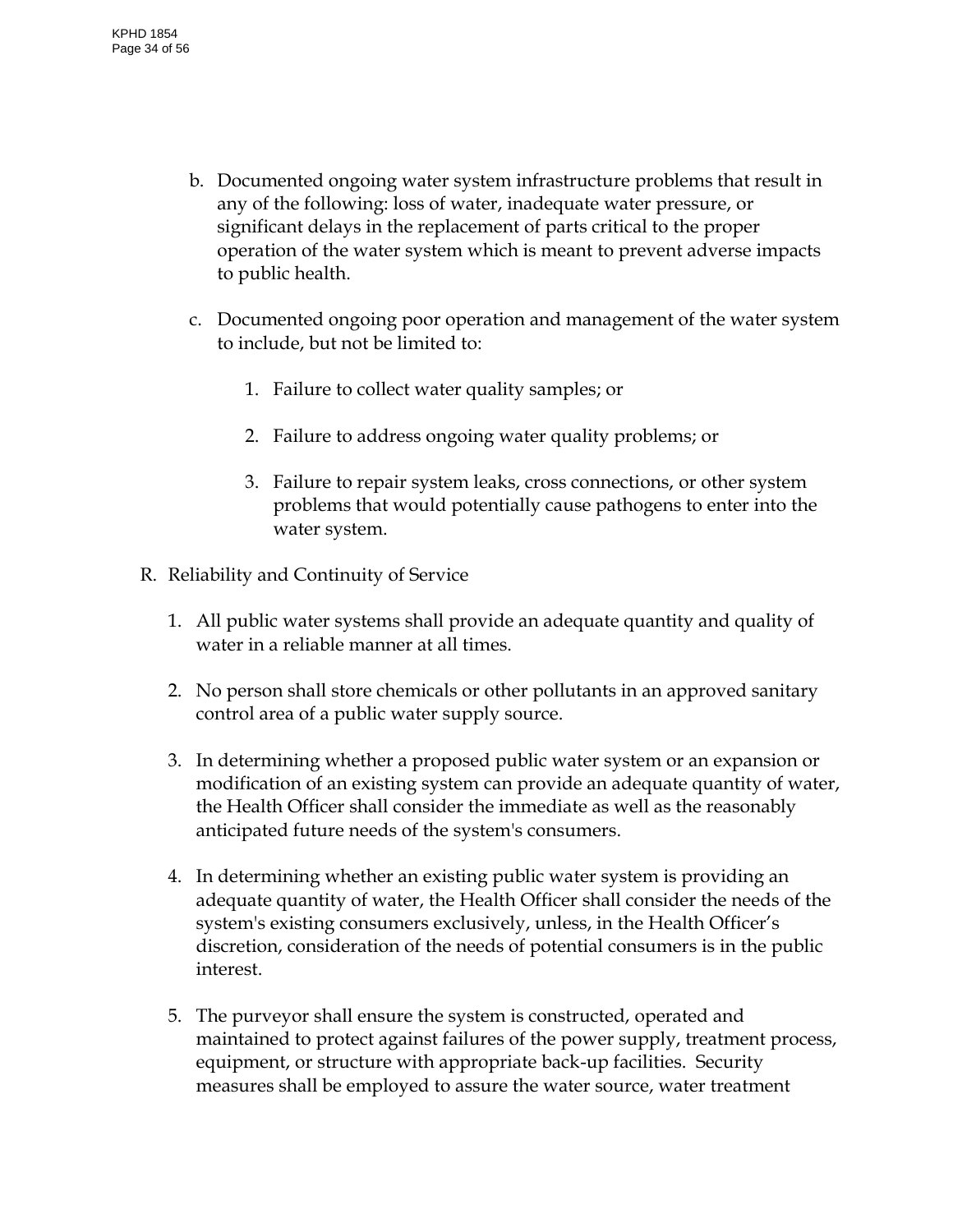b. Documented ongoing water system infrastructure problems that result in any of the following: loss of water, inadequate water pressure, or significant delays in the replacement of parts critical to the proper operation of the water system which is meant to prevent adverse impacts to public health.

c. Documented ongoing poor operation and management of the water system to include, but not be limited to:

   1. Failure to collect water quality samples; or

   2. Failure to address ongoing water quality problems; or

   3. Failure to repair system leaks, cross connections, or other system problems that would potentially cause pathogens to enter into the water system.

R. Reliability and Continuity of Service

1. All public water systems shall provide an adequate quantity and quality of water in a reliable manner at all times.

2. No person shall store chemicals or other pollutants in an approved sanitary control area of a public water supply source.

3. In determining whether a proposed public water system or an expansion or modification of an existing system can provide an adequate quantity of water, the Health Officer shall consider the immediate as well as the reasonably anticipated future needs of the system's consumers.

4. In determining whether an existing public water system is providing an adequate quantity of water, the Health Officer shall consider the needs of the system's existing consumers exclusively, unless, in the Health Officer's discretion, consideration of the needs of potential consumers is in the public interest.

5. The purveyor shall ensure the system is constructed, operated and maintained to protect against failures of the power supply, treatment process, equipment, or structure with appropriate back-up facilities. Security measures shall be employed to assure the water source, water treatment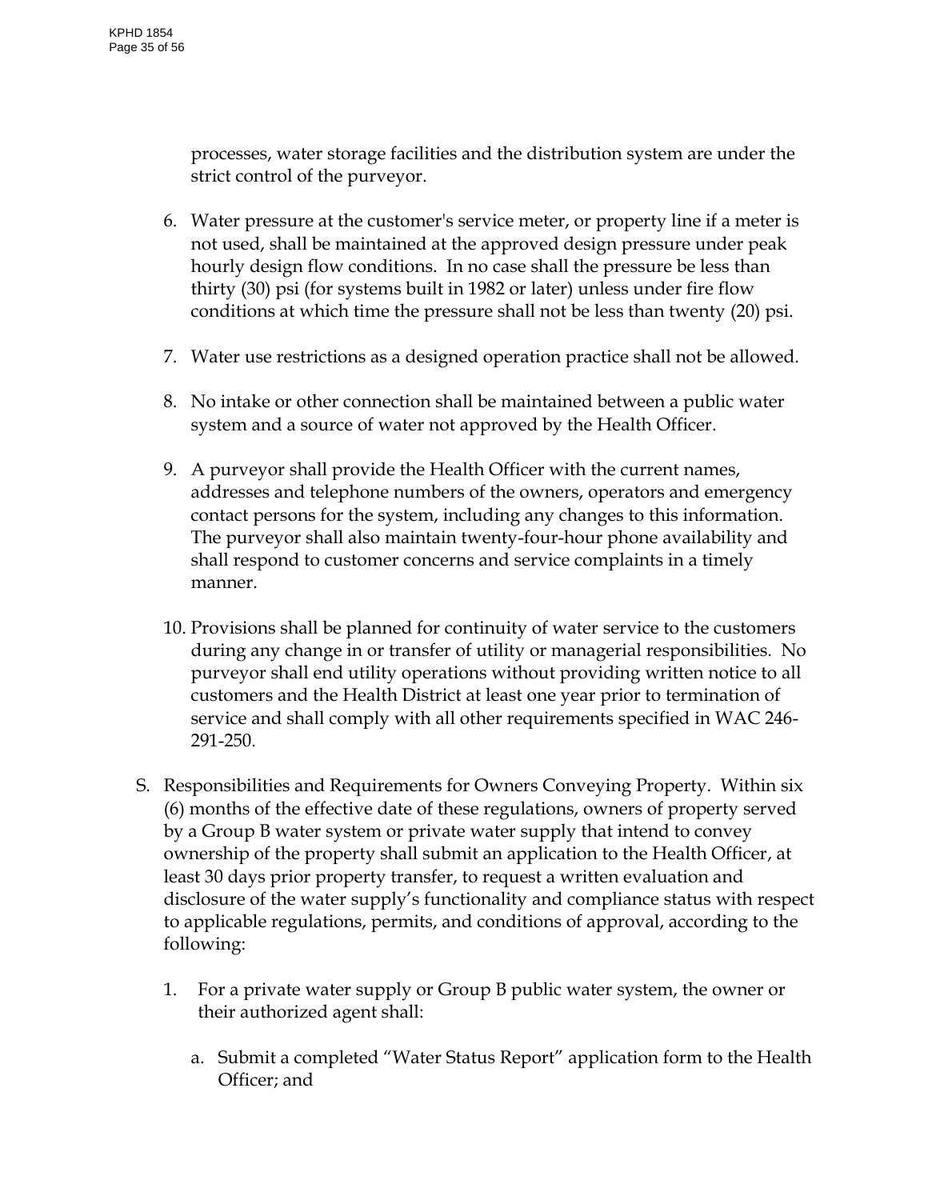processes, water storage facilities and the distribution system are under the strict control of the purveyor.

6. Water pressure at the customer's service meter, or property line if a meter is not used, shall be maintained at the approved design pressure under peak hourly design flow conditions. In no case shall the pressure be less than thirty (30) psi (for systems built in 1982 or later) unless under fire flow conditions at which time the pressure shall not be less than twenty (20) psi.

7. Water use restrictions as a designed operation practice shall not be allowed.

8. No intake or other connection shall be maintained between a public water system and a source of water not approved by the Health Officer.

9. A purveyor shall provide the Health Officer with the current names, addresses and telephone numbers of the owners, operators and emergency contact persons for the system, including any changes to this information. The purveyor shall also maintain twenty-four-hour phone availability and shall respond to customer concerns and service complaints in a timely manner.

10. Provisions shall be planned for continuity of water service to the customers during any change in or transfer of utility or managerial responsibilities. No purveyor shall end utility operations without providing written notice to all customers and the Health District at least one year prior to termination of service and shall comply with all other requirements specified in WAC 246-291-250.

S. Responsibilities and Requirements for Owners Conveying Property. Within six (6) months of the effective date of these regulations, owners of property served by a Group B water system or private water supply that intend to convey ownership of the property shall submit an application to the Health Officer, at least 30 days prior property transfer, to request a written evaluation and disclosure of the water supply's functionality and compliance status with respect to applicable regulations, permits, and conditions of approval, according to the following:

   1. For a private water supply or Group B public water system, the owner or their authorized agent shall:

      a. Submit a completed "Water Status Report" application form to the Health Officer; and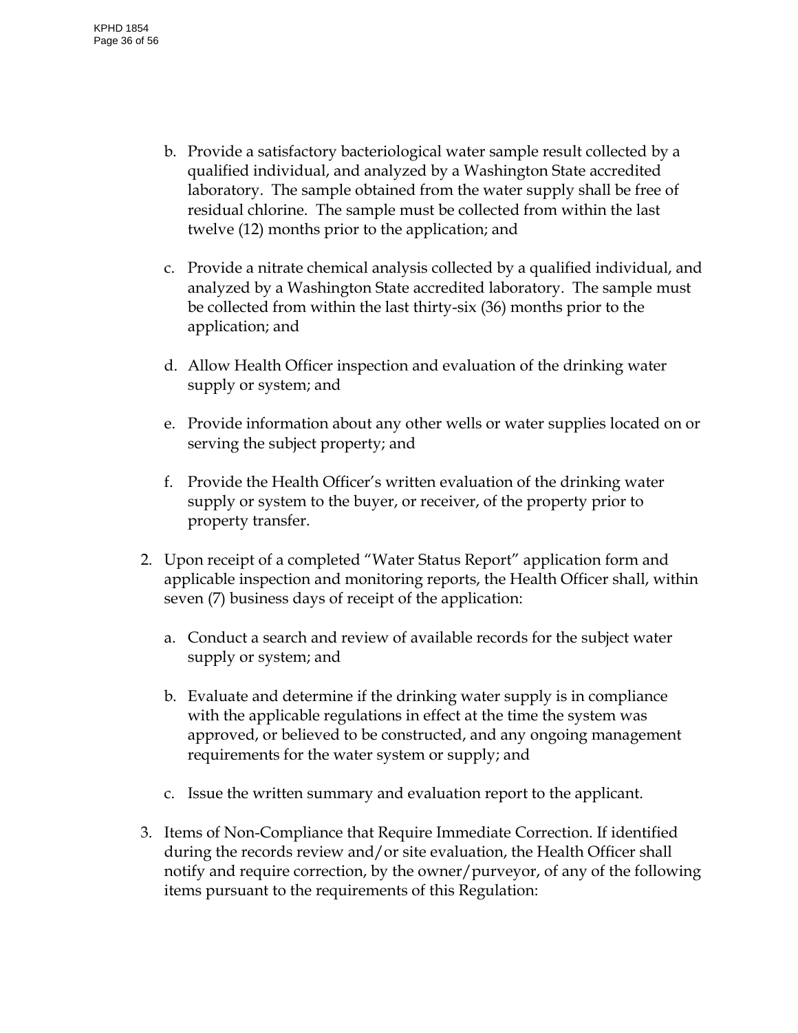b. Provide a satisfactory bacteriological water sample result collected by a qualified individual, and analyzed by a Washington State accredited laboratory. The sample obtained from the water supply shall be free of residual chlorine. The sample must be collected from within the last twelve (12) months prior to the application; and

c. Provide a nitrate chemical analysis collected by a qualified individual, and analyzed by a Washington State accredited laboratory. The sample must be collected from within the last thirty-six (36) months prior to the application; and

d. Allow Health Officer inspection and evaluation of the drinking water supply or system; and

e. Provide information about any other wells or water supplies located on or serving the subject property; and

f. Provide the Health Officer's written evaluation of the drinking water supply or system to the buyer, or receiver, of the property prior to property transfer.

2. Upon receipt of a completed "Water Status Report" application form and applicable inspection and monitoring reports, the Health Officer shall, within seven (7) business days of receipt of the application:

   a. Conduct a search and review of available records for the subject water supply or system; and

   b. Evaluate and determine if the drinking water supply is in compliance with the applicable regulations in effect at the time the system was approved, or believed to be constructed, and any ongoing management requirements for the water system or supply; and

   c. Issue the written summary and evaluation report to the applicant.

3. Items of Non-Compliance that Require Immediate Correction. If identified during the records review and/or site evaluation, the Health Officer shall notify and require correction, by the owner/purveyor, of any of the following items pursuant to the requirements of this Regulation: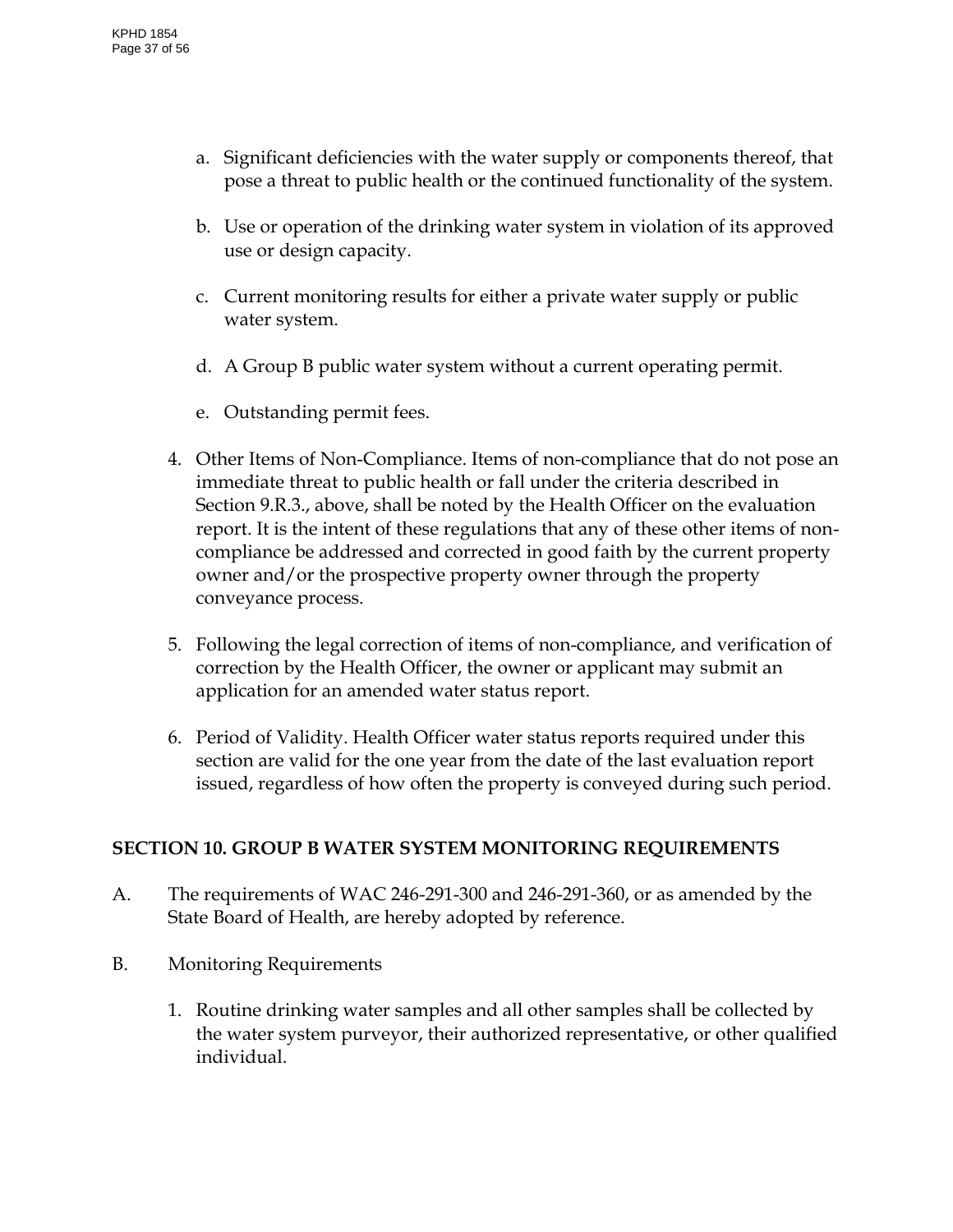a. Significant deficiencies with the water supply or components thereof, that pose a threat to public health or the continued functionality of the system.

b. Use or operation of the drinking water system in violation of its approved use or design capacity.

c. Current monitoring results for either a private water supply or public water system.

d. A Group B public water system without a current operating permit.

e. Outstanding permit fees.

4. Other Items of Non-Compliance. Items of non-compliance that do not pose an immediate threat to public health or fall under the criteria described in Section 9.R.3., above, shall be noted by the Health Officer on the evaluation report. It is the intent of these regulations that any of these other items of non-compliance be addressed and corrected in good faith by the current property owner and/or the prospective property owner through the property conveyance process.

5. Following the legal correction of items of non-compliance, and verification of correction by the Health Officer, the owner or applicant may submit an application for an amended water status report.

6. Period of Validity. Health Officer water status reports required under this section are valid for the one year from the date of the last evaluation report issued, regardless of how often the property is conveyed during such period.

## SECTION 10. GROUP B WATER SYSTEM MONITORING REQUIREMENTS

A. The requirements of WAC 246-291-300 and 246-291-360, or as amended by the State Board of Health, are hereby adopted by reference.

B. Monitoring Requirements

1. Routine drinking water samples and all other samples shall be collected by the water system purveyor, their authorized representative, or other qualified individual.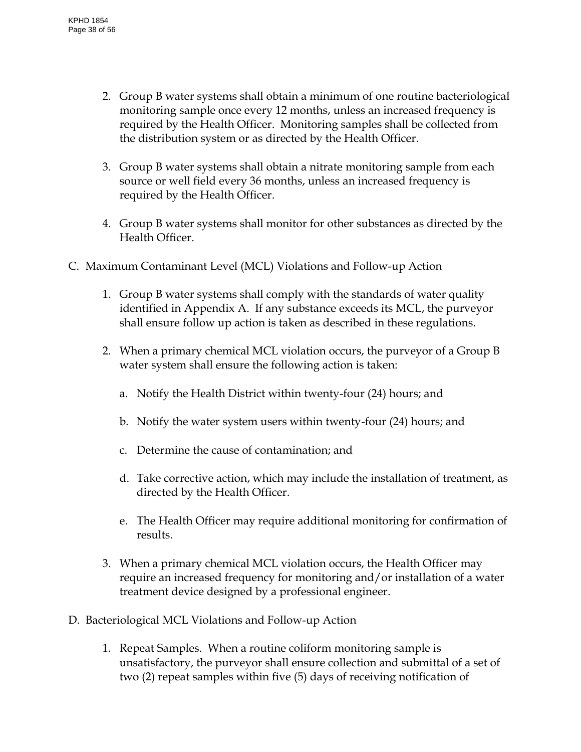2. Group B water systems shall obtain a minimum of one routine bacteriological monitoring sample once every 12 months, unless an increased frequency is required by the Health Officer. Monitoring samples shall be collected from the distribution system or as directed by the Health Officer.

3. Group B water systems shall obtain a nitrate monitoring sample from each source or well field every 36 months, unless an increased frequency is required by the Health Officer.

4. Group B water systems shall monitor for other substances as directed by the Health Officer.

C. Maximum Contaminant Level (MCL) Violations and Follow-up Action

1. Group B water systems shall comply with the standards of water quality identified in Appendix A. If any substance exceeds its MCL, the purveyor shall ensure follow up action is taken as described in these regulations.

2. When a primary chemical MCL violation occurs, the purveyor of a Group B water system shall ensure the following action is taken:

    a. Notify the Health District within twenty-four (24) hours; and

    b. Notify the water system users within twenty-four (24) hours; and

    c. Determine the cause of contamination; and

    d. Take corrective action, which may include the installation of treatment, as directed by the Health Officer.

    e. The Health Officer may require additional monitoring for confirmation of results.

3. When a primary chemical MCL violation occurs, the Health Officer may require an increased frequency for monitoring and/or installation of a water treatment device designed by a professional engineer.

D. Bacteriological MCL Violations and Follow-up Action

1. Repeat Samples. When a routine coliform monitoring sample is unsatisfactory, the purveyor shall ensure collection and submittal of a set of two (2) repeat samples within five (5) days of receiving notification of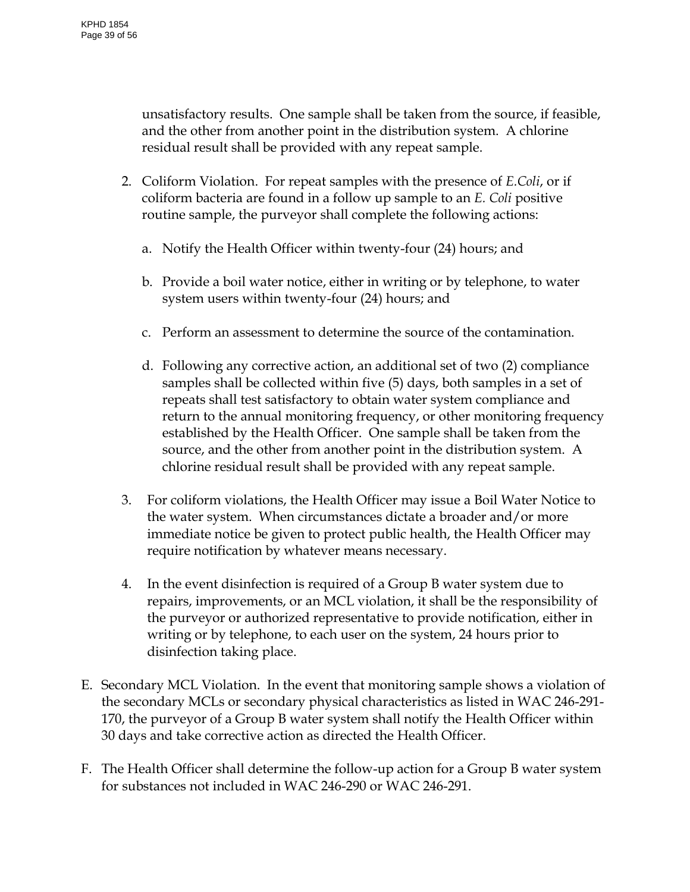unsatisfactory results. One sample shall be taken from the source, if feasible, and the other from another point in the distribution system. A chlorine residual result shall be provided with any repeat sample.

2. Coliform Violation. For repeat samples with the presence of *E.Coli*, or if coliform bacteria are found in a follow up sample to an *E. Coli* positive routine sample, the purveyor shall complete the following actions:

   a. Notify the Health Officer within twenty-four (24) hours; and

   b. Provide a boil water notice, either in writing or by telephone, to water system users within twenty-four (24) hours; and

   c. Perform an assessment to determine the source of the contamination.

   d. Following any corrective action, an additional set of two (2) compliance samples shall be collected within five (5) days, both samples in a set of repeats shall test satisfactory to obtain water system compliance and return to the annual monitoring frequency, or other monitoring frequency established by the Health Officer. One sample shall be taken from the source, and the other from another point in the distribution system. A chlorine residual result shall be provided with any repeat sample.

3. For coliform violations, the Health Officer may issue a Boil Water Notice to the water system. When circumstances dictate a broader and/or more immediate notice be given to protect public health, the Health Officer may require notification by whatever means necessary.

4. In the event disinfection is required of a Group B water system due to repairs, improvements, or an MCL violation, it shall be the responsibility of the purveyor or authorized representative to provide notification, either in writing or by telephone, to each user on the system, 24 hours prior to disinfection taking place.

E. Secondary MCL Violation. In the event that monitoring sample shows a violation of the secondary MCLs or secondary physical characteristics as listed in WAC 246-291-170, the purveyor of a Group B water system shall notify the Health Officer within 30 days and take corrective action as directed the Health Officer.

F. The Health Officer shall determine the follow-up action for a Group B water system for substances not included in WAC 246-290 or WAC 246-291.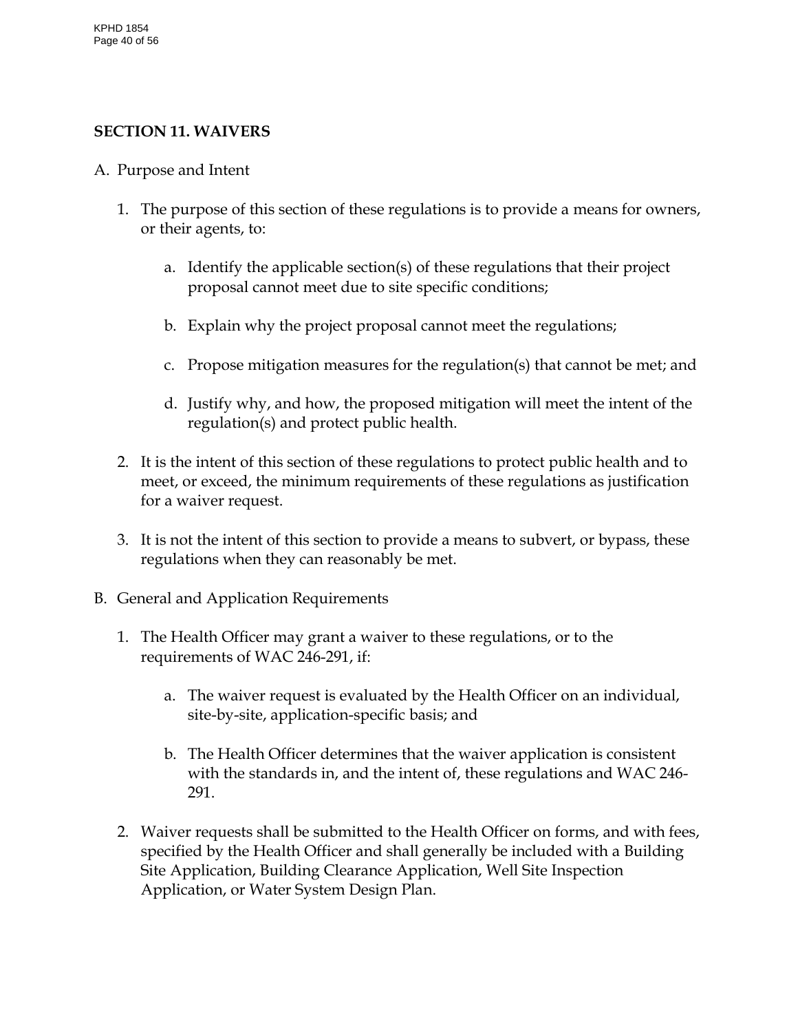## SECTION 11. WAIVERS

A. Purpose and Intent

   1. The purpose of this section of these regulations is to provide a means for owners, or their agents, to:

      a. Identify the applicable section(s) of these regulations that their project proposal cannot meet due to site specific conditions;

      b. Explain why the project proposal cannot meet the regulations;

      c. Propose mitigation measures for the regulation(s) that cannot be met; and

      d. Justify why, and how, the proposed mitigation will meet the intent of the regulation(s) and protect public health.

   2. It is the intent of this section of these regulations to protect public health and to meet, or exceed, the minimum requirements of these regulations as justification for a waiver request.

   3. It is not the intent of this section to provide a means to subvert, or bypass, these regulations when they can reasonably be met.

B. General and Application Requirements

   1. The Health Officer may grant a waiver to these regulations, or to the requirements of WAC 246-291, if:

      a. The waiver request is evaluated by the Health Officer on an individual, site-by-site, application-specific basis; and

      b. The Health Officer determines that the waiver application is consistent with the standards in, and the intent of, these regulations and WAC 246-291.

   2. Waiver requests shall be submitted to the Health Officer on forms, and with fees, specified by the Health Officer and shall generally be included with a Building Site Application, Building Clearance Application, Well Site Inspection Application, or Water System Design Plan.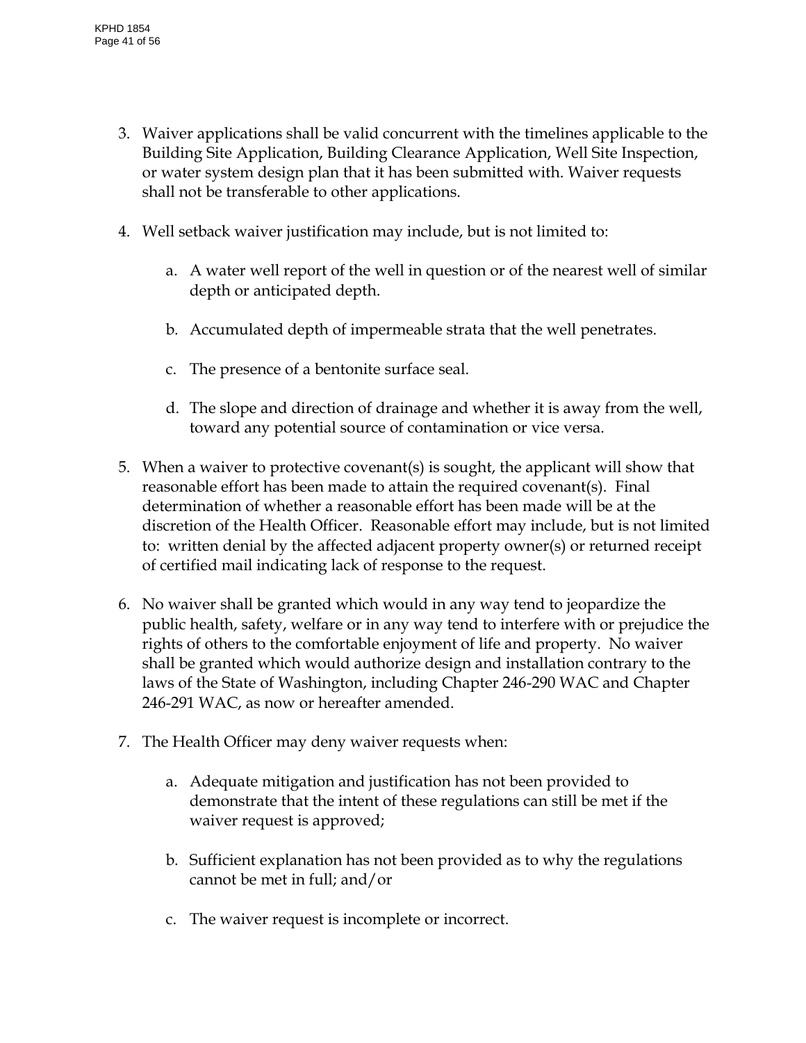3. Waiver applications shall be valid concurrent with the timelines applicable to the Building Site Application, Building Clearance Application, Well Site Inspection, or water system design plan that it has been submitted with. Waiver requests shall not be transferable to other applications.

4. Well setback waiver justification may include, but is not limited to:

    a. A water well report of the well in question or of the nearest well of similar depth or anticipated depth.

    b. Accumulated depth of impermeable strata that the well penetrates.

    c. The presence of a bentonite surface seal.

    d. The slope and direction of drainage and whether it is away from the well, toward any potential source of contamination or vice versa.

5. When a waiver to protective covenant(s) is sought, the applicant will show that reasonable effort has been made to attain the required covenant(s). Final determination of whether a reasonable effort has been made will be at the discretion of the Health Officer. Reasonable effort may include, but is not limited to: written denial by the affected adjacent property owner(s) or returned receipt of certified mail indicating lack of response to the request.

6. No waiver shall be granted which would in any way tend to jeopardize the public health, safety, welfare or in any way tend to interfere with or prejudice the rights of others to the comfortable enjoyment of life and property. No waiver shall be granted which would authorize design and installation contrary to the laws of the State of Washington, including Chapter 246-290 WAC and Chapter 246-291 WAC, as now or hereafter amended.

7. The Health Officer may deny waiver requests when:

    a. Adequate mitigation and justification has not been provided to demonstrate that the intent of these regulations can still be met if the waiver request is approved;

    b. Sufficient explanation has not been provided as to why the regulations cannot be met in full; and/or

    c. The waiver request is incomplete or incorrect.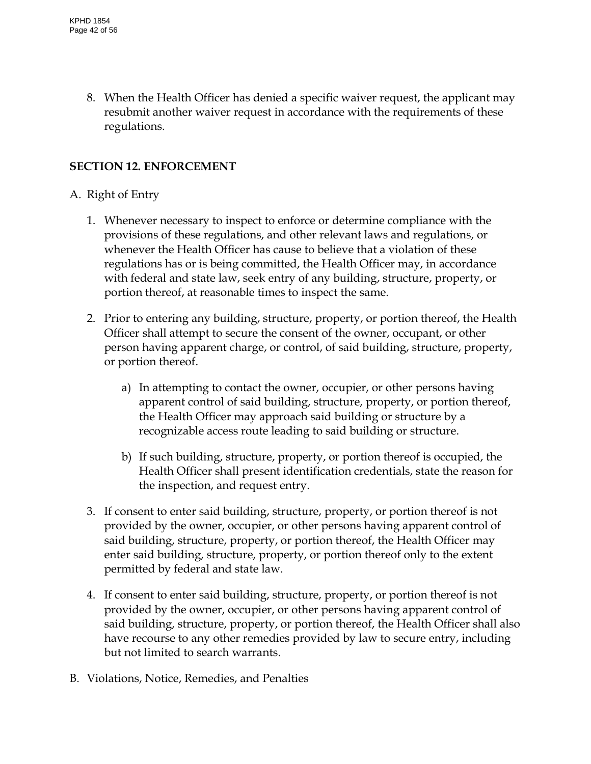8. When the Health Officer has denied a specific waiver request, the applicant may resubmit another waiver request in accordance with the requirements of these regulations.

## SECTION 12. ENFORCEMENT

A. Right of Entry

1. Whenever necessary to inspect to enforce or determine compliance with the provisions of these regulations, and other relevant laws and regulations, or whenever the Health Officer has cause to believe that a violation of these regulations has or is being committed, the Health Officer may, in accordance with federal and state law, seek entry of any building, structure, property, or portion thereof, at reasonable times to inspect the same.

2. Prior to entering any building, structure, property, or portion thereof, the Health Officer shall attempt to secure the consent of the owner, occupant, or other person having apparent charge, or control, of said building, structure, property, or portion thereof.

    a) In attempting to contact the owner, occupier, or other persons having apparent control of said building, structure, property, or portion thereof, the Health Officer may approach said building or structure by a recognizable access route leading to said building or structure.

    b) If such building, structure, property, or portion thereof is occupied, the Health Officer shall present identification credentials, state the reason for the inspection, and request entry.

3. If consent to enter said building, structure, property, or portion thereof is not provided by the owner, occupier, or other persons having apparent control of said building, structure, property, or portion thereof, the Health Officer may enter said building, structure, property, or portion thereof only to the extent permitted by federal and state law.

4. If consent to enter said building, structure, property, or portion thereof is not provided by the owner, occupier, or other persons having apparent control of said building, structure, property, or portion thereof, the Health Officer shall also have recourse to any other remedies provided by law to secure entry, including but not limited to search warrants.

B. Violations, Notice, Remedies, and Penalties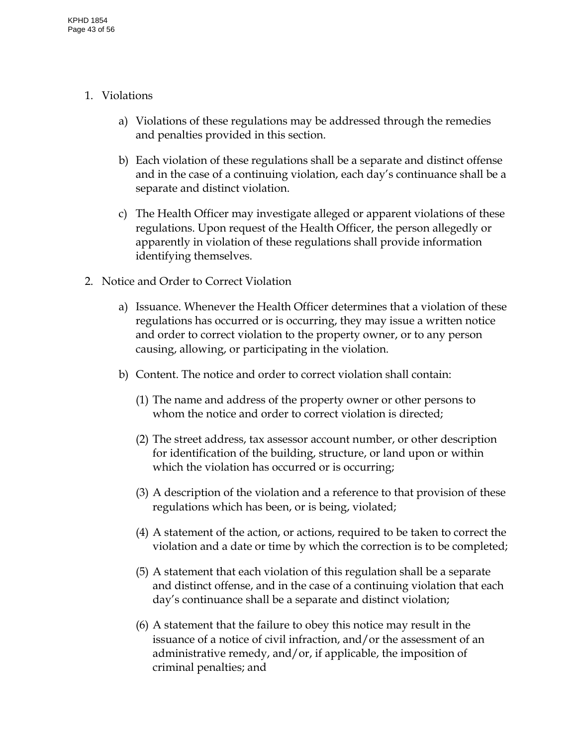1. Violations

    a) Violations of these regulations may be addressed through the remedies and penalties provided in this section.

    b) Each violation of these regulations shall be a separate and distinct offense and in the case of a continuing violation, each day's continuance shall be a separate and distinct violation.

    c) The Health Officer may investigate alleged or apparent violations of these regulations. Upon request of the Health Officer, the person allegedly or apparently in violation of these regulations shall provide information identifying themselves.

2. Notice and Order to Correct Violation

    a) Issuance. Whenever the Health Officer determines that a violation of these regulations has occurred or is occurring, they may issue a written notice and order to correct violation to the property owner, or to any person causing, allowing, or participating in the violation.

    b) Content. The notice and order to correct violation shall contain:

        (1) The name and address of the property owner or other persons to whom the notice and order to correct violation is directed;

        (2) The street address, tax assessor account number, or other description for identification of the building, structure, or land upon or within which the violation has occurred or is occurring;

        (3) A description of the violation and a reference to that provision of these regulations which has been, or is being, violated;

        (4) A statement of the action, or actions, required to be taken to correct the violation and a date or time by which the correction is to be completed;

        (5) A statement that each violation of this regulation shall be a separate and distinct offense, and in the case of a continuing violation that each day's continuance shall be a separate and distinct violation;

        (6) A statement that the failure to obey this notice may result in the issuance of a notice of civil infraction, and/or the assessment of an administrative remedy, and/or, if applicable, the imposition of criminal penalties; and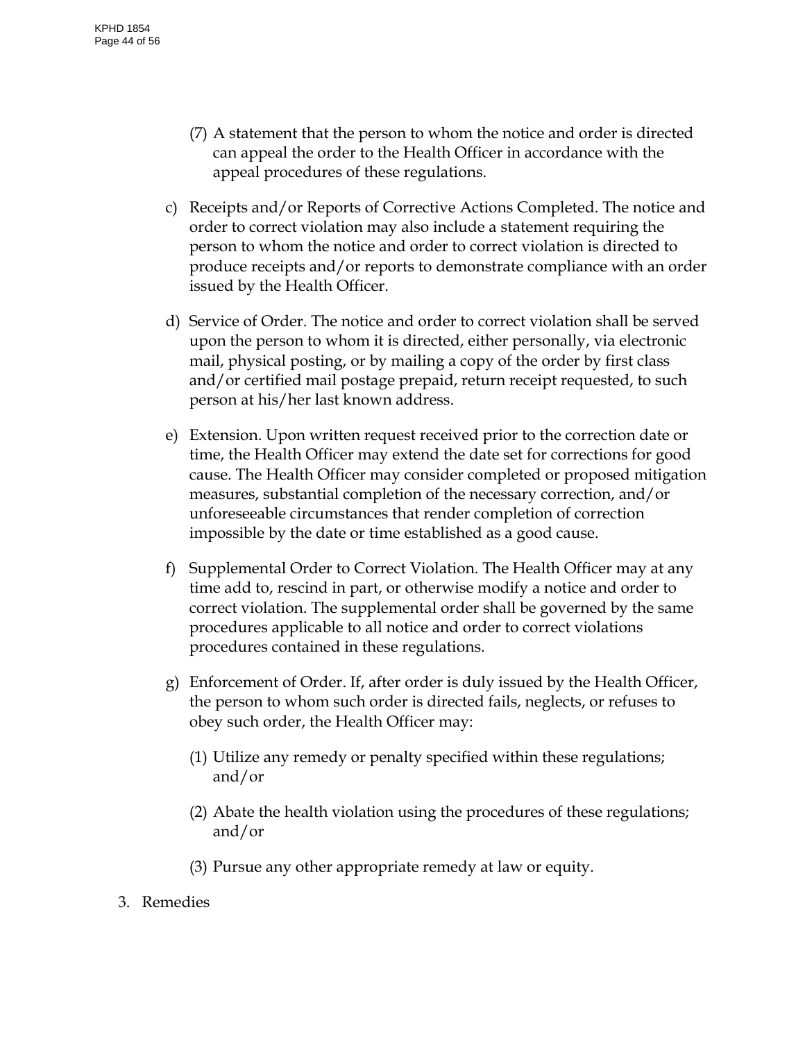(7) A statement that the person to whom the notice and order is directed can appeal the order to the Health Officer in accordance with the appeal procedures of these regulations.

c) Receipts and/or Reports of Corrective Actions Completed. The notice and order to correct violation may also include a statement requiring the person to whom the notice and order to correct violation is directed to produce receipts and/or reports to demonstrate compliance with an order issued by the Health Officer.

d) Service of Order. The notice and order to correct violation shall be served upon the person to whom it is directed, either personally, via electronic mail, physical posting, or by mailing a copy of the order by first class and/or certified mail postage prepaid, return receipt requested, to such person at his/her last known address.

e) Extension. Upon written request received prior to the correction date or time, the Health Officer may extend the date set for corrections for good cause. The Health Officer may consider completed or proposed mitigation measures, substantial completion of the necessary correction, and/or unforeseeable circumstances that render completion of correction impossible by the date or time established as a good cause.

f) Supplemental Order to Correct Violation. The Health Officer may at any time add to, rescind in part, or otherwise modify a notice and order to correct violation. The supplemental order shall be governed by the same procedures applicable to all notice and order to correct violations procedures contained in these regulations.

g) Enforcement of Order. If, after order is duly issued by the Health Officer, the person to whom such order is directed fails, neglects, or refuses to obey such order, the Health Officer may:

(1) Utilize any remedy or penalty specified within these regulations; and/or

(2) Abate the health violation using the procedures of these regulations; and/or

(3) Pursue any other appropriate remedy at law or equity.

3. Remedies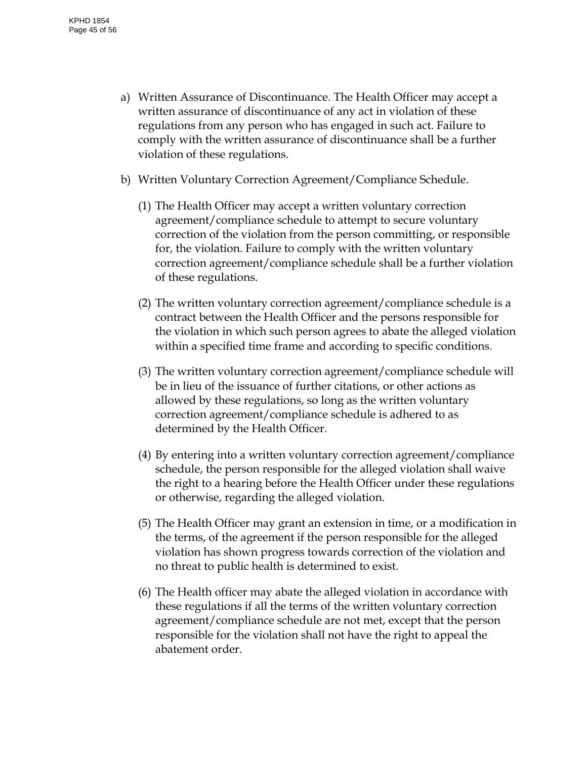a) Written Assurance of Discontinuance. The Health Officer may accept a written assurance of discontinuance of any act in violation of these regulations from any person who has engaged in such act. Failure to comply with the written assurance of discontinuance shall be a further violation of these regulations.

b) Written Voluntary Correction Agreement/Compliance Schedule.

   (1) The Health Officer may accept a written voluntary correction agreement/compliance schedule to attempt to secure voluntary correction of the violation from the person committing, or responsible for, the violation. Failure to comply with the written voluntary correction agreement/compliance schedule shall be a further violation of these regulations.

   (2) The written voluntary correction agreement/compliance schedule is a contract between the Health Officer and the persons responsible for the violation in which such person agrees to abate the alleged violation within a specified time frame and according to specific conditions.

   (3) The written voluntary correction agreement/compliance schedule will be in lieu of the issuance of further citations, or other actions as allowed by these regulations, so long as the written voluntary correction agreement/compliance schedule is adhered to as determined by the Health Officer.

   (4) By entering into a written voluntary correction agreement/compliance schedule, the person responsible for the alleged violation shall waive the right to a hearing before the Health Officer under these regulations or otherwise, regarding the alleged violation.

   (5) The Health Officer may grant an extension in time, or a modification in the terms, of the agreement if the person responsible for the alleged violation has shown progress towards correction of the violation and no threat to public health is determined to exist.

   (6) The Health officer may abate the alleged violation in accordance with these regulations if all the terms of the written voluntary correction agreement/compliance schedule are not met, except that the person responsible for the violation shall not have the right to appeal the abatement order.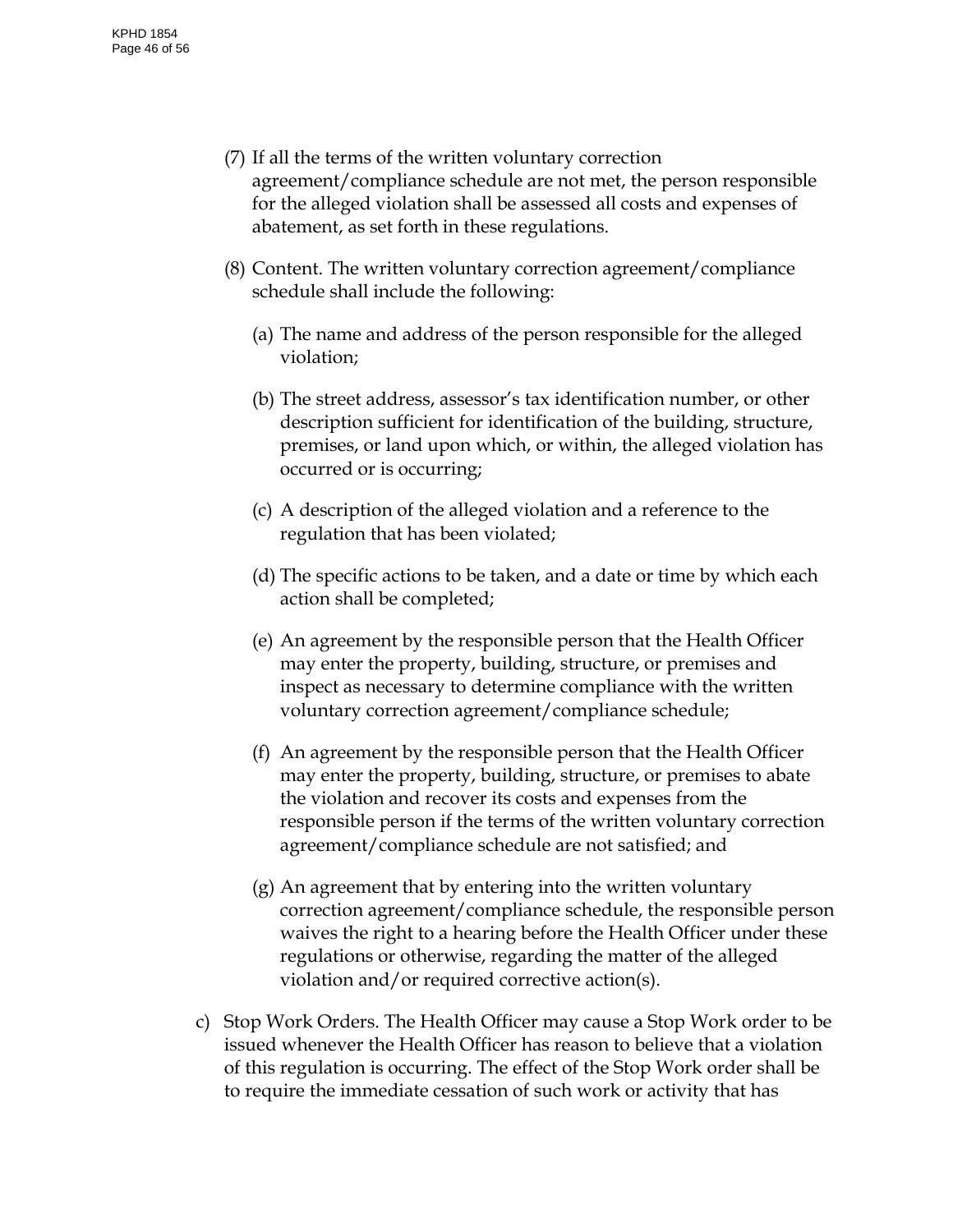(7) If all the terms of the written voluntary correction agreement/compliance schedule are not met, the person responsible for the alleged violation shall be assessed all costs and expenses of abatement, as set forth in these regulations.

(8) Content. The written voluntary correction agreement/compliance schedule shall include the following:

(a) The name and address of the person responsible for the alleged violation;

(b) The street address, assessor's tax identification number, or other description sufficient for identification of the building, structure, premises, or land upon which, or within, the alleged violation has occurred or is occurring;

(c) A description of the alleged violation and a reference to the regulation that has been violated;

(d) The specific actions to be taken, and a date or time by which each action shall be completed;

(e) An agreement by the responsible person that the Health Officer may enter the property, building, structure, or premises and inspect as necessary to determine compliance with the written voluntary correction agreement/compliance schedule;

(f) An agreement by the responsible person that the Health Officer may enter the property, building, structure, or premises to abate the violation and recover its costs and expenses from the responsible person if the terms of the written voluntary correction agreement/compliance schedule are not satisfied; and

(g) An agreement that by entering into the written voluntary correction agreement/compliance schedule, the responsible person waives the right to a hearing before the Health Officer under these regulations or otherwise, regarding the matter of the alleged violation and/or required corrective action(s).

c) Stop Work Orders. The Health Officer may cause a Stop Work order to be issued whenever the Health Officer has reason to believe that a violation of this regulation is occurring. The effect of the Stop Work order shall be to require the immediate cessation of such work or activity that has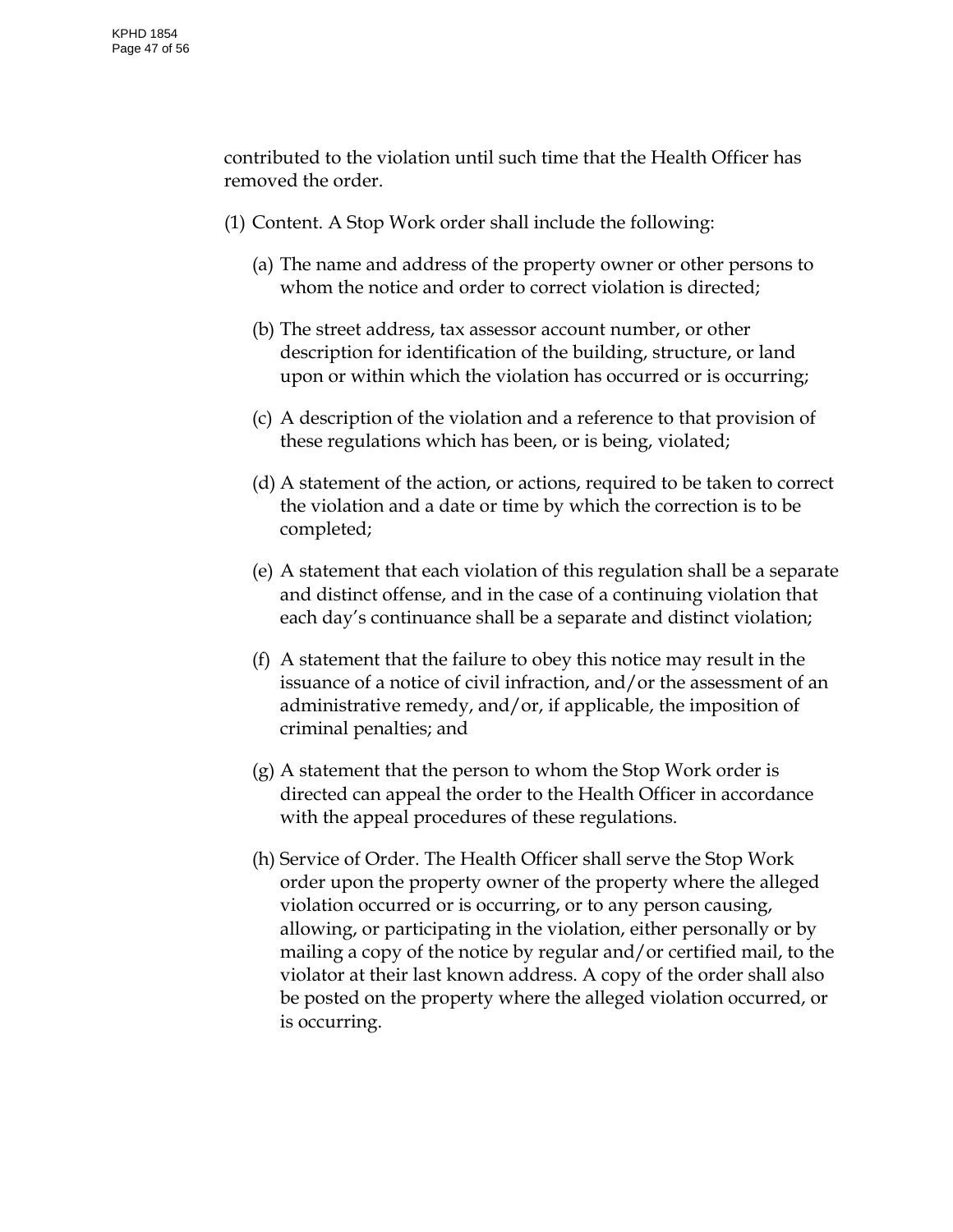contributed to the violation until such time that the Health Officer has removed the order.

(1) Content. A Stop Work order shall include the following:

(a) The name and address of the property owner or other persons to whom the notice and order to correct violation is directed;

(b) The street address, tax assessor account number, or other description for identification of the building, structure, or land upon or within which the violation has occurred or is occurring;

(c) A description of the violation and a reference to that provision of these regulations which has been, or is being, violated;

(d) A statement of the action, or actions, required to be taken to correct the violation and a date or time by which the correction is to be completed;

(e) A statement that each violation of this regulation shall be a separate and distinct offense, and in the case of a continuing violation that each day's continuance shall be a separate and distinct violation;

(f) A statement that the failure to obey this notice may result in the issuance of a notice of civil infraction, and/or the assessment of an administrative remedy, and/or, if applicable, the imposition of criminal penalties; and

(g) A statement that the person to whom the Stop Work order is directed can appeal the order to the Health Officer in accordance with the appeal procedures of these regulations.

(h) Service of Order. The Health Officer shall serve the Stop Work order upon the property owner of the property where the alleged violation occurred or is occurring, or to any person causing, allowing, or participating in the violation, either personally or by mailing a copy of the notice by regular and/or certified mail, to the violator at their last known address. A copy of the order shall also be posted on the property where the alleged violation occurred, or is occurring.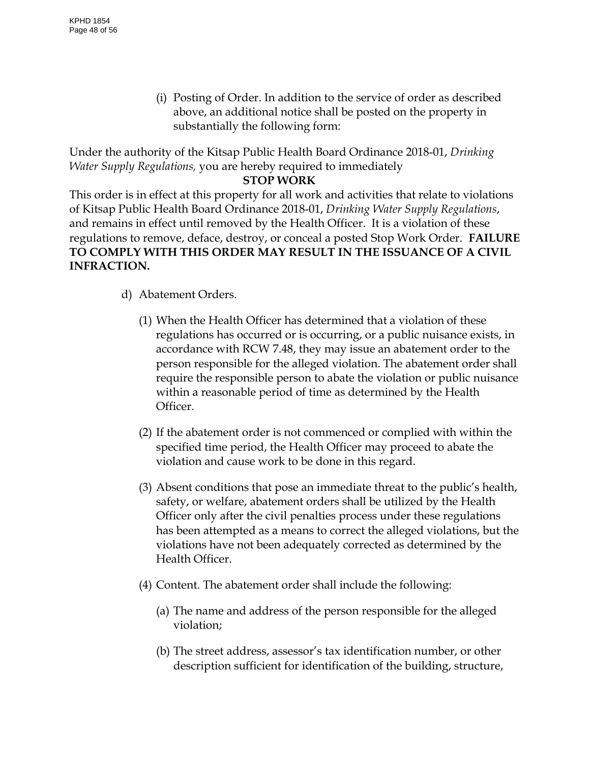(i) Posting of Order. In addition to the service of order as described above, an additional notice shall be posted on the property in substantially the following form:

Under the authority of the Kitsap Public Health Board Ordinance 2018-01, *Drinking Water Supply Regulations,* you are hereby required to immediately

**STOP WORK**

This order is in effect at this property for all work and activities that relate to violations of Kitsap Public Health Board Ordinance 2018-01, *Drinking Water Supply Regulations*, and remains in effect until removed by the Health Officer. It is a violation of these regulations to remove, deface, destroy, or conceal a posted Stop Work Order. **FAILURE TO COMPLY WITH THIS ORDER MAY RESULT IN THE ISSUANCE OF A CIVIL INFRACTION.**

d) Abatement Orders.

(1) When the Health Officer has determined that a violation of these regulations has occurred or is occurring, or a public nuisance exists, in accordance with RCW 7.48, they may issue an abatement order to the person responsible for the alleged violation. The abatement order shall require the responsible person to abate the violation or public nuisance within a reasonable period of time as determined by the Health Officer.

(2) If the abatement order is not commenced or complied with within the specified time period, the Health Officer may proceed to abate the violation and cause work to be done in this regard.

(3) Absent conditions that pose an immediate threat to the public's health, safety, or welfare, abatement orders shall be utilized by the Health Officer only after the civil penalties process under these regulations has been attempted as a means to correct the alleged violations, but the violations have not been adequately corrected as determined by the Health Officer.

(4) Content. The abatement order shall include the following:

(a) The name and address of the person responsible for the alleged violation;

(b) The street address, assessor's tax identification number, or other description sufficient for identification of the building, structure,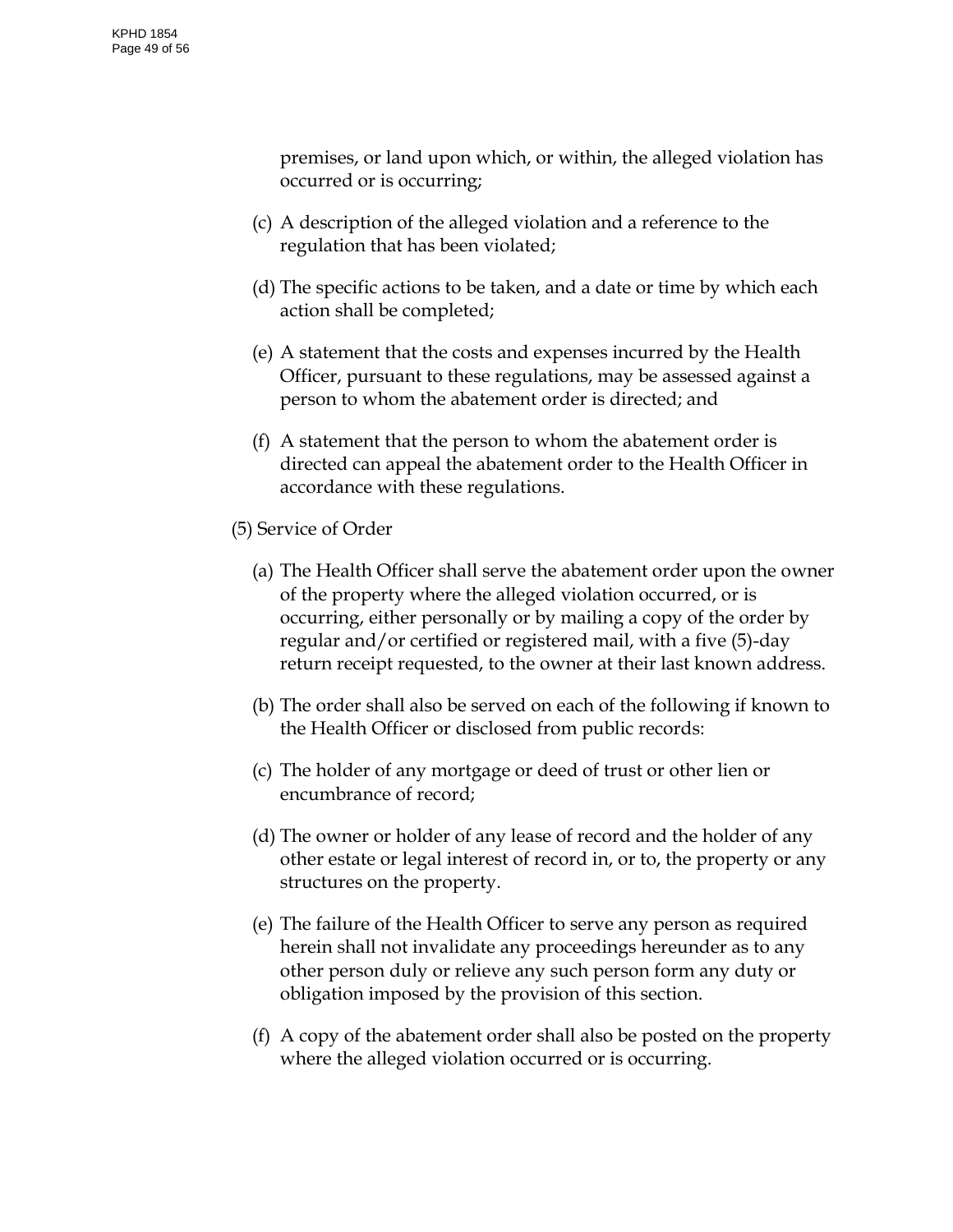premises, or land upon which, or within, the alleged violation has occurred or is occurring;

(c) A description of the alleged violation and a reference to the regulation that has been violated;

(d) The specific actions to be taken, and a date or time by which each action shall be completed;

(e) A statement that the costs and expenses incurred by the Health Officer, pursuant to these regulations, may be assessed against a person to whom the abatement order is directed; and

(f) A statement that the person to whom the abatement order is directed can appeal the abatement order to the Health Officer in accordance with these regulations.

(5) Service of Order

(a) The Health Officer shall serve the abatement order upon the owner of the property where the alleged violation occurred, or is occurring, either personally or by mailing a copy of the order by regular and/or certified or registered mail, with a five (5)-day return receipt requested, to the owner at their last known address.

(b) The order shall also be served on each of the following if known to the Health Officer or disclosed from public records:

(c) The holder of any mortgage or deed of trust or other lien or encumbrance of record;

(d) The owner or holder of any lease of record and the holder of any other estate or legal interest of record in, or to, the property or any structures on the property.

(e) The failure of the Health Officer to serve any person as required herein shall not invalidate any proceedings hereunder as to any other person duly or relieve any such person form any duty or obligation imposed by the provision of this section.

(f) A copy of the abatement order shall also be posted on the property where the alleged violation occurred or is occurring.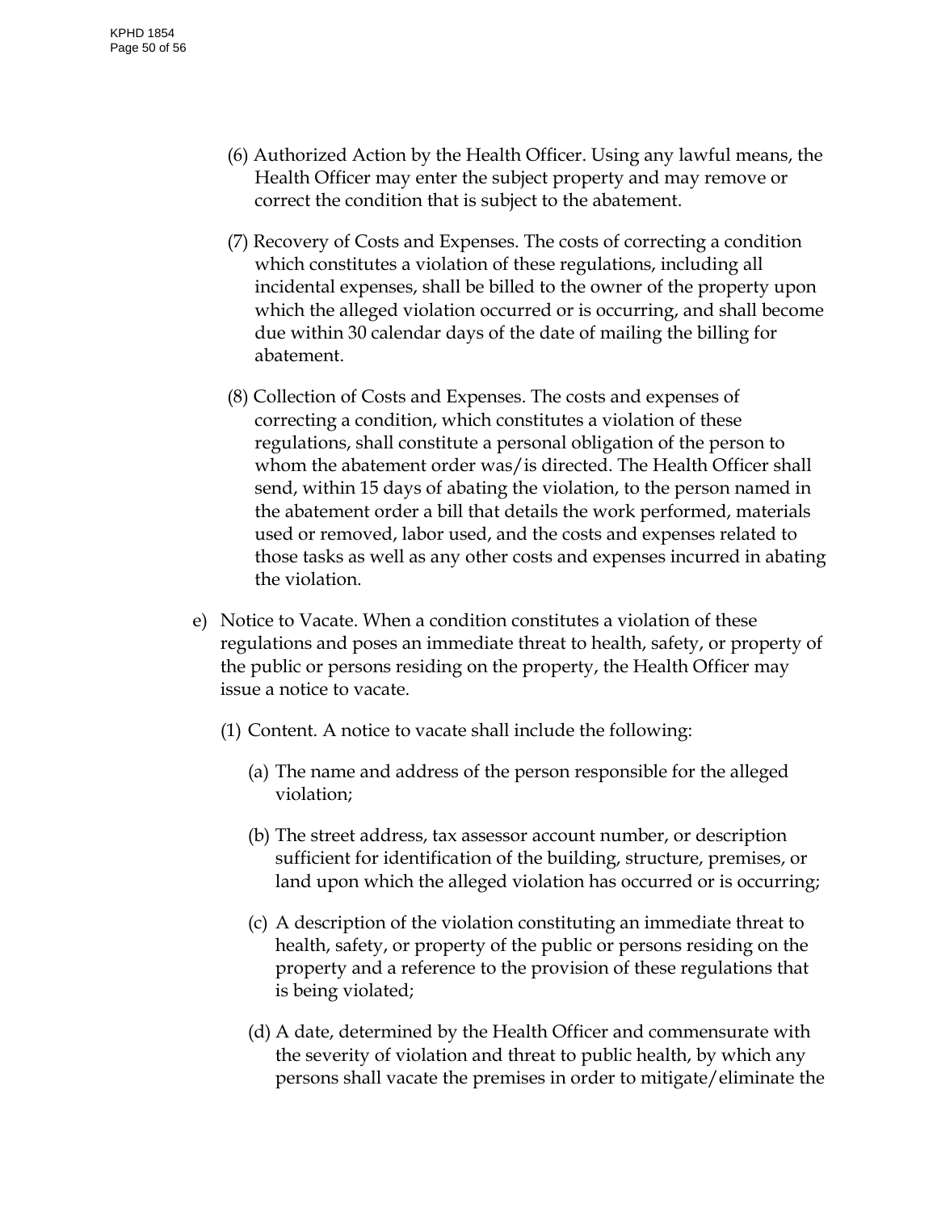(6) Authorized Action by the Health Officer. Using any lawful means, the Health Officer may enter the subject property and may remove or correct the condition that is subject to the abatement.

(7) Recovery of Costs and Expenses. The costs of correcting a condition which constitutes a violation of these regulations, including all incidental expenses, shall be billed to the owner of the property upon which the alleged violation occurred or is occurring, and shall become due within 30 calendar days of the date of mailing the billing for abatement.

(8) Collection of Costs and Expenses. The costs and expenses of correcting a condition, which constitutes a violation of these regulations, shall constitute a personal obligation of the person to whom the abatement order was/is directed. The Health Officer shall send, within 15 days of abating the violation, to the person named in the abatement order a bill that details the work performed, materials used or removed, labor used, and the costs and expenses related to those tasks as well as any other costs and expenses incurred in abating the violation.

e) Notice to Vacate. When a condition constitutes a violation of these regulations and poses an immediate threat to health, safety, or property of the public or persons residing on the property, the Health Officer may issue a notice to vacate.

(1) Content. A notice to vacate shall include the following:

(a) The name and address of the person responsible for the alleged violation;

(b) The street address, tax assessor account number, or description sufficient for identification of the building, structure, premises, or land upon which the alleged violation has occurred or is occurring;

(c) A description of the violation constituting an immediate threat to health, safety, or property of the public or persons residing on the property and a reference to the provision of these regulations that is being violated;

(d) A date, determined by the Health Officer and commensurate with the severity of violation and threat to public health, by which any persons shall vacate the premises in order to mitigate/eliminate the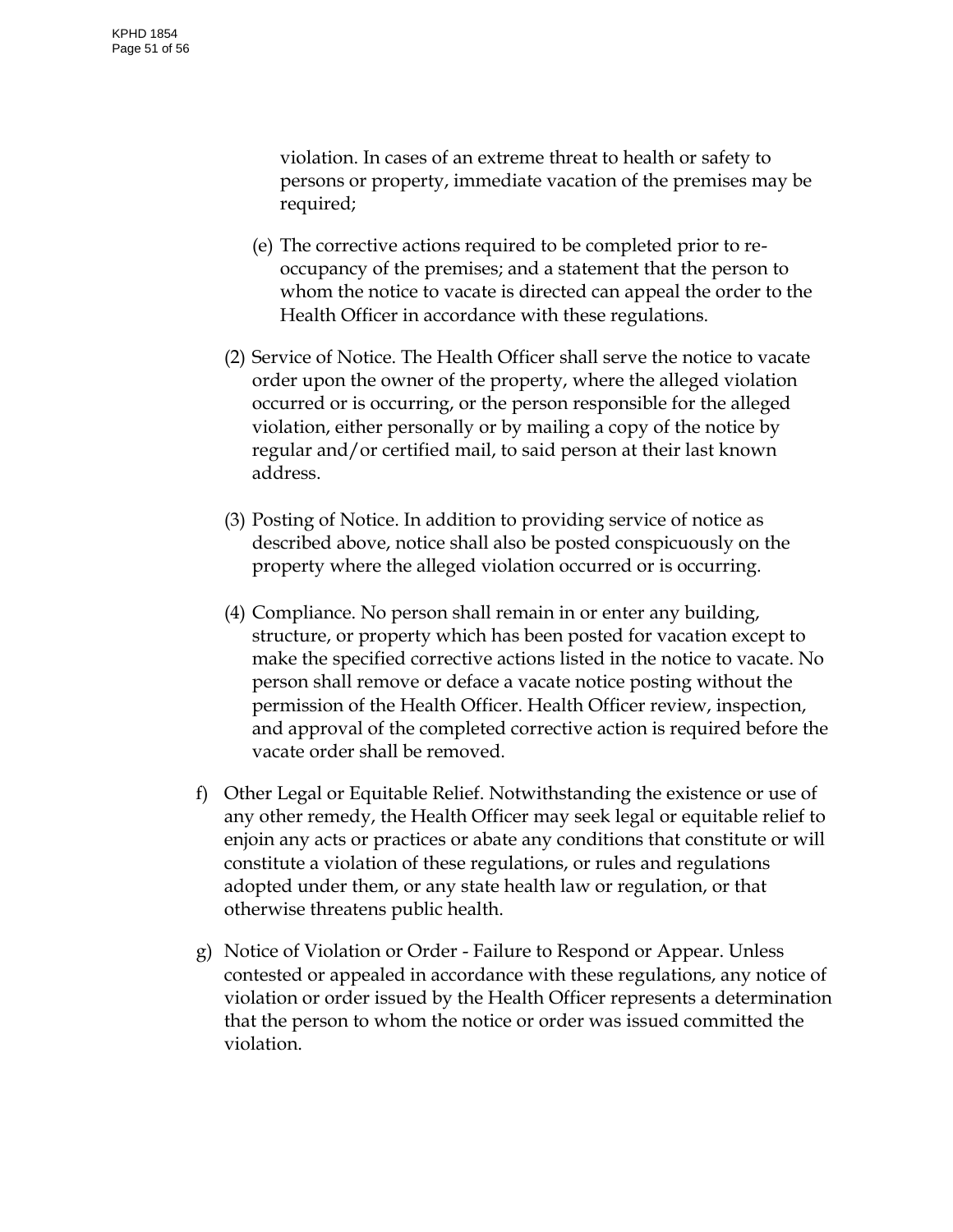violation. In cases of an extreme threat to health or safety to persons or property, immediate vacation of the premises may be required;

(e) The corrective actions required to be completed prior to re-occupancy of the premises; and a statement that the person to whom the notice to vacate is directed can appeal the order to the Health Officer in accordance with these regulations.

(2) Service of Notice. The Health Officer shall serve the notice to vacate order upon the owner of the property, where the alleged violation occurred or is occurring, or the person responsible for the alleged violation, either personally or by mailing a copy of the notice by regular and/or certified mail, to said person at their last known address.

(3) Posting of Notice. In addition to providing service of notice as described above, notice shall also be posted conspicuously on the property where the alleged violation occurred or is occurring.

(4) Compliance. No person shall remain in or enter any building, structure, or property which has been posted for vacation except to make the specified corrective actions listed in the notice to vacate. No person shall remove or deface a vacate notice posting without the permission of the Health Officer. Health Officer review, inspection, and approval of the completed corrective action is required before the vacate order shall be removed.

f) Other Legal or Equitable Relief. Notwithstanding the existence or use of any other remedy, the Health Officer may seek legal or equitable relief to enjoin any acts or practices or abate any conditions that constitute or will constitute a violation of these regulations, or rules and regulations adopted under them, or any state health law or regulation, or that otherwise threatens public health.

g) Notice of Violation or Order - Failure to Respond or Appear. Unless contested or appealed in accordance with these regulations, any notice of violation or order issued by the Health Officer represents a determination that the person to whom the notice or order was issued committed the violation.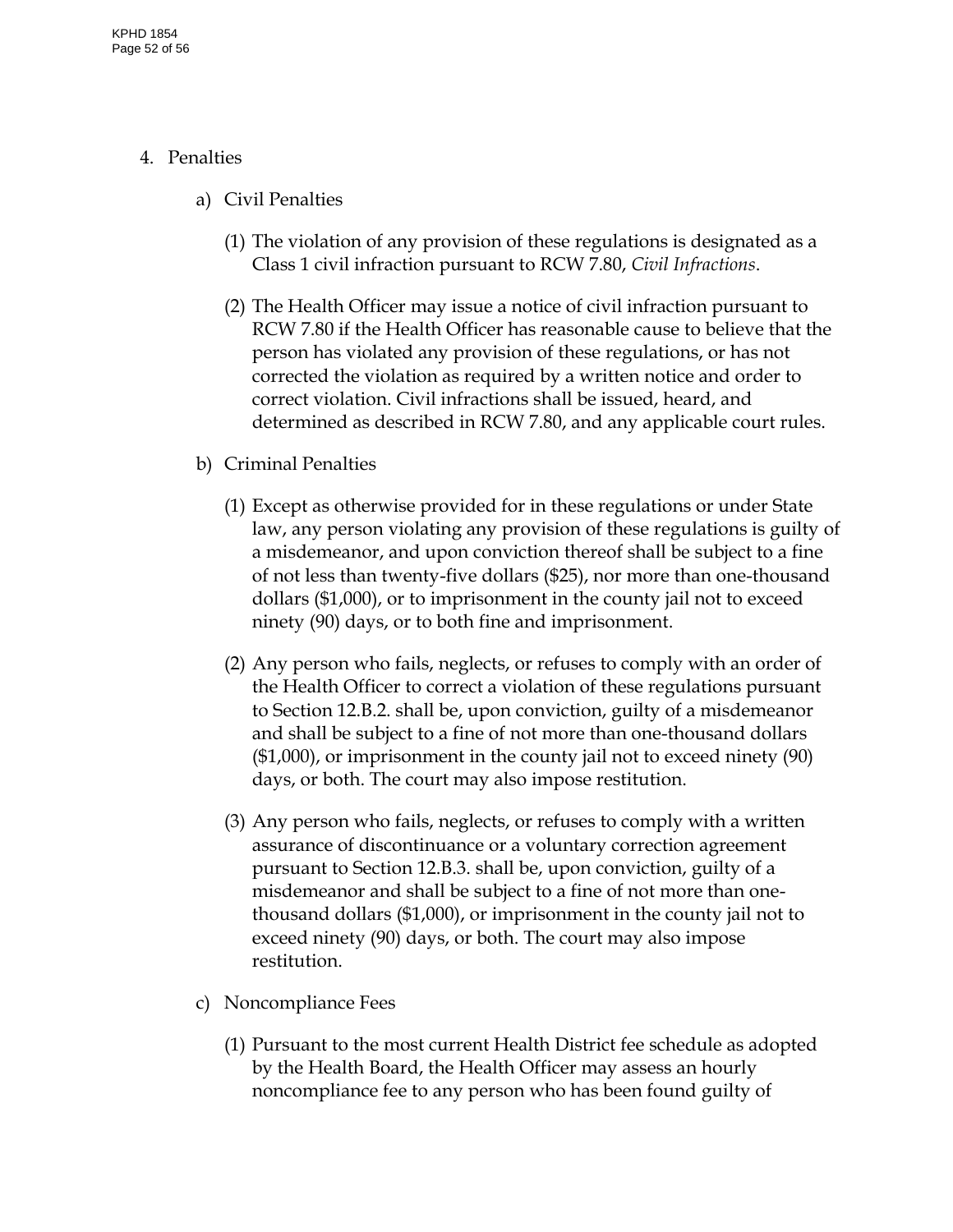4. Penalties

    a) Civil Penalties

        (1) The violation of any provision of these regulations is designated as a Class 1 civil infraction pursuant to RCW 7.80, *Civil Infractions*.

        (2) The Health Officer may issue a notice of civil infraction pursuant to RCW 7.80 if the Health Officer has reasonable cause to believe that the person has violated any provision of these regulations, or has not corrected the violation as required by a written notice and order to correct violation. Civil infractions shall be issued, heard, and determined as described in RCW 7.80, and any applicable court rules.

    b) Criminal Penalties

        (1) Except as otherwise provided for in these regulations or under State law, any person violating any provision of these regulations is guilty of a misdemeanor, and upon conviction thereof shall be subject to a fine of not less than twenty-five dollars ($25), nor more than one-thousand dollars ($1,000), or to imprisonment in the county jail not to exceed ninety (90) days, or to both fine and imprisonment.

        (2) Any person who fails, neglects, or refuses to comply with an order of the Health Officer to correct a violation of these regulations pursuant to Section 12.B.2. shall be, upon conviction, guilty of a misdemeanor and shall be subject to a fine of not more than one-thousand dollars ($1,000), or imprisonment in the county jail not to exceed ninety (90) days, or both. The court may also impose restitution.

        (3) Any person who fails, neglects, or refuses to comply with a written assurance of discontinuance or a voluntary correction agreement pursuant to Section 12.B.3. shall be, upon conviction, guilty of a misdemeanor and shall be subject to a fine of not more than one-thousand dollars ($1,000), or imprisonment in the county jail not to exceed ninety (90) days, or both. The court may also impose restitution.

    c) Noncompliance Fees

        (1) Pursuant to the most current Health District fee schedule as adopted by the Health Board, the Health Officer may assess an hourly noncompliance fee to any person who has been found guilty of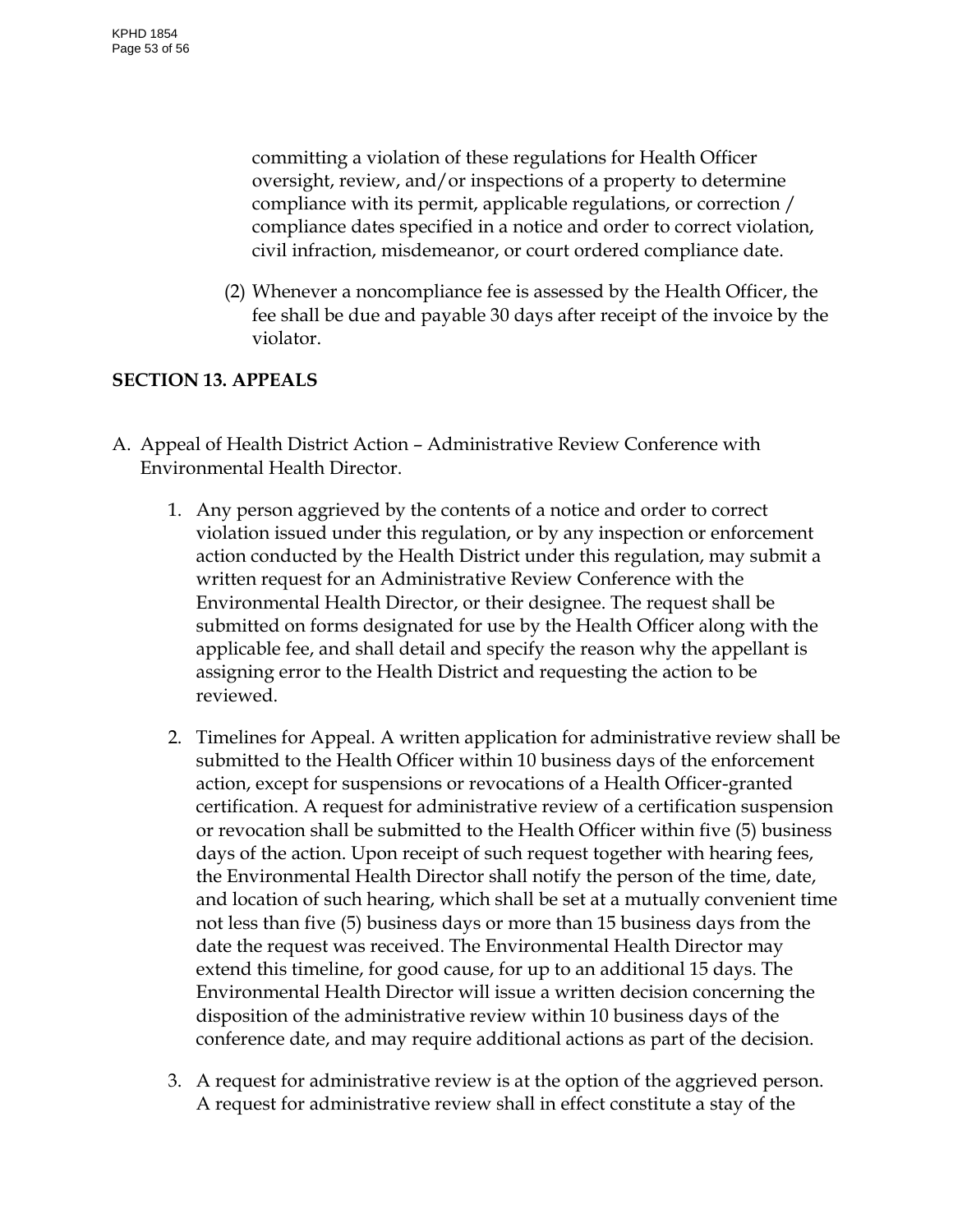committing a violation of these regulations for Health Officer oversight, review, and/or inspections of a property to determine compliance with its permit, applicable regulations, or correction / compliance dates specified in a notice and order to correct violation, civil infraction, misdemeanor, or court ordered compliance date.

(2) Whenever a noncompliance fee is assessed by the Health Officer, the fee shall be due and payable 30 days after receipt of the invoice by the violator.

## SECTION 13. APPEALS

A. Appeal of Health District Action – Administrative Review Conference with Environmental Health Director.

1. Any person aggrieved by the contents of a notice and order to correct violation issued under this regulation, or by any inspection or enforcement action conducted by the Health District under this regulation, may submit a written request for an Administrative Review Conference with the Environmental Health Director, or their designee. The request shall be submitted on forms designated for use by the Health Officer along with the applicable fee, and shall detail and specify the reason why the appellant is assigning error to the Health District and requesting the action to be reviewed.

2. Timelines for Appeal. A written application for administrative review shall be submitted to the Health Officer within 10 business days of the enforcement action, except for suspensions or revocations of a Health Officer-granted certification. A request for administrative review of a certification suspension or revocation shall be submitted to the Health Officer within five (5) business days of the action. Upon receipt of such request together with hearing fees, the Environmental Health Director shall notify the person of the time, date, and location of such hearing, which shall be set at a mutually convenient time not less than five (5) business days or more than 15 business days from the date the request was received. The Environmental Health Director may extend this timeline, for good cause, for up to an additional 15 days. The Environmental Health Director will issue a written decision concerning the disposition of the administrative review within 10 business days of the conference date, and may require additional actions as part of the decision.

3. A request for administrative review is at the option of the aggrieved person. A request for administrative review shall in effect constitute a stay of the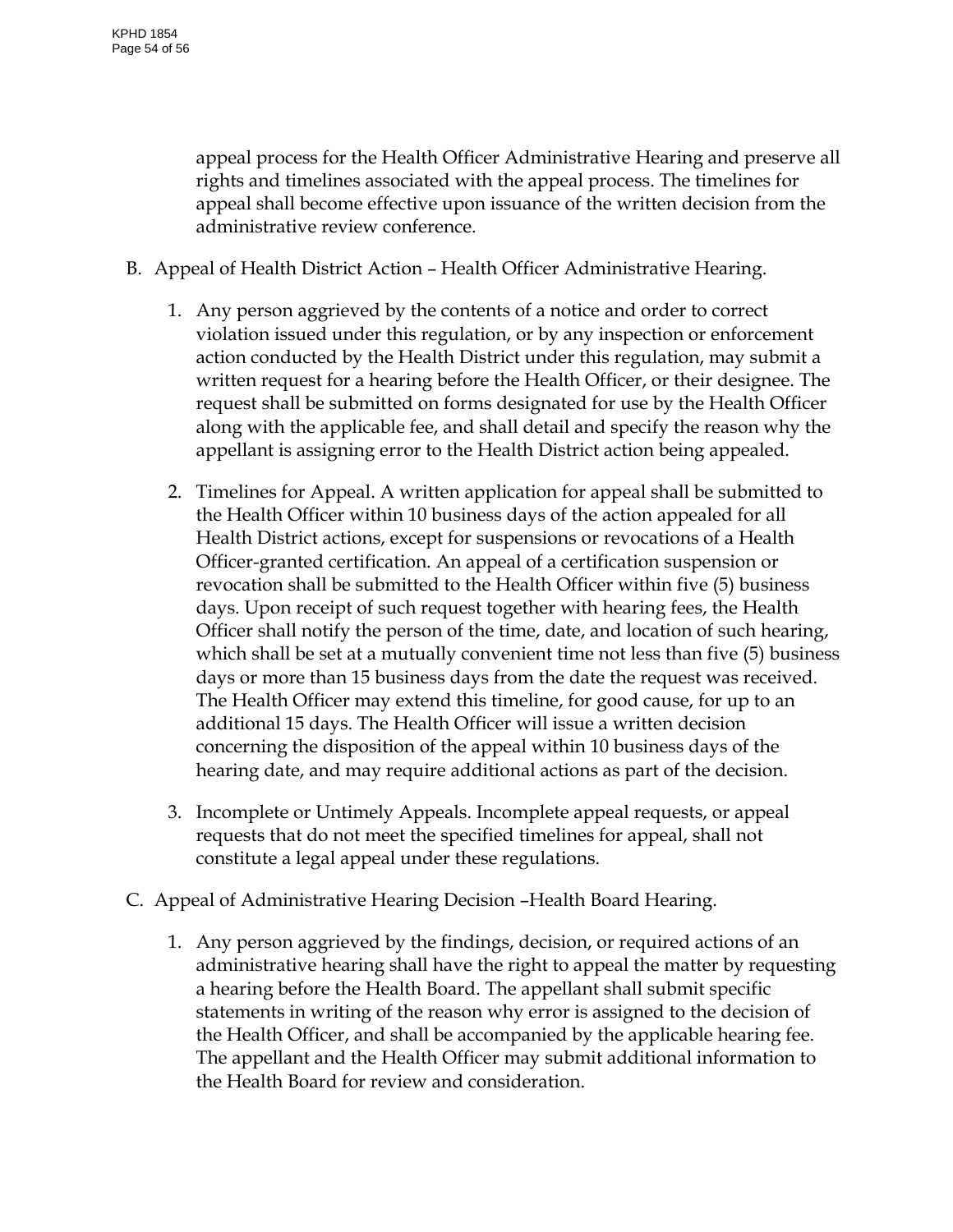appeal process for the Health Officer Administrative Hearing and preserve all rights and timelines associated with the appeal process. The timelines for appeal shall become effective upon issuance of the written decision from the administrative review conference.

B. Appeal of Health District Action – Health Officer Administrative Hearing.

   1. Any person aggrieved by the contents of a notice and order to correct violation issued under this regulation, or by any inspection or enforcement action conducted by the Health District under this regulation, may submit a written request for a hearing before the Health Officer, or their designee. The request shall be submitted on forms designated for use by the Health Officer along with the applicable fee, and shall detail and specify the reason why the appellant is assigning error to the Health District action being appealed.

   2. Timelines for Appeal. A written application for appeal shall be submitted to the Health Officer within 10 business days of the action appealed for all Health District actions, except for suspensions or revocations of a Health Officer-granted certification. An appeal of a certification suspension or revocation shall be submitted to the Health Officer within five (5) business days. Upon receipt of such request together with hearing fees, the Health Officer shall notify the person of the time, date, and location of such hearing, which shall be set at a mutually convenient time not less than five (5) business days or more than 15 business days from the date the request was received. The Health Officer may extend this timeline, for good cause, for up to an additional 15 days. The Health Officer will issue a written decision concerning the disposition of the appeal within 10 business days of the hearing date, and may require additional actions as part of the decision.

   3. Incomplete or Untimely Appeals. Incomplete appeal requests, or appeal requests that do not meet the specified timelines for appeal, shall not constitute a legal appeal under these regulations.

C. Appeal of Administrative Hearing Decision –Health Board Hearing.

   1. Any person aggrieved by the findings, decision, or required actions of an administrative hearing shall have the right to appeal the matter by requesting a hearing before the Health Board. The appellant shall submit specific statements in writing of the reason why error is assigned to the decision of the Health Officer, and shall be accompanied by the applicable hearing fee. The appellant and the Health Officer may submit additional information to the Health Board for review and consideration.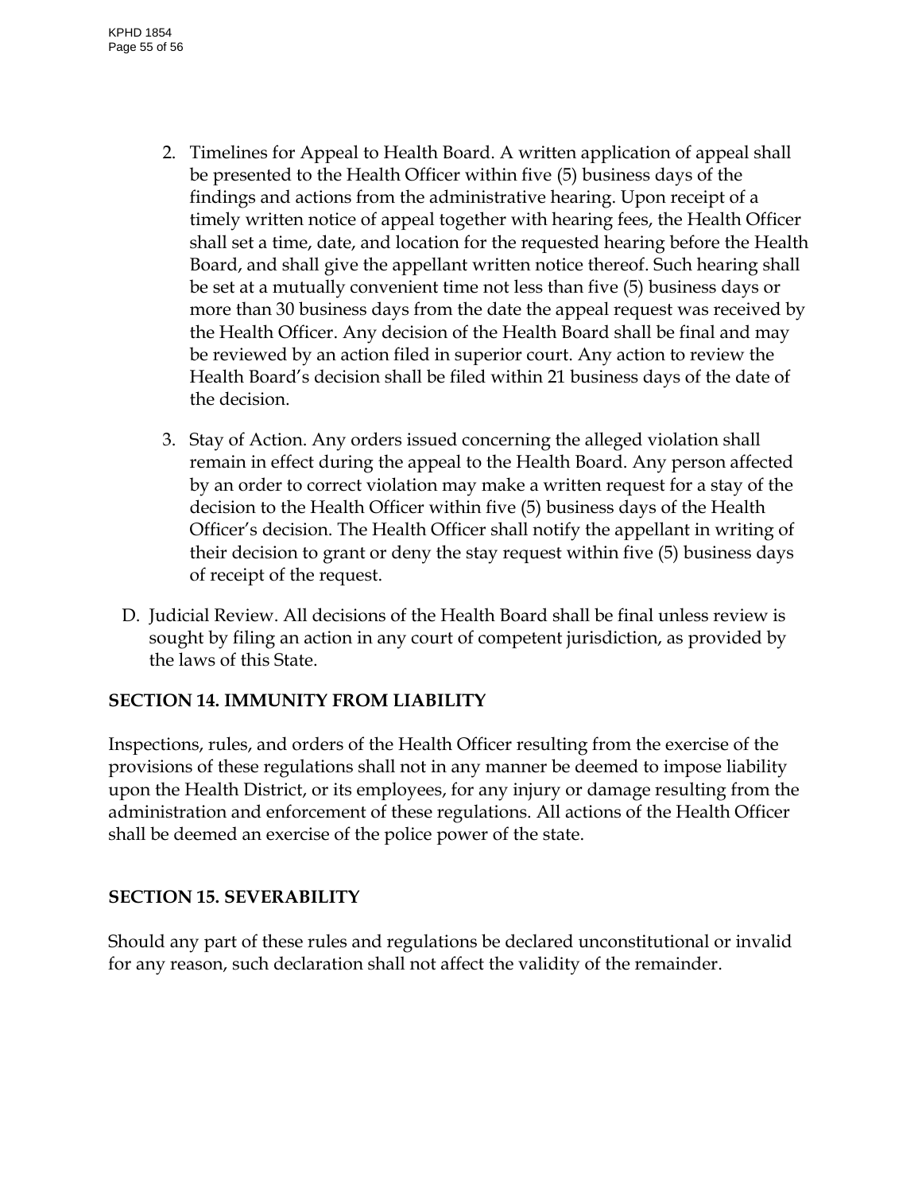2. Timelines for Appeal to Health Board. A written application of appeal shall be presented to the Health Officer within five (5) business days of the findings and actions from the administrative hearing. Upon receipt of a timely written notice of appeal together with hearing fees, the Health Officer shall set a time, date, and location for the requested hearing before the Health Board, and shall give the appellant written notice thereof. Such hearing shall be set at a mutually convenient time not less than five (5) business days or more than 30 business days from the date the appeal request was received by the Health Officer. Any decision of the Health Board shall be final and may be reviewed by an action filed in superior court. Any action to review the Health Board's decision shall be filed within 21 business days of the date of the decision.

3. Stay of Action. Any orders issued concerning the alleged violation shall remain in effect during the appeal to the Health Board. Any person affected by an order to correct violation may make a written request for a stay of the decision to the Health Officer within five (5) business days of the Health Officer's decision. The Health Officer shall notify the appellant in writing of their decision to grant or deny the stay request within five (5) business days of receipt of the request.

D. Judicial Review. All decisions of the Health Board shall be final unless review is sought by filing an action in any court of competent jurisdiction, as provided by the laws of this State.

**SECTION 14. IMMUNITY FROM LIABILITY**

Inspections, rules, and orders of the Health Officer resulting from the exercise of the provisions of these regulations shall not in any manner be deemed to impose liability upon the Health District, or its employees, for any injury or damage resulting from the administration and enforcement of these regulations. All actions of the Health Officer shall be deemed an exercise of the police power of the state.

**SECTION 15. SEVERABILITY**

Should any part of these rules and regulations be declared unconstitutional or invalid for any reason, such declaration shall not affect the validity of the remainder.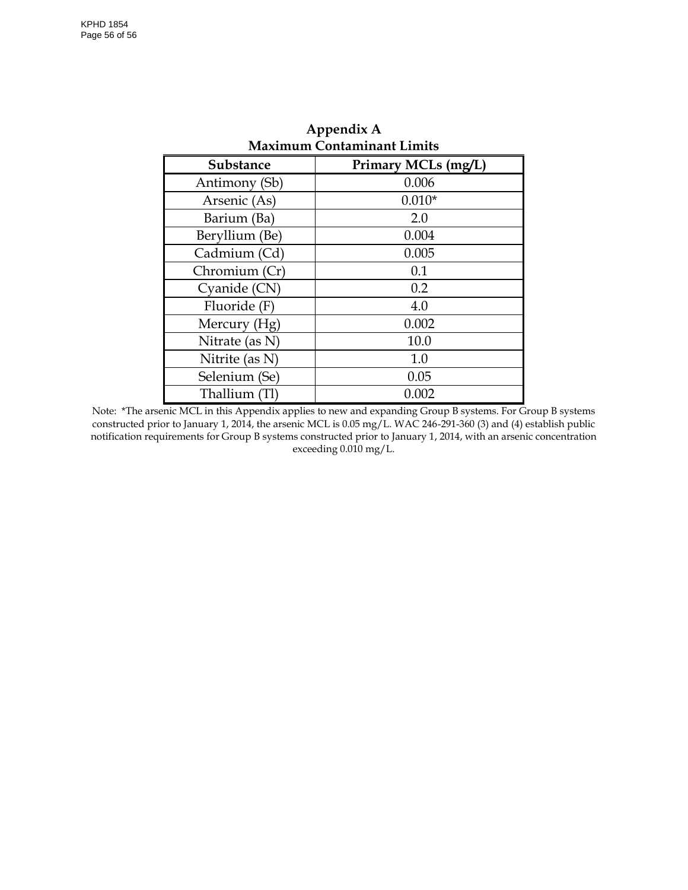# Appendix A
## Maximum Contaminant Limits

| Substance | Primary MCLs (mg/L) |
|---|---|
| Antimony (Sb) | 0.006 |
| Arsenic (As) | 0.010* |
| Barium (Ba) | 2.0 |
| Beryllium (Be) | 0.004 |
| Cadmium (Cd) | 0.005 |
| Chromium (Cr) | 0.1 |
| Cyanide (CN) | 0.2 |
| Fluoride (F) | 4.0 |
| Mercury (Hg) | 0.002 |
| Nitrate (as N) | 10.0 |
| Nitrite (as N) | 1.0 |
| Selenium (Se) | 0.05 |
| Thallium (Tl) | 0.002 |

Note: *The arsenic MCL in this Appendix applies to new and expanding Group B systems. For Group B systems constructed prior to January 1, 2014, the arsenic MCL is 0.05 mg/L. WAC 246-291-360 (3) and (4) establish public notification requirements for Group B systems constructed prior to January 1, 2014, with an arsenic concentration exceeding 0.010 mg/L.